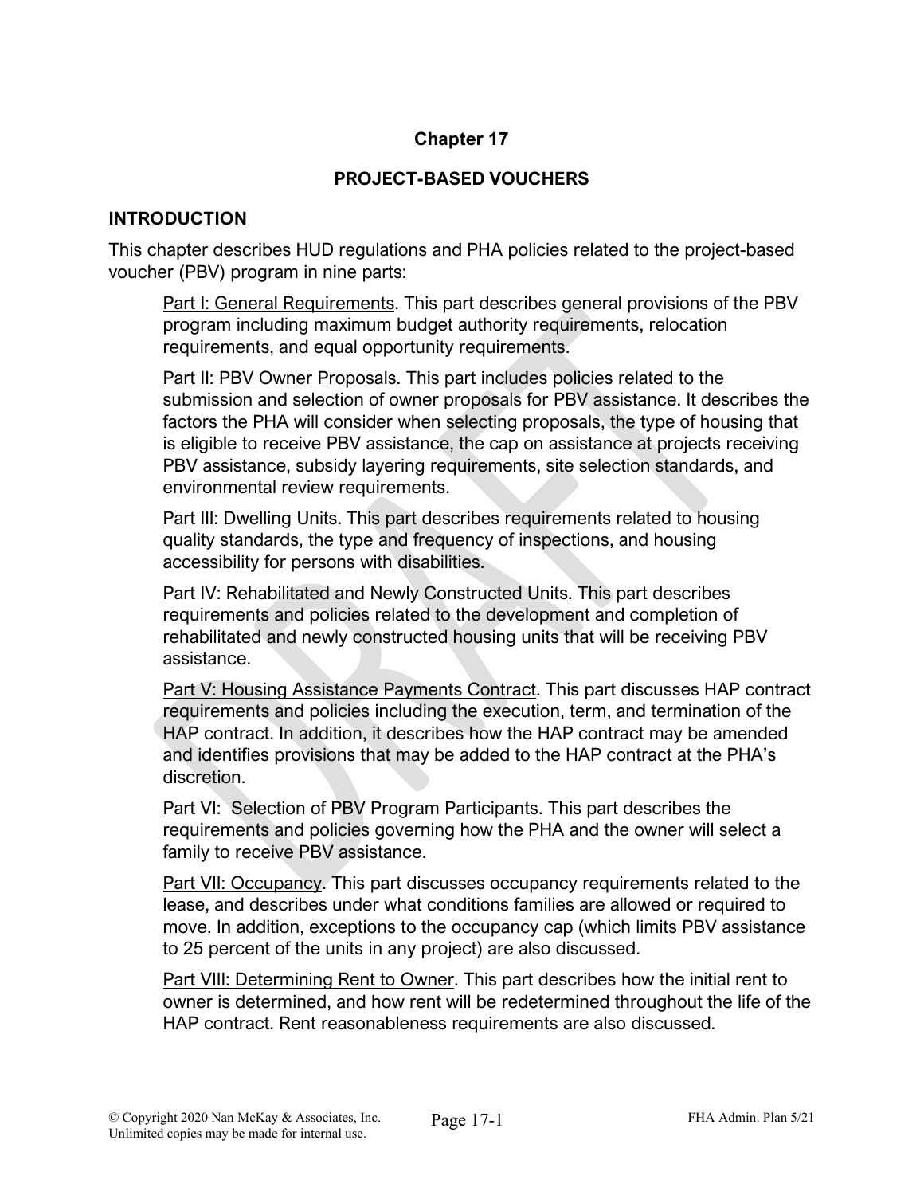# Chapter 17

## PROJECT-BASED VOUCHERS

### INTRODUCTION

This chapter describes HUD regulations and PHA policies related to the project-based voucher (PBV) program in nine parts:

Part I: General Requirements. This part describes general provisions of the PBV program including maximum budget authority requirements, relocation requirements, and equal opportunity requirements.

Part II: PBV Owner Proposals. This part includes policies related to the submission and selection of owner proposals for PBV assistance. It describes the factors the PHA will consider when selecting proposals, the type of housing that is eligible to receive PBV assistance, the cap on assistance at projects receiving PBV assistance, subsidy layering requirements, site selection standards, and environmental review requirements.

Part III: Dwelling Units. This part describes requirements related to housing quality standards, the type and frequency of inspections, and housing accessibility for persons with disabilities.

Part IV: Rehabilitated and Newly Constructed Units. This part describes requirements and policies related to the development and completion of rehabilitated and newly constructed housing units that will be receiving PBV assistance.

Part V: Housing Assistance Payments Contract. This part discusses HAP contract requirements and policies including the execution, term, and termination of the HAP contract. In addition, it describes how the HAP contract may be amended and identifies provisions that may be added to the HAP contract at the PHA's discretion.

Part VI: Selection of PBV Program Participants. This part describes the requirements and policies governing how the PHA and the owner will select a family to receive PBV assistance.

Part VII: Occupancy. This part discusses occupancy requirements related to the lease, and describes under what conditions families are allowed or required to move. In addition, exceptions to the occupancy cap (which limits PBV assistance to 25 percent of the units in any project) are also discussed.

Part VIII: Determining Rent to Owner. This part describes how the initial rent to owner is determined, and how rent will be redetermined throughout the life of the HAP contract. Rent reasonableness requirements are also discussed.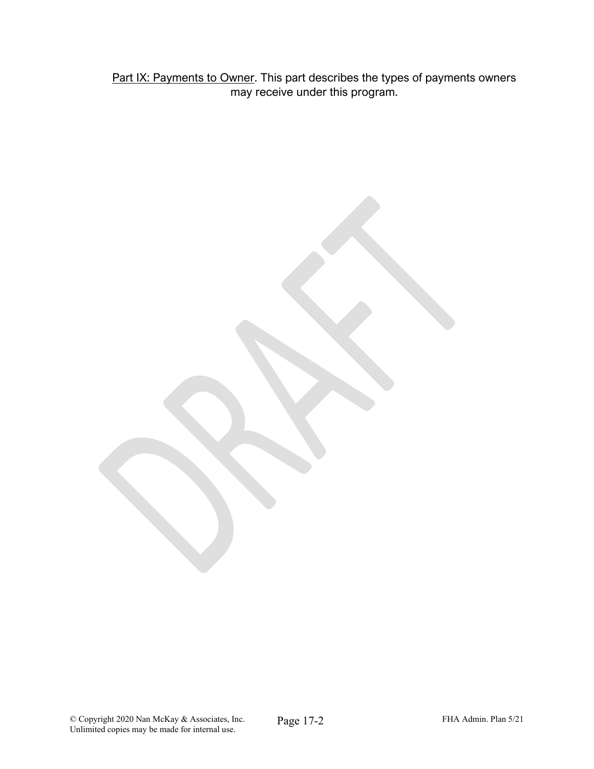<u>Part IX: Payments to Owner</u>. This part describes the types of payments owners may receive under this program.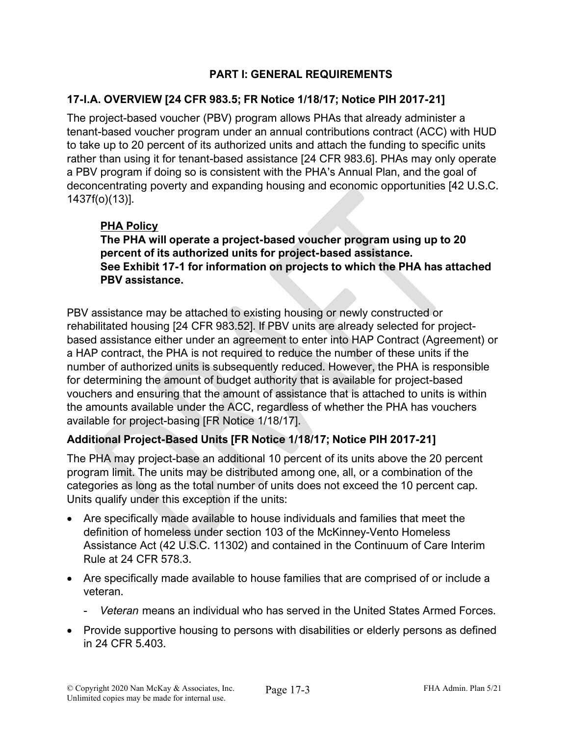## PART I: GENERAL REQUIREMENTS

### 17-I.A. OVERVIEW [24 CFR 983.5; FR Notice 1/18/17; Notice PIH 2017-21]

The project-based voucher (PBV) program allows PHAs that already administer a tenant-based voucher program under an annual contributions contract (ACC) with HUD to take up to 20 percent of its authorized units and attach the funding to specific units rather than using it for tenant-based assistance [24 CFR 983.6]. PHAs may only operate a PBV program if doing so is consistent with the PHA's Annual Plan, and the goal of deconcentrating poverty and expanding housing and economic opportunities [42 U.S.C. 1437f(o)(13)].

> **PHA Policy**
>
> **The PHA will operate a project-based voucher program using up to 20 percent of its authorized units for project-based assistance.**
>
> **See Exhibit 17-1 for information on projects to which the PHA has attached PBV assistance.**

PBV assistance may be attached to existing housing or newly constructed or rehabilitated housing [24 CFR 983.52]. If PBV units are already selected for project-based assistance either under an agreement to enter into HAP Contract (Agreement) or a HAP contract, the PHA is not required to reduce the number of these units if the number of authorized units is subsequently reduced. However, the PHA is responsible for determining the amount of budget authority that is available for project-based vouchers and ensuring that the amount of assistance that is attached to units is within the amounts available under the ACC, regardless of whether the PHA has vouchers available for project-basing [FR Notice 1/18/17].

**Additional Project-Based Units [FR Notice 1/18/17; Notice PIH 2017-21]**

The PHA may project-base an additional 10 percent of its units above the 20 percent program limit. The units may be distributed among one, all, or a combination of the categories as long as the total number of units does not exceed the 10 percent cap. Units qualify under this exception if the units:

- Are specifically made available to house individuals and families that meet the definition of homeless under section 103 of the McKinney-Vento Homeless Assistance Act (42 U.S.C. 11302) and contained in the Continuum of Care Interim Rule at 24 CFR 578.3.
- Are specifically made available to house families that are comprised of or include a veteran.
  - *Veteran* means an individual who has served in the United States Armed Forces.
- Provide supportive housing to persons with disabilities or elderly persons as defined in 24 CFR 5.403.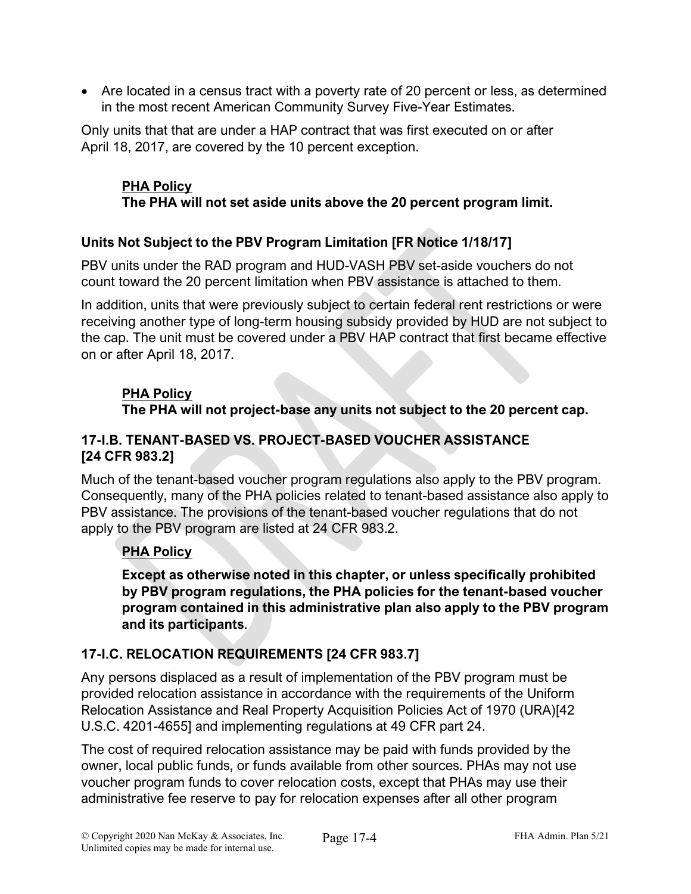- Are located in a census tract with a poverty rate of 20 percent or less, as determined in the most recent American Community Survey Five-Year Estimates.

Only units that that are under a HAP contract that was first executed on or after April 18, 2017, are covered by the 10 percent exception.

> **PHA Policy**
>
> **The PHA will not set aside units above the 20 percent program limit.**

### Units Not Subject to the PBV Program Limitation [FR Notice 1/18/17]

PBV units under the RAD program and HUD-VASH PBV set-aside vouchers do not count toward the 20 percent limitation when PBV assistance is attached to them.

In addition, units that were previously subject to certain federal rent restrictions or were receiving another type of long-term housing subsidy provided by HUD are not subject to the cap. The unit must be covered under a PBV HAP contract that first became effective on or after April 18, 2017.

> **PHA Policy**
>
> **The PHA will not project-base any units not subject to the 20 percent cap.**

## 17-I.B. TENANT-BASED VS. PROJECT-BASED VOUCHER ASSISTANCE [24 CFR 983.2]

Much of the tenant-based voucher program regulations also apply to the PBV program. Consequently, many of the PHA policies related to tenant-based assistance also apply to PBV assistance. The provisions of the tenant-based voucher regulations that do not apply to the PBV program are listed at 24 CFR 983.2.

> **PHA Policy**
>
> **Except as otherwise noted in this chapter, or unless specifically prohibited by PBV program regulations, the PHA policies for the tenant-based voucher program contained in this administrative plan also apply to the PBV program and its participants**.

## 17-I.C. RELOCATION REQUIREMENTS [24 CFR 983.7]

Any persons displaced as a result of implementation of the PBV program must be provided relocation assistance in accordance with the requirements of the Uniform Relocation Assistance and Real Property Acquisition Policies Act of 1970 (URA)[42 U.S.C. 4201-4655] and implementing regulations at 49 CFR part 24.

The cost of required relocation assistance may be paid with funds provided by the owner, local public funds, or funds available from other sources. PHAs may not use voucher program funds to cover relocation costs, except that PHAs may use their administrative fee reserve to pay for relocation expenses after all other program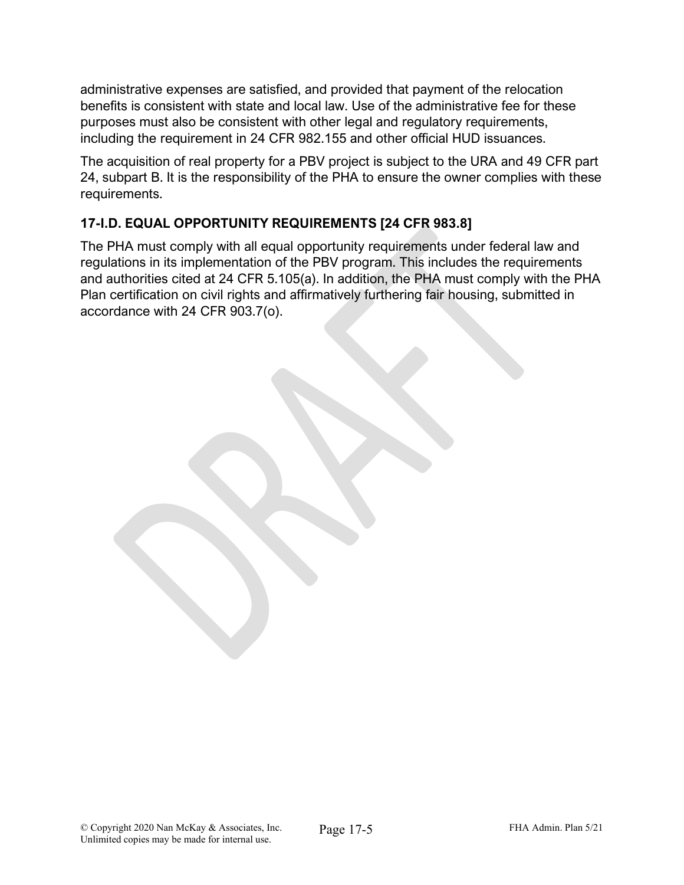administrative expenses are satisfied, and provided that payment of the relocation benefits is consistent with state and local law. Use of the administrative fee for these purposes must also be consistent with other legal and regulatory requirements, including the requirement in 24 CFR 982.155 and other official HUD issuances.

The acquisition of real property for a PBV project is subject to the URA and 49 CFR part 24, subpart B. It is the responsibility of the PHA to ensure the owner complies with these requirements.

### 17-I.D. EQUAL OPPORTUNITY REQUIREMENTS [24 CFR 983.8]

The PHA must comply with all equal opportunity requirements under federal law and regulations in its implementation of the PBV program. This includes the requirements and authorities cited at 24 CFR 5.105(a). In addition, the PHA must comply with the PHA Plan certification on civil rights and affirmatively furthering fair housing, submitted in accordance with 24 CFR 903.7(o).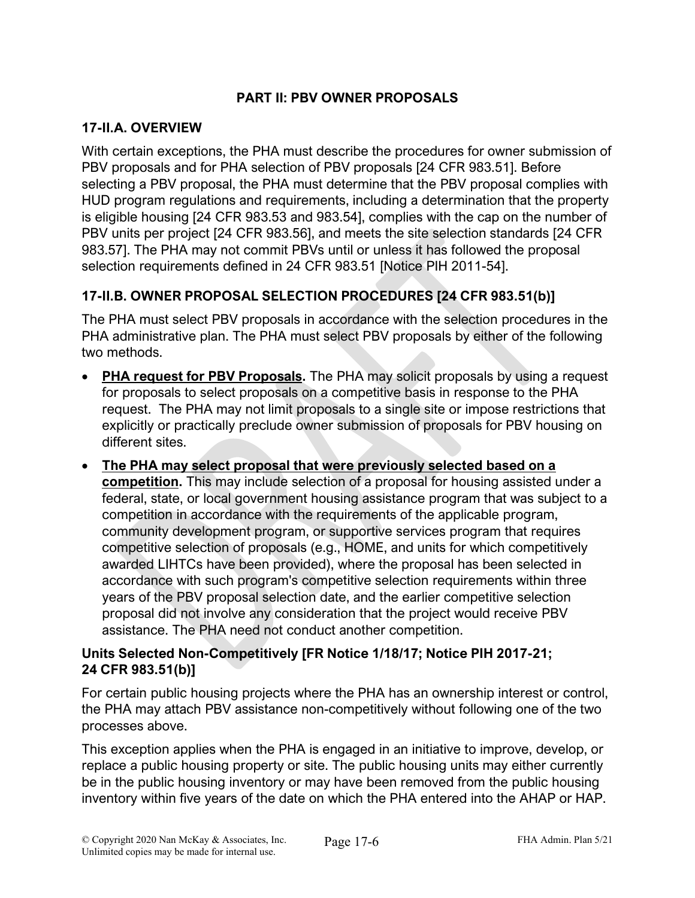## PART II: PBV OWNER PROPOSALS

### 17-II.A. OVERVIEW

With certain exceptions, the PHA must describe the procedures for owner submission of PBV proposals and for PHA selection of PBV proposals [24 CFR 983.51]. Before selecting a PBV proposal, the PHA must determine that the PBV proposal complies with HUD program regulations and requirements, including a determination that the property is eligible housing [24 CFR 983.53 and 983.54], complies with the cap on the number of PBV units per project [24 CFR 983.56], and meets the site selection standards [24 CFR 983.57]. The PHA may not commit PBVs until or unless it has followed the proposal selection requirements defined in 24 CFR 983.51 [Notice PIH 2011-54].

### 17-II.B. OWNER PROPOSAL SELECTION PROCEDURES [24 CFR 983.51(b)]

The PHA must select PBV proposals in accordance with the selection procedures in the PHA administrative plan. The PHA must select PBV proposals by either of the following two methods.

- **PHA request for PBV Proposals.** The PHA may solicit proposals by using a request for proposals to select proposals on a competitive basis in response to the PHA request. The PHA may not limit proposals to a single site or impose restrictions that explicitly or practically preclude owner submission of proposals for PBV housing on different sites.
- **The PHA may select proposal that were previously selected based on a competition.** This may include selection of a proposal for housing assisted under a federal, state, or local government housing assistance program that was subject to a competition in accordance with the requirements of the applicable program, community development program, or supportive services program that requires competitive selection of proposals (e.g., HOME, and units for which competitively awarded LIHTCs have been provided), where the proposal has been selected in accordance with such program's competitive selection requirements within three years of the PBV proposal selection date, and the earlier competitive selection proposal did not involve any consideration that the project would receive PBV assistance. The PHA need not conduct another competition.

#### Units Selected Non-Competitively [FR Notice 1/18/17; Notice PIH 2017-21; 24 CFR 983.51(b)]

For certain public housing projects where the PHA has an ownership interest or control, the PHA may attach PBV assistance non-competitively without following one of the two processes above.

This exception applies when the PHA is engaged in an initiative to improve, develop, or replace a public housing property or site. The public housing units may either currently be in the public housing inventory or may have been removed from the public housing inventory within five years of the date on which the PHA entered into the AHAP or HAP.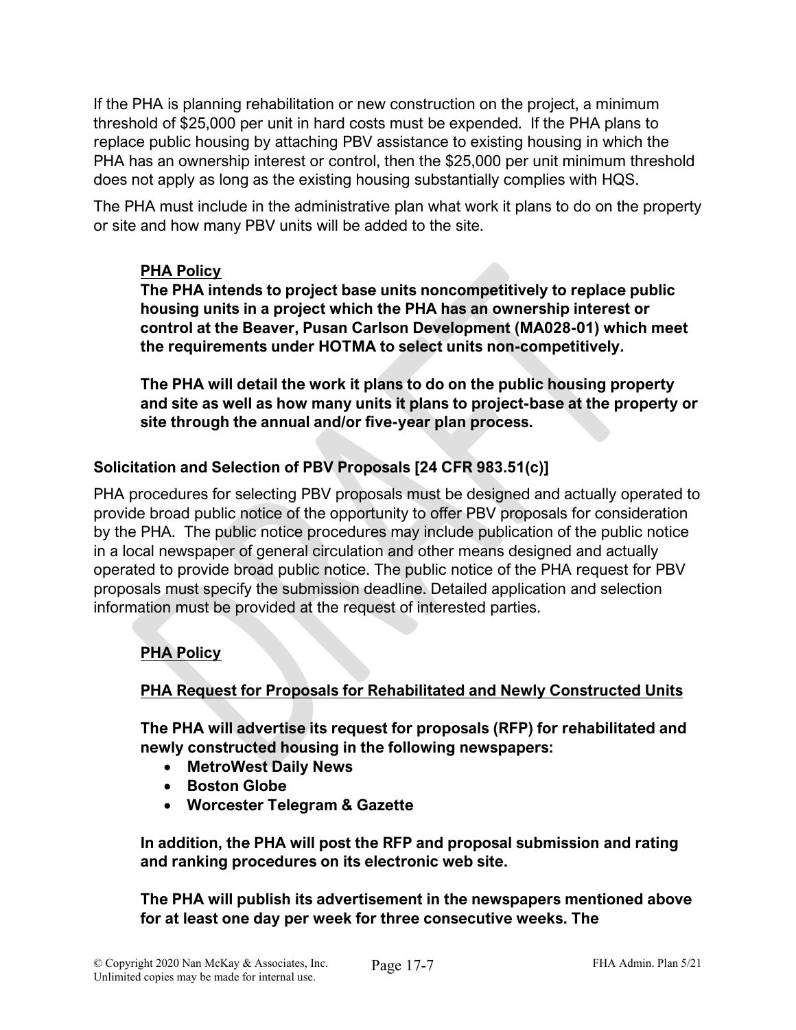If the PHA is planning rehabilitation or new construction on the project, a minimum threshold of $25,000 per unit in hard costs must be expended. If the PHA plans to replace public housing by attaching PBV assistance to existing housing in which the PHA has an ownership interest or control, then the $25,000 per unit minimum threshold does not apply as long as the existing housing substantially complies with HQS.

The PHA must include in the administrative plan what work it plans to do on the property or site and how many PBV units will be added to the site.

**PHA Policy**

**The PHA intends to project base units noncompetitively to replace public housing units in a project which the PHA has an ownership interest or control at the Beaver, Pusan Carlson Development (MA028-01) which meet the requirements under HOTMA to select units non-competitively.**

**The PHA will detail the work it plans to do on the public housing property and site as well as how many units it plans to project-base at the property or site through the annual and/or five-year plan process.**

### Solicitation and Selection of PBV Proposals [24 CFR 983.51(c)]

PHA procedures for selecting PBV proposals must be designed and actually operated to provide broad public notice of the opportunity to offer PBV proposals for consideration by the PHA. The public notice procedures may include publication of the public notice in a local newspaper of general circulation and other means designed and actually operated to provide broad public notice. The public notice of the PHA request for PBV proposals must specify the submission deadline. Detailed application and selection information must be provided at the request of interested parties.

**PHA Policy**

**PHA Request for Proposals for Rehabilitated and Newly Constructed Units**

**The PHA will advertise its request for proposals (RFP) for rehabilitated and newly constructed housing in the following newspapers:**

- **MetroWest Daily News**
- **Boston Globe**
- **Worcester Telegram & Gazette**

**In addition, the PHA will post the RFP and proposal submission and rating and ranking procedures on its electronic web site.**

**The PHA will publish its advertisement in the newspapers mentioned above for at least one day per week for three consecutive weeks. The**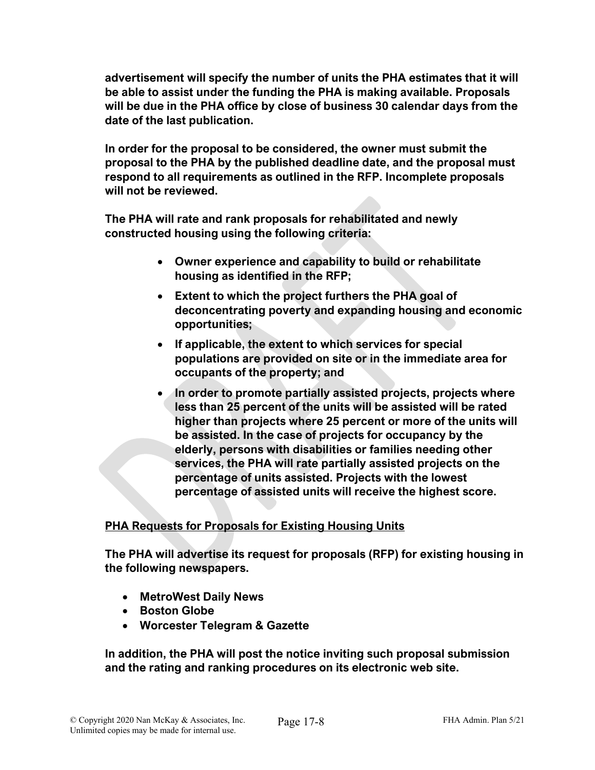**advertisement will specify the number of units the PHA estimates that it will be able to assist under the funding the PHA is making available. Proposals will be due in the PHA office by close of business 30 calendar days from the date of the last publication.**

**In order for the proposal to be considered, the owner must submit the proposal to the PHA by the published deadline date, and the proposal must respond to all requirements as outlined in the RFP. Incomplete proposals will not be reviewed.**

**The PHA will rate and rank proposals for rehabilitated and newly constructed housing using the following criteria:**

- **Owner experience and capability to build or rehabilitate housing as identified in the RFP;**
- **Extent to which the project furthers the PHA goal of deconcentrating poverty and expanding housing and economic opportunities;**
- **If applicable, the extent to which services for special populations are provided on site or in the immediate area for occupants of the property; and**
- **In order to promote partially assisted projects, projects where less than 25 percent of the units will be assisted will be rated higher than projects where 25 percent or more of the units will be assisted. In the case of projects for occupancy by the elderly, persons with disabilities or families needing other services, the PHA will rate partially assisted projects on the percentage of units assisted. Projects with the lowest percentage of assisted units will receive the highest score.**

**PHA Requests for Proposals for Existing Housing Units**

**The PHA will advertise its request for proposals (RFP) for existing housing in the following newspapers.**

- **MetroWest Daily News**
- **Boston Globe**
- **Worcester Telegram & Gazette**

**In addition, the PHA will post the notice inviting such proposal submission and the rating and ranking procedures on its electronic web site.**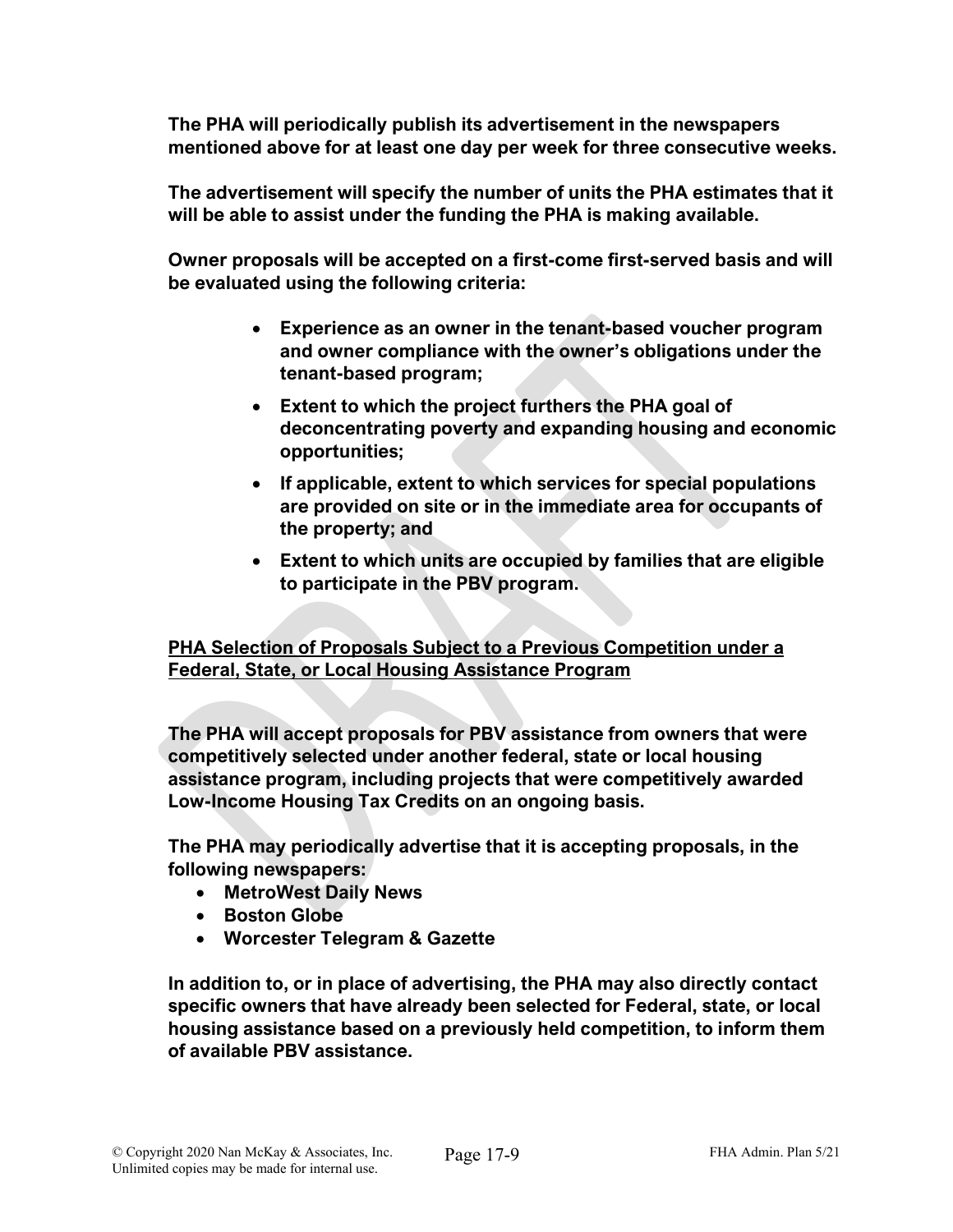**The PHA will periodically publish its advertisement in the newspapers mentioned above for at least one day per week for three consecutive weeks.**

**The advertisement will specify the number of units the PHA estimates that it will be able to assist under the funding the PHA is making available.**

**Owner proposals will be accepted on a first-come first-served basis and will be evaluated using the following criteria:**

- **Experience as an owner in the tenant-based voucher program and owner compliance with the owner's obligations under the tenant-based program;**
- **Extent to which the project furthers the PHA goal of deconcentrating poverty and expanding housing and economic opportunities;**
- **If applicable, extent to which services for special populations are provided on site or in the immediate area for occupants of the property; and**
- **Extent to which units are occupied by families that are eligible to participate in the PBV program.**

**PHA Selection of Proposals Subject to a Previous Competition under a Federal, State, or Local Housing Assistance Program**

**The PHA will accept proposals for PBV assistance from owners that were competitively selected under another federal, state or local housing assistance program, including projects that were competitively awarded Low-Income Housing Tax Credits on an ongoing basis.**

**The PHA may periodically advertise that it is accepting proposals, in the following newspapers:**

- **MetroWest Daily News**
- **Boston Globe**
- **Worcester Telegram & Gazette**

**In addition to, or in place of advertising, the PHA may also directly contact specific owners that have already been selected for Federal, state, or local housing assistance based on a previously held competition, to inform them of available PBV assistance.**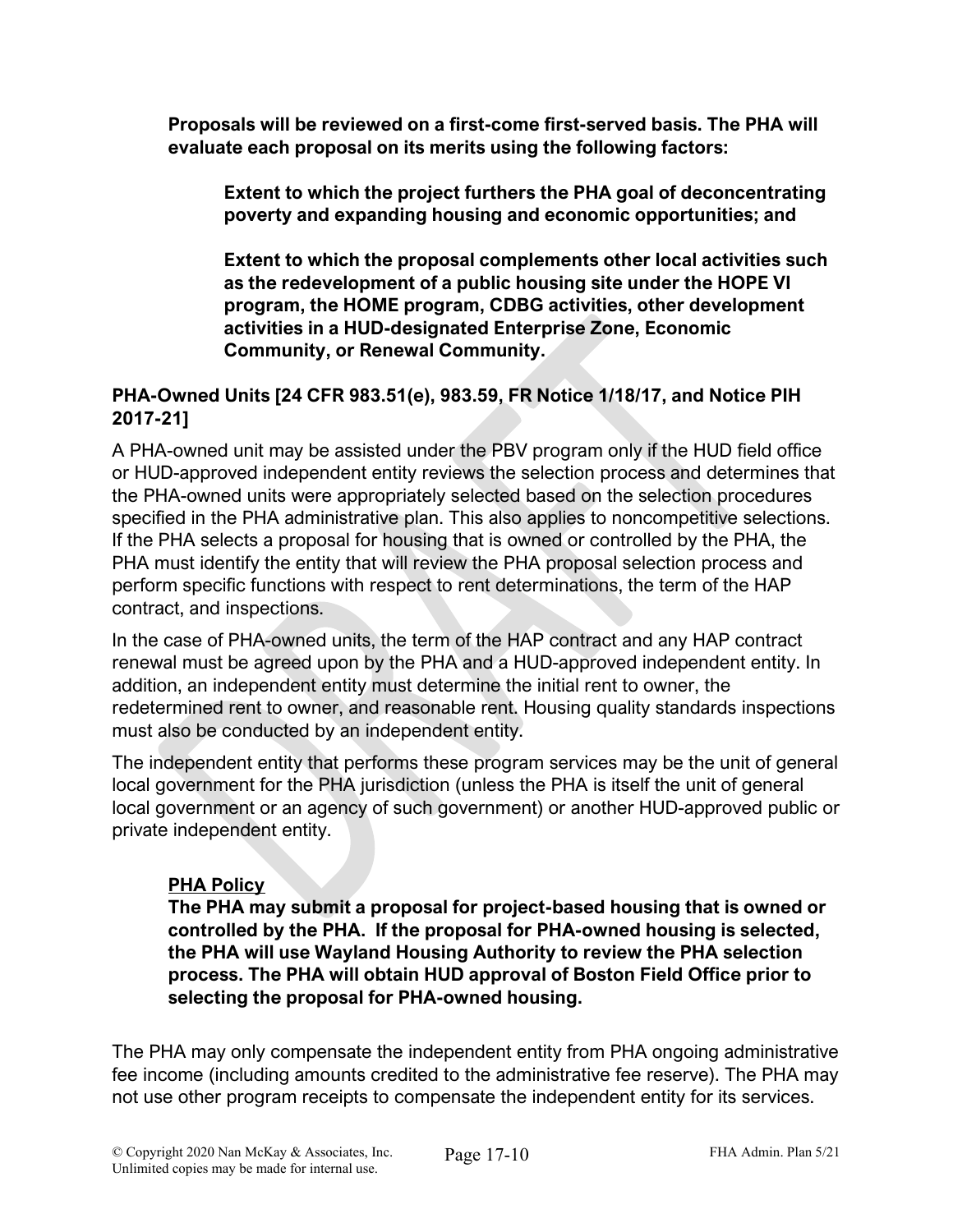**Proposals will be reviewed on a first-come first-served basis. The PHA will evaluate each proposal on its merits using the following factors:**

> **Extent to which the project furthers the PHA goal of deconcentrating poverty and expanding housing and economic opportunities; and**
>
> **Extent to which the proposal complements other local activities such as the redevelopment of a public housing site under the HOPE VI program, the HOME program, CDBG activities, other development activities in a HUD-designated Enterprise Zone, Economic Community, or Renewal Community.**

### PHA-Owned Units [24 CFR 983.51(e), 983.59, FR Notice 1/18/17, and Notice PIH 2017-21]

A PHA-owned unit may be assisted under the PBV program only if the HUD field office or HUD-approved independent entity reviews the selection process and determines that the PHA-owned units were appropriately selected based on the selection procedures specified in the PHA administrative plan. This also applies to noncompetitive selections. If the PHA selects a proposal for housing that is owned or controlled by the PHA, the PHA must identify the entity that will review the PHA proposal selection process and perform specific functions with respect to rent determinations, the term of the HAP contract, and inspections.

In the case of PHA-owned units, the term of the HAP contract and any HAP contract renewal must be agreed upon by the PHA and a HUD-approved independent entity. In addition, an independent entity must determine the initial rent to owner, the redetermined rent to owner, and reasonable rent. Housing quality standards inspections must also be conducted by an independent entity.

The independent entity that performs these program services may be the unit of general local government for the PHA jurisdiction (unless the PHA is itself the unit of general local government or an agency of such government) or another HUD-approved public or private independent entity.

<u>**PHA Policy**</u>

**The PHA may submit a proposal for project-based housing that is owned or controlled by the PHA. If the proposal for PHA-owned housing is selected, the PHA will use Wayland Housing Authority to review the PHA selection process. The PHA will obtain HUD approval of Boston Field Office prior to selecting the proposal for PHA-owned housing.**

The PHA may only compensate the independent entity from PHA ongoing administrative fee income (including amounts credited to the administrative fee reserve). The PHA may not use other program receipts to compensate the independent entity for its services.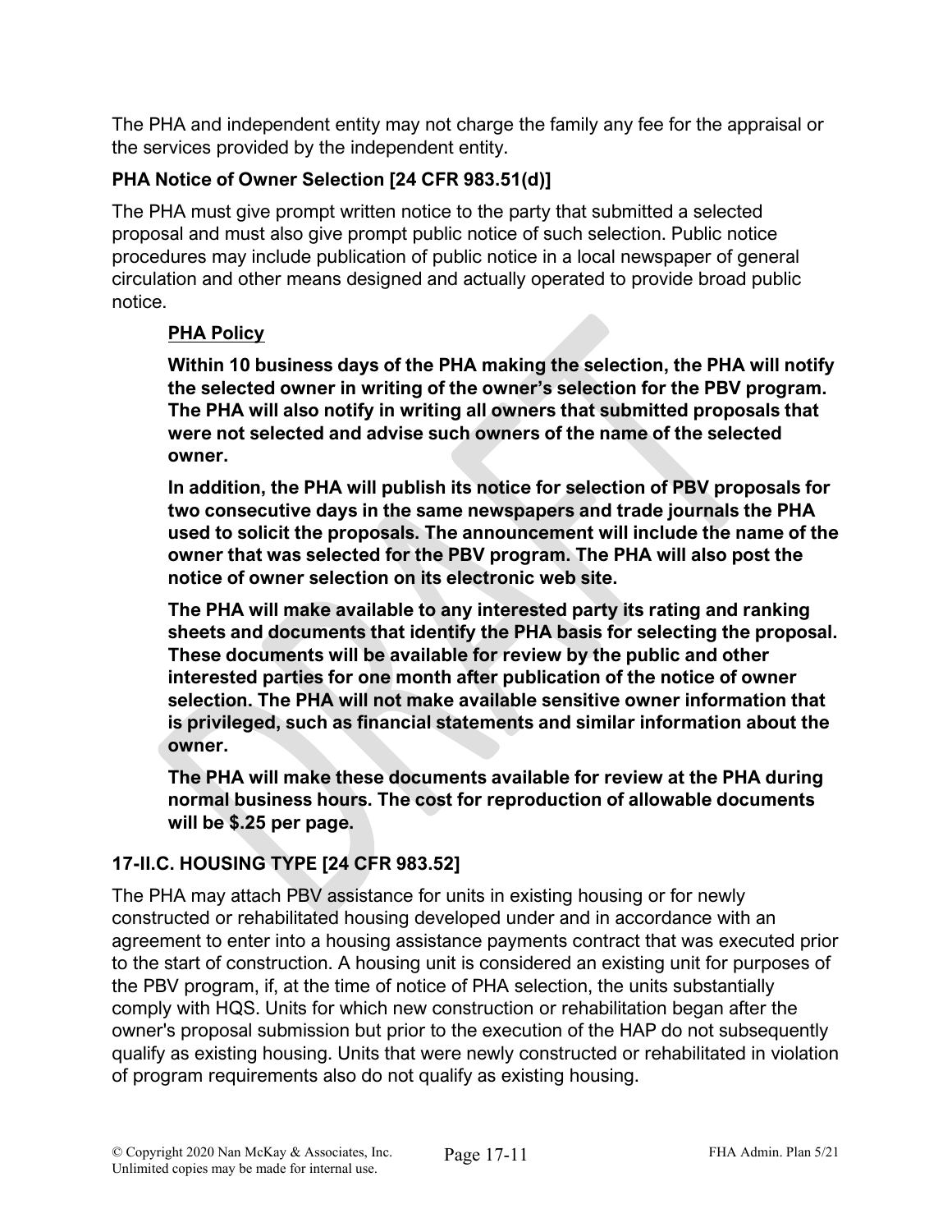The PHA and independent entity may not charge the family any fee for the appraisal or the services provided by the independent entity.

### PHA Notice of Owner Selection [24 CFR 983.51(d)]

The PHA must give prompt written notice to the party that submitted a selected proposal and must also give prompt public notice of such selection. Public notice procedures may include publication of public notice in a local newspaper of general circulation and other means designed and actually operated to provide broad public notice.

> **PHA Policy**
>
> **Within 10 business days of the PHA making the selection, the PHA will notify the selected owner in writing of the owner's selection for the PBV program. The PHA will also notify in writing all owners that submitted proposals that were not selected and advise such owners of the name of the selected owner.**
>
> **In addition, the PHA will publish its notice for selection of PBV proposals for two consecutive days in the same newspapers and trade journals the PHA used to solicit the proposals. The announcement will include the name of the owner that was selected for the PBV program. The PHA will also post the notice of owner selection on its electronic web site.**
>
> **The PHA will make available to any interested party its rating and ranking sheets and documents that identify the PHA basis for selecting the proposal. These documents will be available for review by the public and other interested parties for one month after publication of the notice of owner selection. The PHA will not make available sensitive owner information that is privileged, such as financial statements and similar information about the owner.**
>
> **The PHA will make these documents available for review at the PHA during normal business hours. The cost for reproduction of allowable documents will be $.25 per page.**

## 17-II.C. HOUSING TYPE [24 CFR 983.52]

The PHA may attach PBV assistance for units in existing housing or for newly constructed or rehabilitated housing developed under and in accordance with an agreement to enter into a housing assistance payments contract that was executed prior to the start of construction. A housing unit is considered an existing unit for purposes of the PBV program, if, at the time of notice of PHA selection, the units substantially comply with HQS. Units for which new construction or rehabilitation began after the owner's proposal submission but prior to the execution of the HAP do not subsequently qualify as existing housing. Units that were newly constructed or rehabilitated in violation of program requirements also do not qualify as existing housing.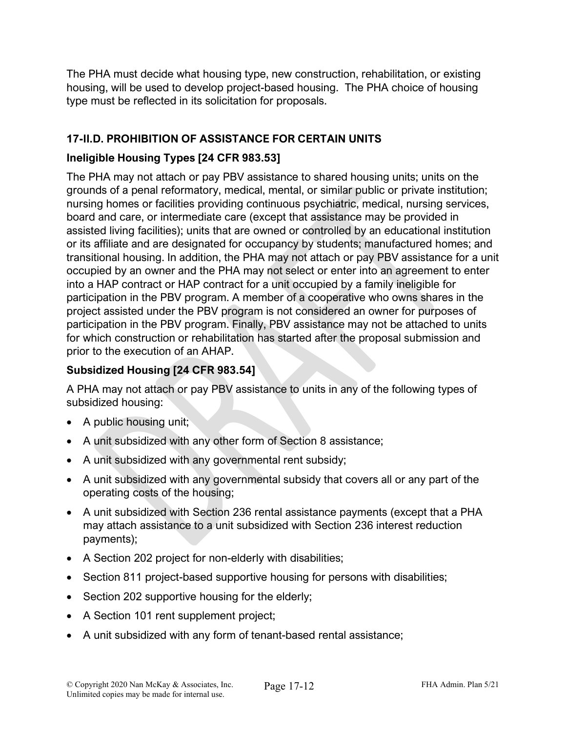The PHA must decide what housing type, new construction, rehabilitation, or existing housing, will be used to develop project-based housing. The PHA choice of housing type must be reflected in its solicitation for proposals.

## 17-II.D. PROHIBITION OF ASSISTANCE FOR CERTAIN UNITS

### Ineligible Housing Types [24 CFR 983.53]

The PHA may not attach or pay PBV assistance to shared housing units; units on the grounds of a penal reformatory, medical, mental, or similar public or private institution; nursing homes or facilities providing continuous psychiatric, medical, nursing services, board and care, or intermediate care (except that assistance may be provided in assisted living facilities); units that are owned or controlled by an educational institution or its affiliate and are designated for occupancy by students; manufactured homes; and transitional housing. In addition, the PHA may not attach or pay PBV assistance for a unit occupied by an owner and the PHA may not select or enter into an agreement to enter into a HAP contract or HAP contract for a unit occupied by a family ineligible for participation in the PBV program. A member of a cooperative who owns shares in the project assisted under the PBV program is not considered an owner for purposes of participation in the PBV program. Finally, PBV assistance may not be attached to units for which construction or rehabilitation has started after the proposal submission and prior to the execution of an AHAP.

### Subsidized Housing [24 CFR 983.54]

A PHA may not attach or pay PBV assistance to units in any of the following types of subsidized housing:

- A public housing unit;
- A unit subsidized with any other form of Section 8 assistance;
- A unit subsidized with any governmental rent subsidy;
- A unit subsidized with any governmental subsidy that covers all or any part of the operating costs of the housing;
- A unit subsidized with Section 236 rental assistance payments (except that a PHA may attach assistance to a unit subsidized with Section 236 interest reduction payments);
- A Section 202 project for non-elderly with disabilities;
- Section 811 project-based supportive housing for persons with disabilities;
- Section 202 supportive housing for the elderly;
- A Section 101 rent supplement project;
- A unit subsidized with any form of tenant-based rental assistance;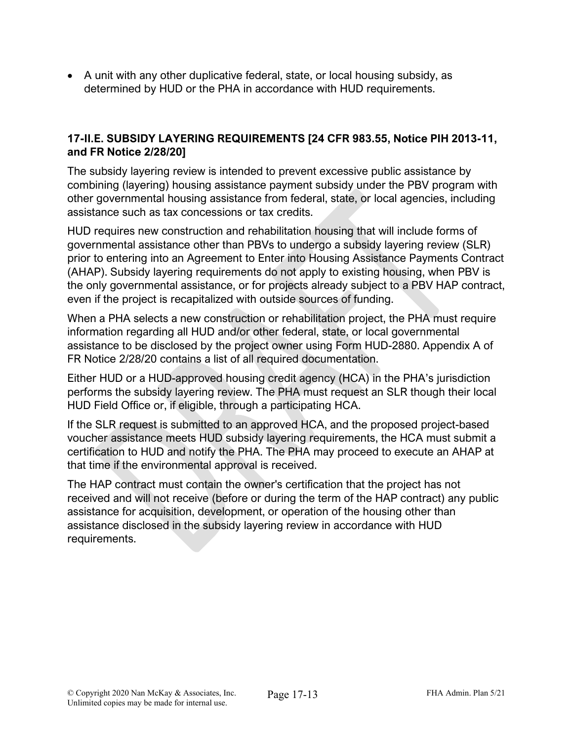- A unit with any other duplicative federal, state, or local housing subsidy, as determined by HUD or the PHA in accordance with HUD requirements.

### 17-II.E. SUBSIDY LAYERING REQUIREMENTS [24 CFR 983.55, Notice PIH 2013-11, and FR Notice 2/28/20]

The subsidy layering review is intended to prevent excessive public assistance by combining (layering) housing assistance payment subsidy under the PBV program with other governmental housing assistance from federal, state, or local agencies, including assistance such as tax concessions or tax credits.

HUD requires new construction and rehabilitation housing that will include forms of governmental assistance other than PBVs to undergo a subsidy layering review (SLR) prior to entering into an Agreement to Enter into Housing Assistance Payments Contract (AHAP). Subsidy layering requirements do not apply to existing housing, when PBV is the only governmental assistance, or for projects already subject to a PBV HAP contract, even if the project is recapitalized with outside sources of funding.

When a PHA selects a new construction or rehabilitation project, the PHA must require information regarding all HUD and/or other federal, state, or local governmental assistance to be disclosed by the project owner using Form HUD-2880. Appendix A of FR Notice 2/28/20 contains a list of all required documentation.

Either HUD or a HUD-approved housing credit agency (HCA) in the PHA's jurisdiction performs the subsidy layering review. The PHA must request an SLR though their local HUD Field Office or, if eligible, through a participating HCA.

If the SLR request is submitted to an approved HCA, and the proposed project-based voucher assistance meets HUD subsidy layering requirements, the HCA must submit a certification to HUD and notify the PHA. The PHA may proceed to execute an AHAP at that time if the environmental approval is received.

The HAP contract must contain the owner's certification that the project has not received and will not receive (before or during the term of the HAP contract) any public assistance for acquisition, development, or operation of the housing other than assistance disclosed in the subsidy layering review in accordance with HUD requirements.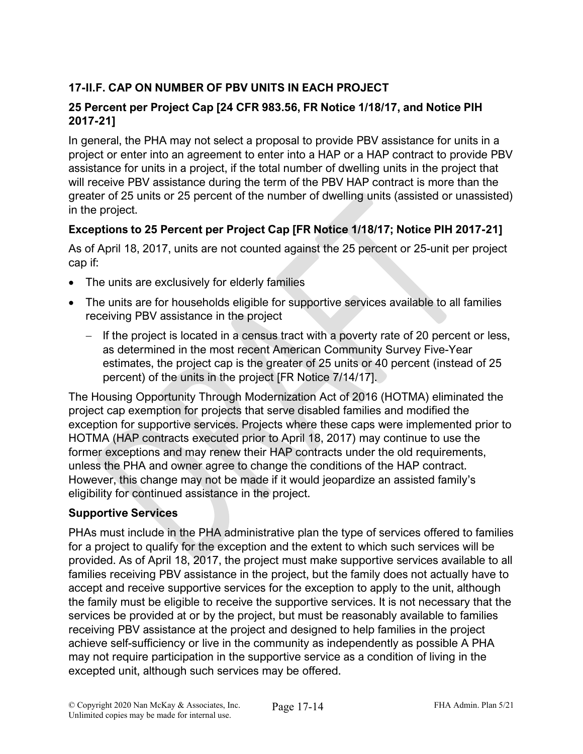### 17-II.F. CAP ON NUMBER OF PBV UNITS IN EACH PROJECT

#### 25 Percent per Project Cap [24 CFR 983.56, FR Notice 1/18/17, and Notice PIH 2017-21]

In general, the PHA may not select a proposal to provide PBV assistance for units in a project or enter into an agreement to enter into a HAP or a HAP contract to provide PBV assistance for units in a project, if the total number of dwelling units in the project that will receive PBV assistance during the term of the PBV HAP contract is more than the greater of 25 units or 25 percent of the number of dwelling units (assisted or unassisted) in the project.

#### Exceptions to 25 Percent per Project Cap [FR Notice 1/18/17; Notice PIH 2017-21]

As of April 18, 2017, units are not counted against the 25 percent or 25-unit per project cap if:

- The units are exclusively for elderly families
- The units are for households eligible for supportive services available to all families receiving PBV assistance in the project
  - If the project is located in a census tract with a poverty rate of 20 percent or less, as determined in the most recent American Community Survey Five-Year estimates, the project cap is the greater of 25 units or 40 percent (instead of 25 percent) of the units in the project [FR Notice 7/14/17].

The Housing Opportunity Through Modernization Act of 2016 (HOTMA) eliminated the project cap exemption for projects that serve disabled families and modified the exception for supportive services. Projects where these caps were implemented prior to HOTMA (HAP contracts executed prior to April 18, 2017) may continue to use the former exceptions and may renew their HAP contracts under the old requirements, unless the PHA and owner agree to change the conditions of the HAP contract. However, this change may not be made if it would jeopardize an assisted family's eligibility for continued assistance in the project.

#### Supportive Services

PHAs must include in the PHA administrative plan the type of services offered to families for a project to qualify for the exception and the extent to which such services will be provided. As of April 18, 2017, the project must make supportive services available to all families receiving PBV assistance in the project, but the family does not actually have to accept and receive supportive services for the exception to apply to the unit, although the family must be eligible to receive the supportive services. It is not necessary that the services be provided at or by the project, but must be reasonably available to families receiving PBV assistance at the project and designed to help families in the project achieve self-sufficiency or live in the community as independently as possible A PHA may not require participation in the supportive service as a condition of living in the excepted unit, although such services may be offered.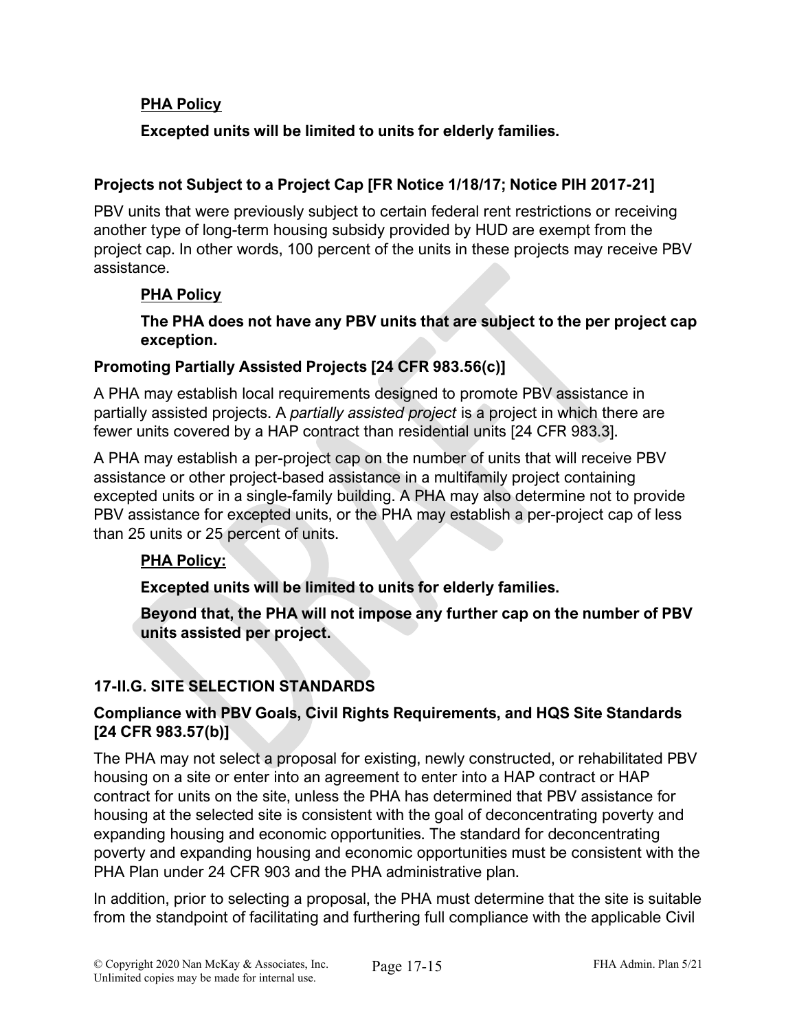**PHA Policy**

**Excepted units will be limited to units for elderly families.**

**Projects not Subject to a Project Cap [FR Notice 1/18/17; Notice PIH 2017-21]**

PBV units that were previously subject to certain federal rent restrictions or receiving another type of long-term housing subsidy provided by HUD are exempt from the project cap. In other words, 100 percent of the units in these projects may receive PBV assistance.

**PHA Policy**

**The PHA does not have any PBV units that are subject to the per project cap exception.**

**Promoting Partially Assisted Projects [24 CFR 983.56(c)]**

A PHA may establish local requirements designed to promote PBV assistance in partially assisted projects. A *partially assisted project* is a project in which there are fewer units covered by a HAP contract than residential units [24 CFR 983.3].

A PHA may establish a per-project cap on the number of units that will receive PBV assistance or other project-based assistance in a multifamily project containing excepted units or in a single-family building. A PHA may also determine not to provide PBV assistance for excepted units, or the PHA may establish a per-project cap of less than 25 units or 25 percent of units.

**PHA Policy:**

**Excepted units will be limited to units for elderly families.**

**Beyond that, the PHA will not impose any further cap on the number of PBV units assisted per project.**

## 17-II.G. SITE SELECTION STANDARDS

**Compliance with PBV Goals, Civil Rights Requirements, and HQS Site Standards [24 CFR 983.57(b)]**

The PHA may not select a proposal for existing, newly constructed, or rehabilitated PBV housing on a site or enter into an agreement to enter into a HAP contract or HAP contract for units on the site, unless the PHA has determined that PBV assistance for housing at the selected site is consistent with the goal of deconcentrating poverty and expanding housing and economic opportunities. The standard for deconcentrating poverty and expanding housing and economic opportunities must be consistent with the PHA Plan under 24 CFR 903 and the PHA administrative plan.

In addition, prior to selecting a proposal, the PHA must determine that the site is suitable from the standpoint of facilitating and furthering full compliance with the applicable Civil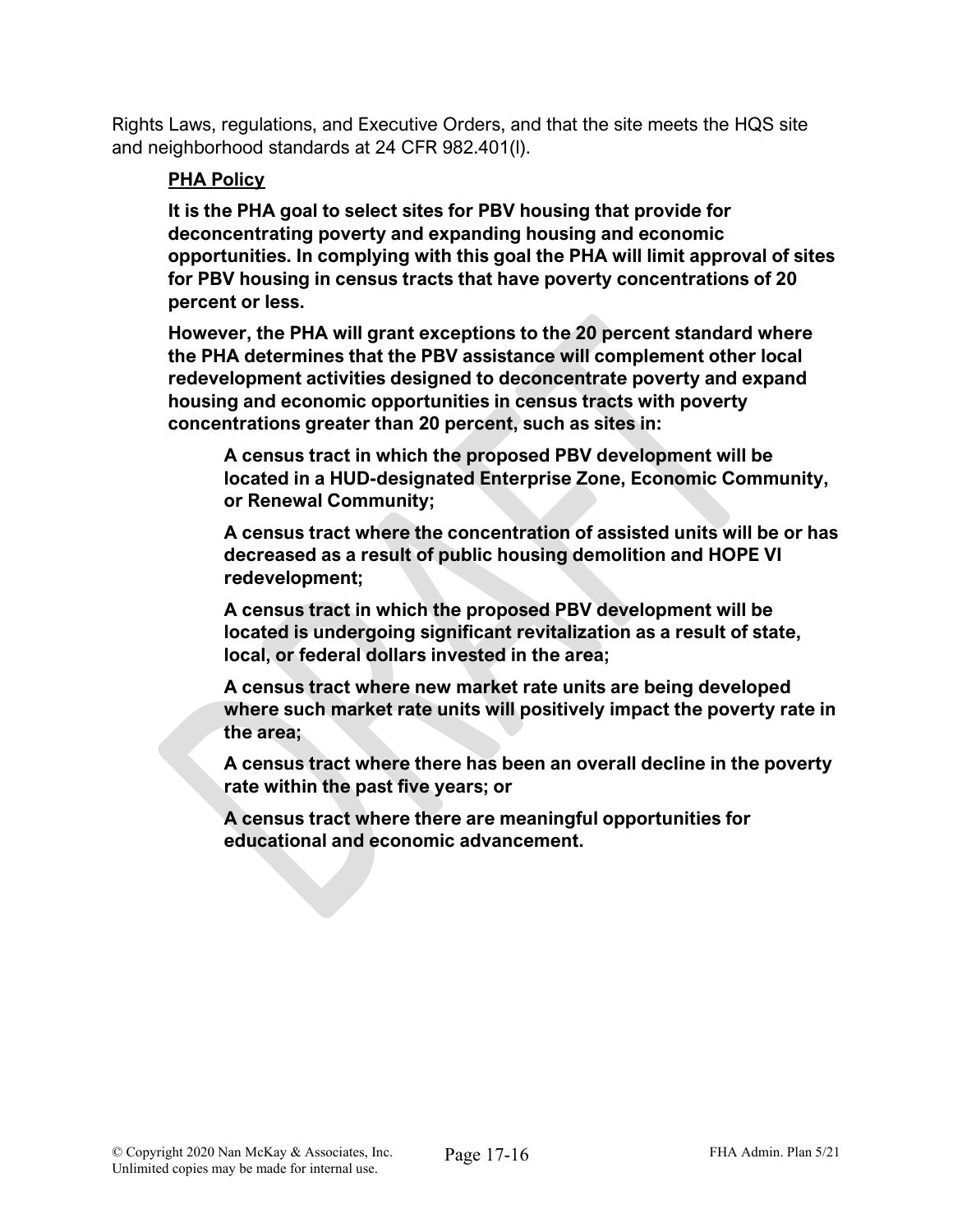Rights Laws, regulations, and Executive Orders, and that the site meets the HQS site and neighborhood standards at 24 CFR 982.401(l).

**PHA Policy**

**It is the PHA goal to select sites for PBV housing that provide for deconcentrating poverty and expanding housing and economic opportunities. In complying with this goal the PHA will limit approval of sites for PBV housing in census tracts that have poverty concentrations of 20 percent or less.**

**However, the PHA will grant exceptions to the 20 percent standard where the PHA determines that the PBV assistance will complement other local redevelopment activities designed to deconcentrate poverty and expand housing and economic opportunities in census tracts with poverty concentrations greater than 20 percent, such as sites in:**

**A census tract in which the proposed PBV development will be located in a HUD-designated Enterprise Zone, Economic Community, or Renewal Community;**

**A census tract where the concentration of assisted units will be or has decreased as a result of public housing demolition and HOPE VI redevelopment;**

**A census tract in which the proposed PBV development will be located is undergoing significant revitalization as a result of state, local, or federal dollars invested in the area;**

**A census tract where new market rate units are being developed where such market rate units will positively impact the poverty rate in the area;**

**A census tract where there has been an overall decline in the poverty rate within the past five years; or**

**A census tract where there are meaningful opportunities for educational and economic advancement.**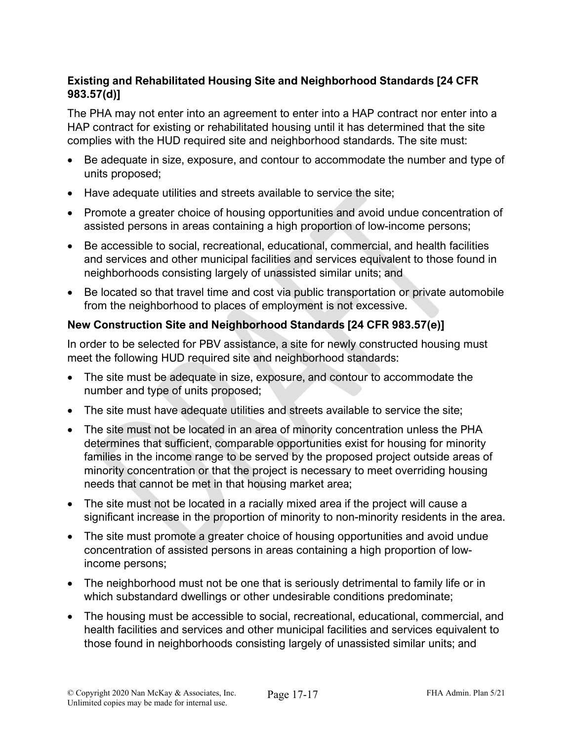### Existing and Rehabilitated Housing Site and Neighborhood Standards [24 CFR 983.57(d)]

The PHA may not enter into an agreement to enter into a HAP contract nor enter into a HAP contract for existing or rehabilitated housing until it has determined that the site complies with the HUD required site and neighborhood standards. The site must:

- Be adequate in size, exposure, and contour to accommodate the number and type of units proposed;
- Have adequate utilities and streets available to service the site;
- Promote a greater choice of housing opportunities and avoid undue concentration of assisted persons in areas containing a high proportion of low-income persons;
- Be accessible to social, recreational, educational, commercial, and health facilities and services and other municipal facilities and services equivalent to those found in neighborhoods consisting largely of unassisted similar units; and
- Be located so that travel time and cost via public transportation or private automobile from the neighborhood to places of employment is not excessive.

### New Construction Site and Neighborhood Standards [24 CFR 983.57(e)]

In order to be selected for PBV assistance, a site for newly constructed housing must meet the following HUD required site and neighborhood standards:

- The site must be adequate in size, exposure, and contour to accommodate the number and type of units proposed;
- The site must have adequate utilities and streets available to service the site;
- The site must not be located in an area of minority concentration unless the PHA determines that sufficient, comparable opportunities exist for housing for minority families in the income range to be served by the proposed project outside areas of minority concentration or that the project is necessary to meet overriding housing needs that cannot be met in that housing market area;
- The site must not be located in a racially mixed area if the project will cause a significant increase in the proportion of minority to non-minority residents in the area.
- The site must promote a greater choice of housing opportunities and avoid undue concentration of assisted persons in areas containing a high proportion of low-income persons;
- The neighborhood must not be one that is seriously detrimental to family life or in which substandard dwellings or other undesirable conditions predominate;
- The housing must be accessible to social, recreational, educational, commercial, and health facilities and services and other municipal facilities and services equivalent to those found in neighborhoods consisting largely of unassisted similar units; and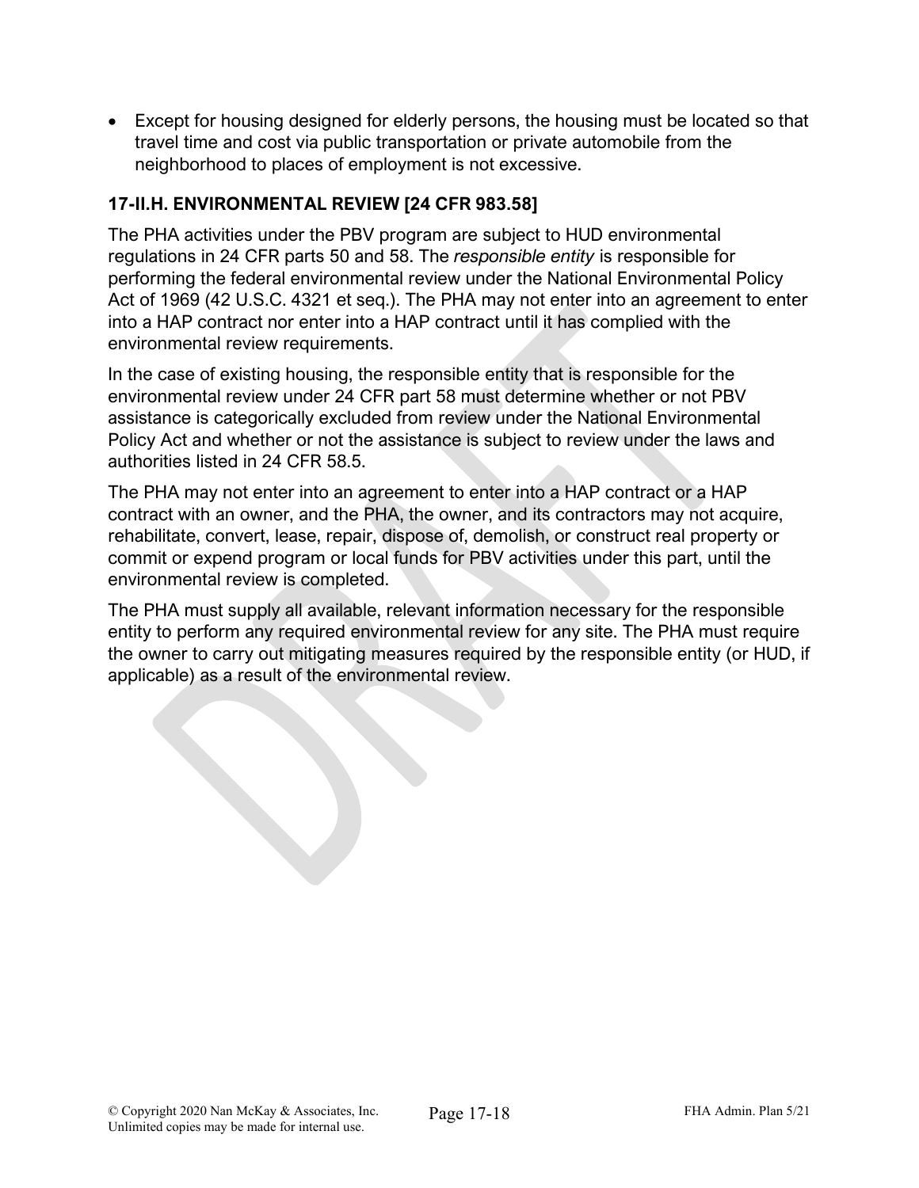- Except for housing designed for elderly persons, the housing must be located so that travel time and cost via public transportation or private automobile from the neighborhood to places of employment is not excessive.

### 17-II.H. ENVIRONMENTAL REVIEW [24 CFR 983.58]

The PHA activities under the PBV program are subject to HUD environmental regulations in 24 CFR parts 50 and 58. The *responsible entity* is responsible for performing the federal environmental review under the National Environmental Policy Act of 1969 (42 U.S.C. 4321 et seq.). The PHA may not enter into an agreement to enter into a HAP contract nor enter into a HAP contract until it has complied with the environmental review requirements.

In the case of existing housing, the responsible entity that is responsible for the environmental review under 24 CFR part 58 must determine whether or not PBV assistance is categorically excluded from review under the National Environmental Policy Act and whether or not the assistance is subject to review under the laws and authorities listed in 24 CFR 58.5.

The PHA may not enter into an agreement to enter into a HAP contract or a HAP contract with an owner, and the PHA, the owner, and its contractors may not acquire, rehabilitate, convert, lease, repair, dispose of, demolish, or construct real property or commit or expend program or local funds for PBV activities under this part, until the environmental review is completed.

The PHA must supply all available, relevant information necessary for the responsible entity to perform any required environmental review for any site. The PHA must require the owner to carry out mitigating measures required by the responsible entity (or HUD, if applicable) as a result of the environmental review.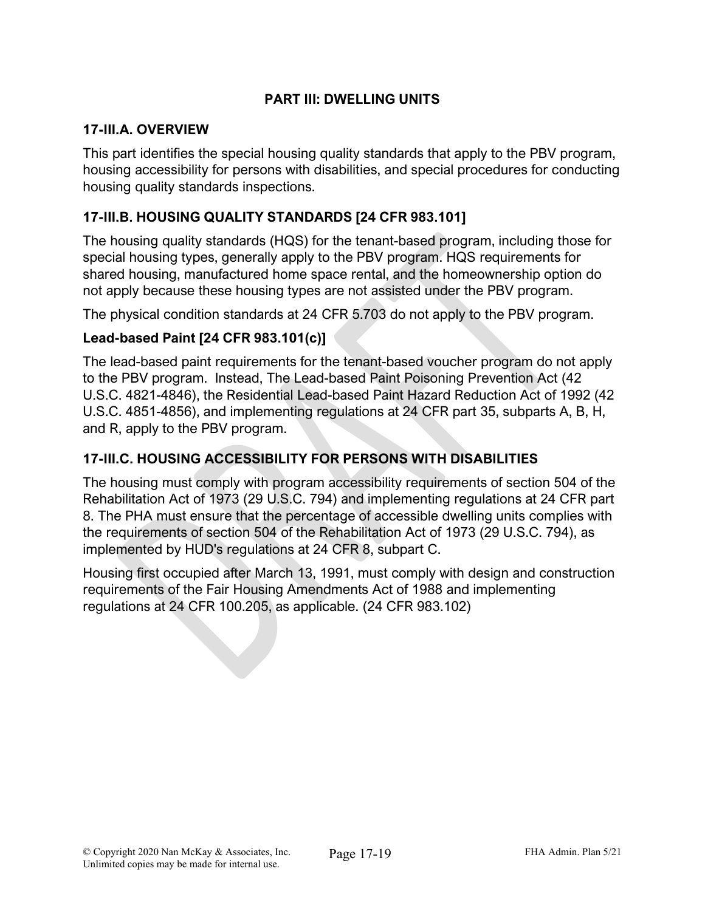## PART III: DWELLING UNITS

### 17-III.A. OVERVIEW

This part identifies the special housing quality standards that apply to the PBV program, housing accessibility for persons with disabilities, and special procedures for conducting housing quality standards inspections.

### 17-III.B. HOUSING QUALITY STANDARDS [24 CFR 983.101]

The housing quality standards (HQS) for the tenant-based program, including those for special housing types, generally apply to the PBV program. HQS requirements for shared housing, manufactured home space rental, and the homeownership option do not apply because these housing types are not assisted under the PBV program.

The physical condition standards at 24 CFR 5.703 do not apply to the PBV program.

#### Lead-based Paint [24 CFR 983.101(c)]

The lead-based paint requirements for the tenant-based voucher program do not apply to the PBV program. Instead, The Lead-based Paint Poisoning Prevention Act (42 U.S.C. 4821-4846), the Residential Lead-based Paint Hazard Reduction Act of 1992 (42 U.S.C. 4851-4856), and implementing regulations at 24 CFR part 35, subparts A, B, H, and R, apply to the PBV program.

### 17-III.C. HOUSING ACCESSIBILITY FOR PERSONS WITH DISABILITIES

The housing must comply with program accessibility requirements of section 504 of the Rehabilitation Act of 1973 (29 U.S.C. 794) and implementing regulations at 24 CFR part 8. The PHA must ensure that the percentage of accessible dwelling units complies with the requirements of section 504 of the Rehabilitation Act of 1973 (29 U.S.C. 794), as implemented by HUD's regulations at 24 CFR 8, subpart C.

Housing first occupied after March 13, 1991, must comply with design and construction requirements of the Fair Housing Amendments Act of 1988 and implementing regulations at 24 CFR 100.205, as applicable. (24 CFR 983.102)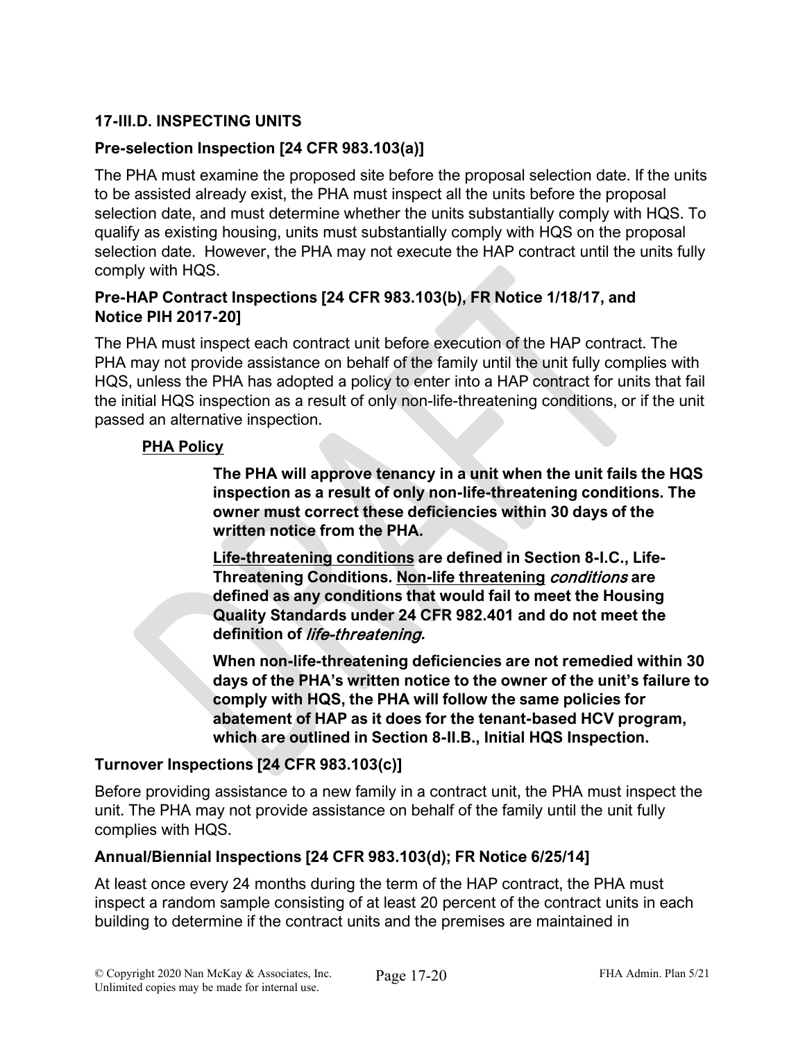### 17-III.D. INSPECTING UNITS

**Pre-selection Inspection [24 CFR 983.103(a)]**

The PHA must examine the proposed site before the proposal selection date. If the units to be assisted already exist, the PHA must inspect all the units before the proposal selection date, and must determine whether the units substantially comply with HQS. To qualify as existing housing, units must substantially comply with HQS on the proposal selection date. However, the PHA may not execute the HAP contract until the units fully comply with HQS.

**Pre-HAP Contract Inspections [24 CFR 983.103(b), FR Notice 1/18/17, and Notice PIH 2017-20]**

The PHA must inspect each contract unit before execution of the HAP contract. The PHA may not provide assistance on behalf of the family until the unit fully complies with HQS, unless the PHA has adopted a policy to enter into a HAP contract for units that fail the initial HQS inspection as a result of only non-life-threatening conditions, or if the unit passed an alternative inspection.

**PHA Policy**

> **The PHA will approve tenancy in a unit when the unit fails the HQS inspection as a result of only non-life-threatening conditions. The owner must correct these deficiencies within 30 days of the written notice from the PHA.**
>
> **Life-threatening conditions are defined in Section 8-I.C., Life-Threatening Conditions. Non-life threatening *conditions* are defined as any conditions that would fail to meet the Housing Quality Standards under 24 CFR 982.401 and do not meet the definition of *life-threatening*.**
>
> **When non-life-threatening deficiencies are not remedied within 30 days of the PHA's written notice to the owner of the unit's failure to comply with HQS, the PHA will follow the same policies for abatement of HAP as it does for the tenant-based HCV program, which are outlined in Section 8-II.B., Initial HQS Inspection.**

**Turnover Inspections [24 CFR 983.103(c)]**

Before providing assistance to a new family in a contract unit, the PHA must inspect the unit. The PHA may not provide assistance on behalf of the family until the unit fully complies with HQS.

**Annual/Biennial Inspections [24 CFR 983.103(d); FR Notice 6/25/14]**

At least once every 24 months during the term of the HAP contract, the PHA must inspect a random sample consisting of at least 20 percent of the contract units in each building to determine if the contract units and the premises are maintained in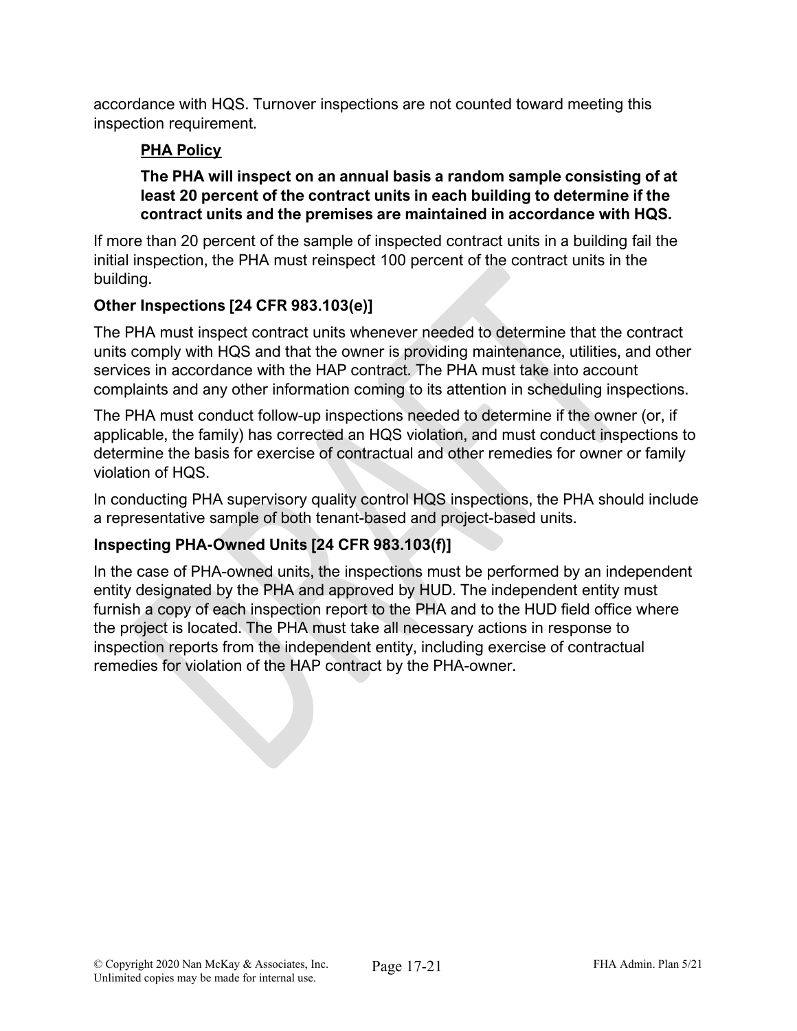accordance with HQS. Turnover inspections are not counted toward meeting this inspection requirement.

**PHA Policy**

**The PHA will inspect on an annual basis a random sample consisting of at least 20 percent of the contract units in each building to determine if the contract units and the premises are maintained in accordance with HQS.**

If more than 20 percent of the sample of inspected contract units in a building fail the initial inspection, the PHA must reinspect 100 percent of the contract units in the building.

### Other Inspections [24 CFR 983.103(e)]

The PHA must inspect contract units whenever needed to determine that the contract units comply with HQS and that the owner is providing maintenance, utilities, and other services in accordance with the HAP contract. The PHA must take into account complaints and any other information coming to its attention in scheduling inspections.

The PHA must conduct follow-up inspections needed to determine if the owner (or, if applicable, the family) has corrected an HQS violation, and must conduct inspections to determine the basis for exercise of contractual and other remedies for owner or family violation of HQS.

In conducting PHA supervisory quality control HQS inspections, the PHA should include a representative sample of both tenant-based and project-based units.

### Inspecting PHA-Owned Units [24 CFR 983.103(f)]

In the case of PHA-owned units, the inspections must be performed by an independent entity designated by the PHA and approved by HUD. The independent entity must furnish a copy of each inspection report to the PHA and to the HUD field office where the project is located. The PHA must take all necessary actions in response to inspection reports from the independent entity, including exercise of contractual remedies for violation of the HAP contract by the PHA-owner.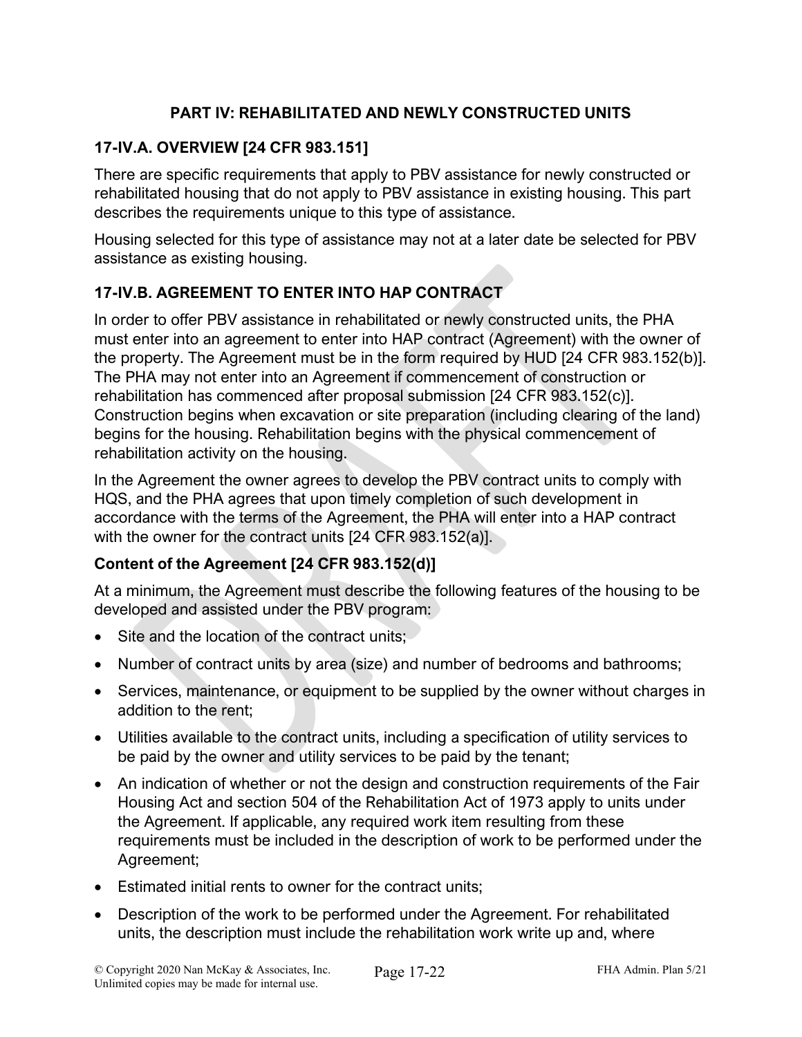## PART IV: REHABILITATED AND NEWLY CONSTRUCTED UNITS

### 17-IV.A. OVERVIEW [24 CFR 983.151]

There are specific requirements that apply to PBV assistance for newly constructed or rehabilitated housing that do not apply to PBV assistance in existing housing. This part describes the requirements unique to this type of assistance.

Housing selected for this type of assistance may not at a later date be selected for PBV assistance as existing housing.

### 17-IV.B. AGREEMENT TO ENTER INTO HAP CONTRACT

In order to offer PBV assistance in rehabilitated or newly constructed units, the PHA must enter into an agreement to enter into HAP contract (Agreement) with the owner of the property. The Agreement must be in the form required by HUD [24 CFR 983.152(b)]. The PHA may not enter into an Agreement if commencement of construction or rehabilitation has commenced after proposal submission [24 CFR 983.152(c)]. Construction begins when excavation or site preparation (including clearing of the land) begins for the housing. Rehabilitation begins with the physical commencement of rehabilitation activity on the housing.

In the Agreement the owner agrees to develop the PBV contract units to comply with HQS, and the PHA agrees that upon timely completion of such development in accordance with the terms of the Agreement, the PHA will enter into a HAP contract with the owner for the contract units [24 CFR 983.152(a)].

#### Content of the Agreement [24 CFR 983.152(d)]

At a minimum, the Agreement must describe the following features of the housing to be developed and assisted under the PBV program:

- Site and the location of the contract units;
- Number of contract units by area (size) and number of bedrooms and bathrooms;
- Services, maintenance, or equipment to be supplied by the owner without charges in addition to the rent;
- Utilities available to the contract units, including a specification of utility services to be paid by the owner and utility services to be paid by the tenant;
- An indication of whether or not the design and construction requirements of the Fair Housing Act and section 504 of the Rehabilitation Act of 1973 apply to units under the Agreement. If applicable, any required work item resulting from these requirements must be included in the description of work to be performed under the Agreement;
- Estimated initial rents to owner for the contract units;
- Description of the work to be performed under the Agreement. For rehabilitated units, the description must include the rehabilitation work write up and, where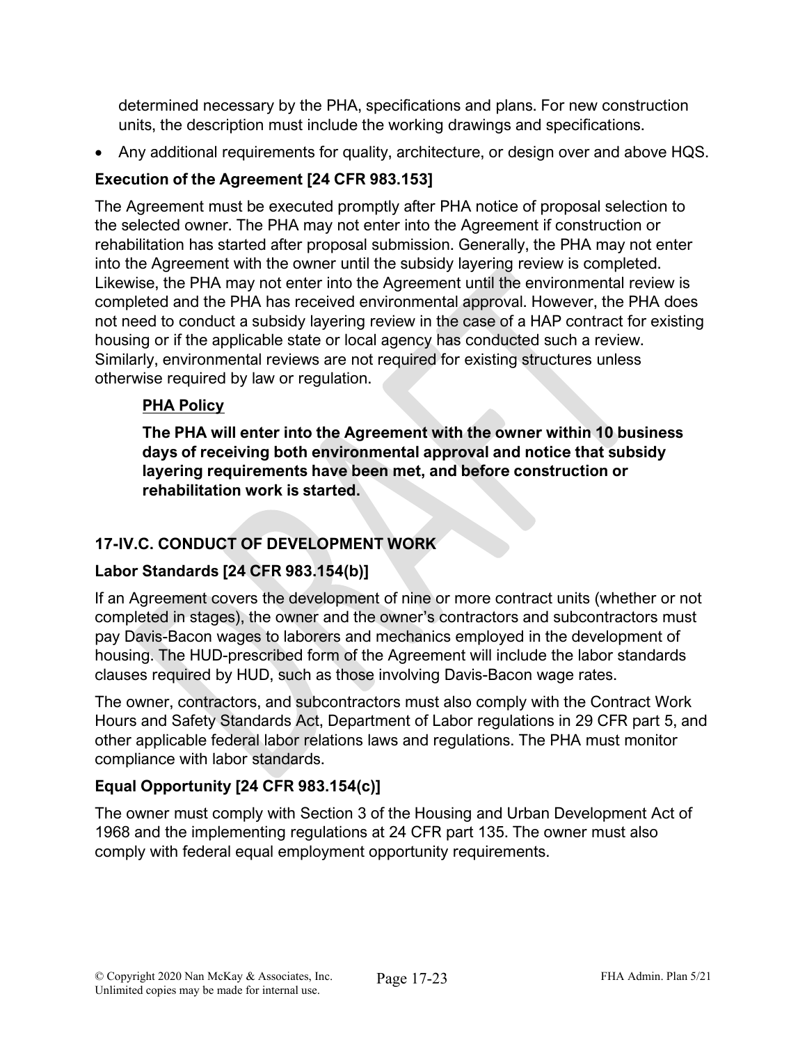determined necessary by the PHA, specifications and plans. For new construction units, the description must include the working drawings and specifications.

- Any additional requirements for quality, architecture, or design over and above HQS.

### Execution of the Agreement [24 CFR 983.153]

The Agreement must be executed promptly after PHA notice of proposal selection to the selected owner. The PHA may not enter into the Agreement if construction or rehabilitation has started after proposal submission. Generally, the PHA may not enter into the Agreement with the owner until the subsidy layering review is completed. Likewise, the PHA may not enter into the Agreement until the environmental review is completed and the PHA has received environmental approval. However, the PHA does not need to conduct a subsidy layering review in the case of a HAP contract for existing housing or if the applicable state or local agency has conducted such a review. Similarly, environmental reviews are not required for existing structures unless otherwise required by law or regulation.

**PHA Policy**

**The PHA will enter into the Agreement with the owner within 10 business days of receiving both environmental approval and notice that subsidy layering requirements have been met, and before construction or rehabilitation work is started.**

## 17-IV.C. CONDUCT OF DEVELOPMENT WORK

### Labor Standards [24 CFR 983.154(b)]

If an Agreement covers the development of nine or more contract units (whether or not completed in stages), the owner and the owner's contractors and subcontractors must pay Davis-Bacon wages to laborers and mechanics employed in the development of housing. The HUD-prescribed form of the Agreement will include the labor standards clauses required by HUD, such as those involving Davis-Bacon wage rates.

The owner, contractors, and subcontractors must also comply with the Contract Work Hours and Safety Standards Act, Department of Labor regulations in 29 CFR part 5, and other applicable federal labor relations laws and regulations. The PHA must monitor compliance with labor standards.

### Equal Opportunity [24 CFR 983.154(c)]

The owner must comply with Section 3 of the Housing and Urban Development Act of 1968 and the implementing regulations at 24 CFR part 135. The owner must also comply with federal equal employment opportunity requirements.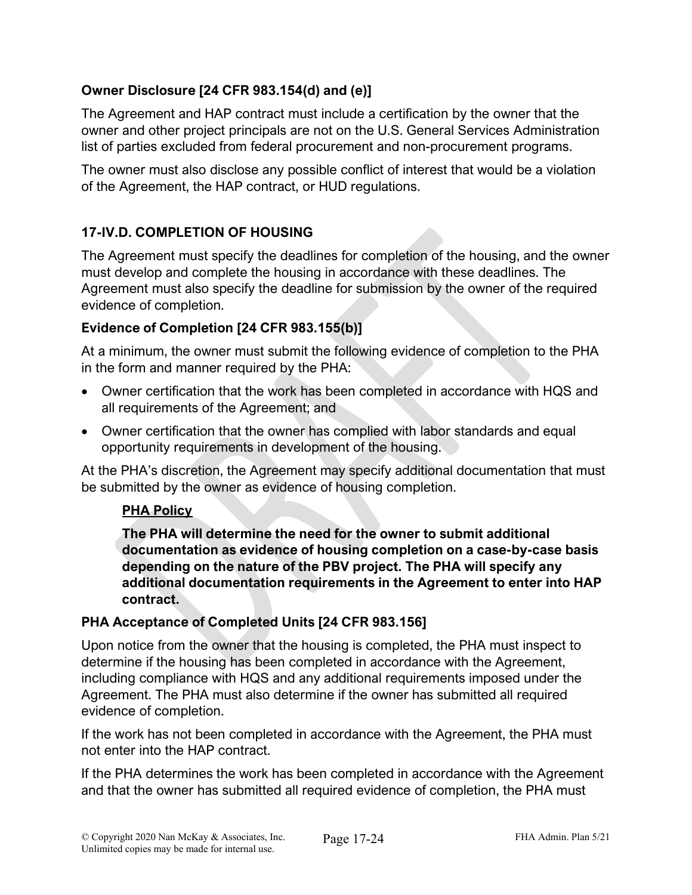### Owner Disclosure [24 CFR 983.154(d) and (e)]

The Agreement and HAP contract must include a certification by the owner that the owner and other project principals are not on the U.S. General Services Administration list of parties excluded from federal procurement and non-procurement programs.

The owner must also disclose any possible conflict of interest that would be a violation of the Agreement, the HAP contract, or HUD regulations.

## 17-IV.D. COMPLETION OF HOUSING

The Agreement must specify the deadlines for completion of the housing, and the owner must develop and complete the housing in accordance with these deadlines. The Agreement must also specify the deadline for submission by the owner of the required evidence of completion.

### Evidence of Completion [24 CFR 983.155(b)]

At a minimum, the owner must submit the following evidence of completion to the PHA in the form and manner required by the PHA:

- Owner certification that the work has been completed in accordance with HQS and all requirements of the Agreement; and
- Owner certification that the owner has complied with labor standards and equal opportunity requirements in development of the housing.

At the PHA's discretion, the Agreement may specify additional documentation that must be submitted by the owner as evidence of housing completion.

**PHA Policy**

**The PHA will determine the need for the owner to submit additional documentation as evidence of housing completion on a case-by-case basis depending on the nature of the PBV project. The PHA will specify any additional documentation requirements in the Agreement to enter into HAP contract.**

### PHA Acceptance of Completed Units [24 CFR 983.156]

Upon notice from the owner that the housing is completed, the PHA must inspect to determine if the housing has been completed in accordance with the Agreement, including compliance with HQS and any additional requirements imposed under the Agreement. The PHA must also determine if the owner has submitted all required evidence of completion.

If the work has not been completed in accordance with the Agreement, the PHA must not enter into the HAP contract.

If the PHA determines the work has been completed in accordance with the Agreement and that the owner has submitted all required evidence of completion, the PHA must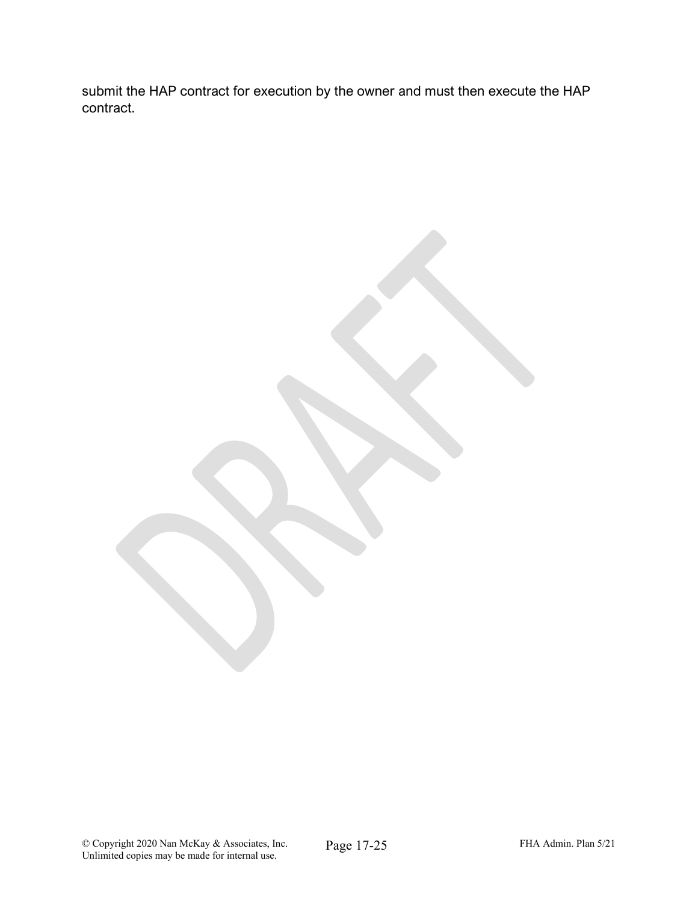submit the HAP contract for execution by the owner and must then execute the HAP contract.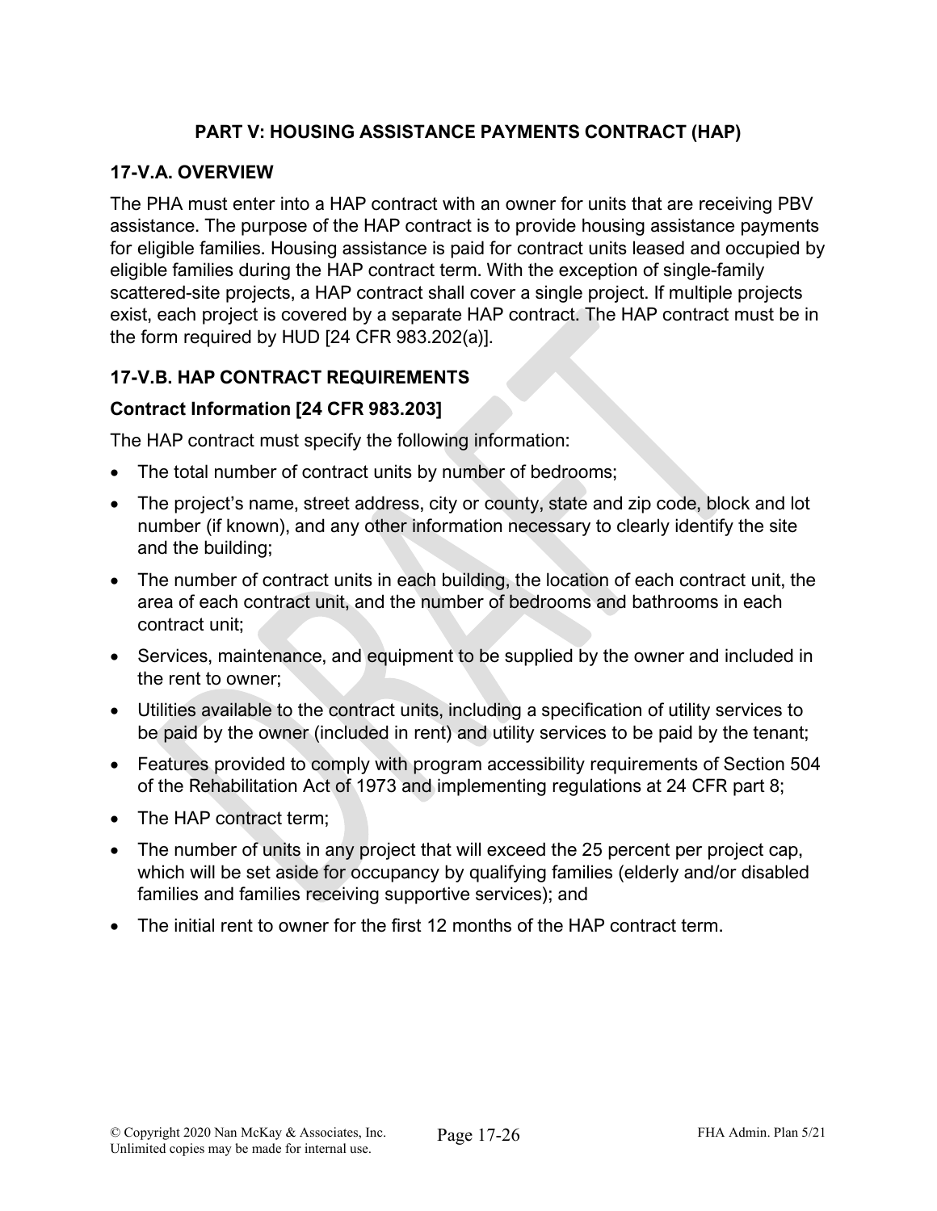## PART V: HOUSING ASSISTANCE PAYMENTS CONTRACT (HAP)

### 17-V.A. OVERVIEW

The PHA must enter into a HAP contract with an owner for units that are receiving PBV assistance. The purpose of the HAP contract is to provide housing assistance payments for eligible families. Housing assistance is paid for contract units leased and occupied by eligible families during the HAP contract term. With the exception of single-family scattered-site projects, a HAP contract shall cover a single project. If multiple projects exist, each project is covered by a separate HAP contract. The HAP contract must be in the form required by HUD [24 CFR 983.202(a)].

### 17-V.B. HAP CONTRACT REQUIREMENTS

#### Contract Information [24 CFR 983.203]

The HAP contract must specify the following information:

- The total number of contract units by number of bedrooms;
- The project's name, street address, city or county, state and zip code, block and lot number (if known), and any other information necessary to clearly identify the site and the building;
- The number of contract units in each building, the location of each contract unit, the area of each contract unit, and the number of bedrooms and bathrooms in each contract unit;
- Services, maintenance, and equipment to be supplied by the owner and included in the rent to owner;
- Utilities available to the contract units, including a specification of utility services to be paid by the owner (included in rent) and utility services to be paid by the tenant;
- Features provided to comply with program accessibility requirements of Section 504 of the Rehabilitation Act of 1973 and implementing regulations at 24 CFR part 8;
- The HAP contract term;
- The number of units in any project that will exceed the 25 percent per project cap, which will be set aside for occupancy by qualifying families (elderly and/or disabled families and families receiving supportive services); and
- The initial rent to owner for the first 12 months of the HAP contract term.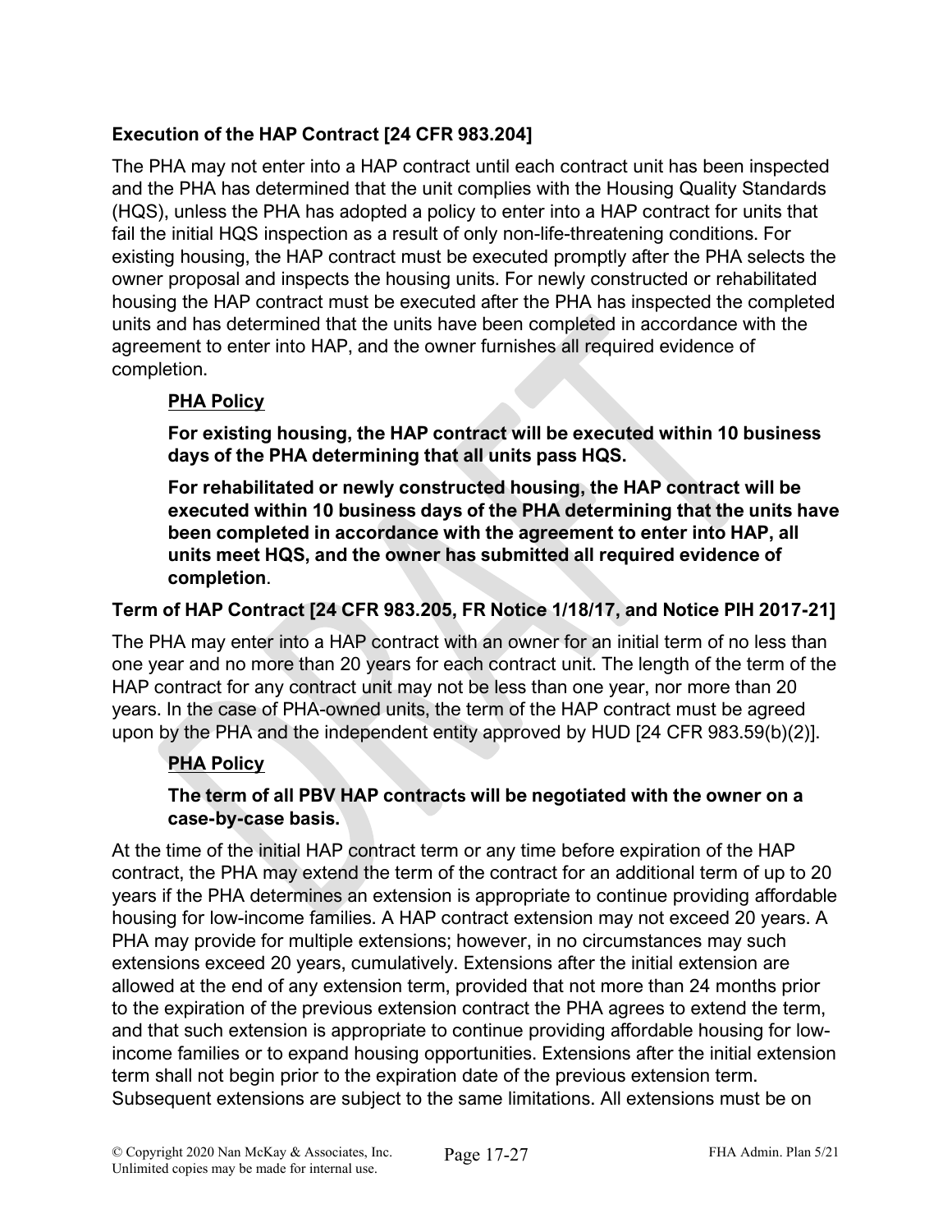### Execution of the HAP Contract [24 CFR 983.204]

The PHA may not enter into a HAP contract until each contract unit has been inspected and the PHA has determined that the unit complies with the Housing Quality Standards (HQS), unless the PHA has adopted a policy to enter into a HAP contract for units that fail the initial HQS inspection as a result of only non-life-threatening conditions. For existing housing, the HAP contract must be executed promptly after the PHA selects the owner proposal and inspects the housing units. For newly constructed or rehabilitated housing the HAP contract must be executed after the PHA has inspected the completed units and has determined that the units have been completed in accordance with the agreement to enter into HAP, and the owner furnishes all required evidence of completion.

> **PHA Policy**
>
> **For existing housing, the HAP contract will be executed within 10 business days of the PHA determining that all units pass HQS.**
>
> **For rehabilitated or newly constructed housing, the HAP contract will be executed within 10 business days of the PHA determining that the units have been completed in accordance with the agreement to enter into HAP, all units meet HQS, and the owner has submitted all required evidence of completion**.

### Term of HAP Contract [24 CFR 983.205, FR Notice 1/18/17, and Notice PIH 2017-21]

The PHA may enter into a HAP contract with an owner for an initial term of no less than one year and no more than 20 years for each contract unit. The length of the term of the HAP contract for any contract unit may not be less than one year, nor more than 20 years. In the case of PHA-owned units, the term of the HAP contract must be agreed upon by the PHA and the independent entity approved by HUD [24 CFR 983.59(b)(2)].

> **PHA Policy**
>
> **The term of all PBV HAP contracts will be negotiated with the owner on a case-by-case basis.**

At the time of the initial HAP contract term or any time before expiration of the HAP contract, the PHA may extend the term of the contract for an additional term of up to 20 years if the PHA determines an extension is appropriate to continue providing affordable housing for low-income families. A HAP contract extension may not exceed 20 years. A PHA may provide for multiple extensions; however, in no circumstances may such extensions exceed 20 years, cumulatively. Extensions after the initial extension are allowed at the end of any extension term, provided that not more than 24 months prior to the expiration of the previous extension contract the PHA agrees to extend the term, and that such extension is appropriate to continue providing affordable housing for low-income families or to expand housing opportunities. Extensions after the initial extension term shall not begin prior to the expiration date of the previous extension term. Subsequent extensions are subject to the same limitations. All extensions must be on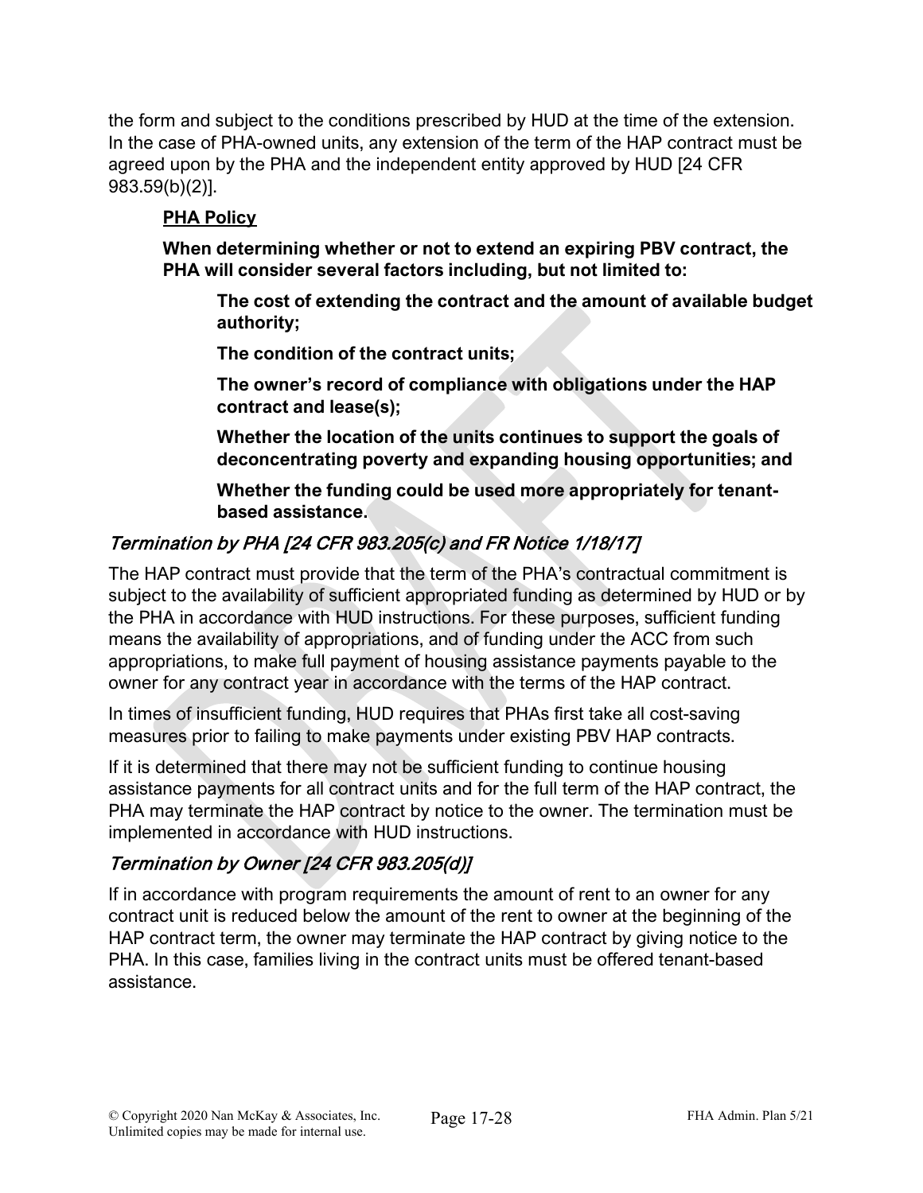the form and subject to the conditions prescribed by HUD at the time of the extension. In the case of PHA-owned units, any extension of the term of the HAP contract must be agreed upon by the PHA and the independent entity approved by HUD [24 CFR 983.59(b)(2)].

**PHA Policy**

**When determining whether or not to extend an expiring PBV contract, the PHA will consider several factors including, but not limited to:**

**The cost of extending the contract and the amount of available budget authority;**

**The condition of the contract units;**

**The owner's record of compliance with obligations under the HAP contract and lease(s);**

**Whether the location of the units continues to support the goals of deconcentrating poverty and expanding housing opportunities; and**

**Whether the funding could be used more appropriately for tenant-based assistance.**

### *Termination by PHA [24 CFR 983.205(c) and FR Notice 1/18/17]*

The HAP contract must provide that the term of the PHA's contractual commitment is subject to the availability of sufficient appropriated funding as determined by HUD or by the PHA in accordance with HUD instructions. For these purposes, sufficient funding means the availability of appropriations, and of funding under the ACC from such appropriations, to make full payment of housing assistance payments payable to the owner for any contract year in accordance with the terms of the HAP contract.

In times of insufficient funding, HUD requires that PHAs first take all cost-saving measures prior to failing to make payments under existing PBV HAP contracts.

If it is determined that there may not be sufficient funding to continue housing assistance payments for all contract units and for the full term of the HAP contract, the PHA may terminate the HAP contract by notice to the owner. The termination must be implemented in accordance with HUD instructions.

### *Termination by Owner [24 CFR 983.205(d)]*

If in accordance with program requirements the amount of rent to an owner for any contract unit is reduced below the amount of the rent to owner at the beginning of the HAP contract term, the owner may terminate the HAP contract by giving notice to the PHA. In this case, families living in the contract units must be offered tenant-based assistance.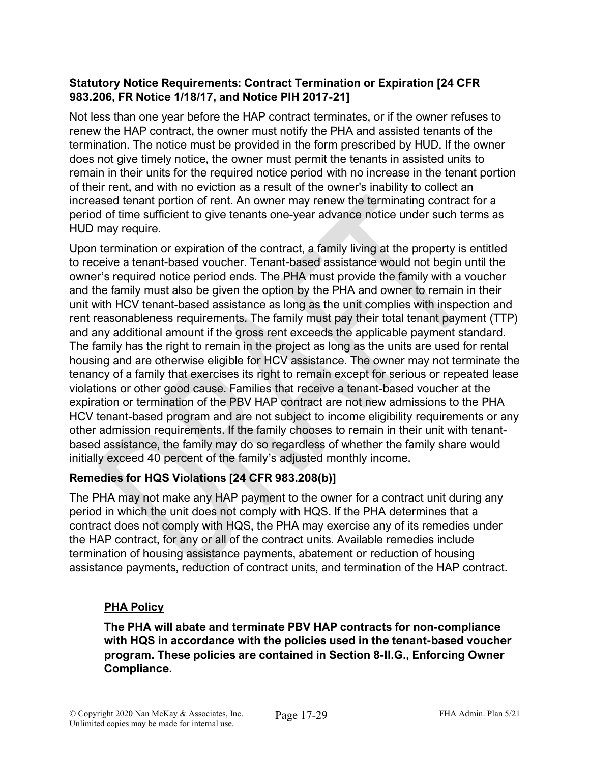**Statutory Notice Requirements: Contract Termination or Expiration [24 CFR 983.206, FR Notice 1/18/17, and Notice PIH 2017-21]**

Not less than one year before the HAP contract terminates, or if the owner refuses to renew the HAP contract, the owner must notify the PHA and assisted tenants of the termination. The notice must be provided in the form prescribed by HUD. If the owner does not give timely notice, the owner must permit the tenants in assisted units to remain in their units for the required notice period with no increase in the tenant portion of their rent, and with no eviction as a result of the owner's inability to collect an increased tenant portion of rent. An owner may renew the terminating contract for a period of time sufficient to give tenants one-year advance notice under such terms as HUD may require.

Upon termination or expiration of the contract, a family living at the property is entitled to receive a tenant-based voucher. Tenant-based assistance would not begin until the owner's required notice period ends. The PHA must provide the family with a voucher and the family must also be given the option by the PHA and owner to remain in their unit with HCV tenant-based assistance as long as the unit complies with inspection and rent reasonableness requirements. The family must pay their total tenant payment (TTP) and any additional amount if the gross rent exceeds the applicable payment standard. The family has the right to remain in the project as long as the units are used for rental housing and are otherwise eligible for HCV assistance. The owner may not terminate the tenancy of a family that exercises its right to remain except for serious or repeated lease violations or other good cause. Families that receive a tenant-based voucher at the expiration or termination of the PBV HAP contract are not new admissions to the PHA HCV tenant-based program and are not subject to income eligibility requirements or any other admission requirements. If the family chooses to remain in their unit with tenant-based assistance, the family may do so regardless of whether the family share would initially exceed 40 percent of the family's adjusted monthly income.

**Remedies for HQS Violations [24 CFR 983.208(b)]**

The PHA may not make any HAP payment to the owner for a contract unit during any period in which the unit does not comply with HQS. If the PHA determines that a contract does not comply with HQS, the PHA may exercise any of its remedies under the HAP contract, for any or all of the contract units. Available remedies include termination of housing assistance payments, abatement or reduction of housing assistance payments, reduction of contract units, and termination of the HAP contract.

<u>**PHA Policy**</u>

**The PHA will abate and terminate PBV HAP contracts for non-compliance with HQS in accordance with the policies used in the tenant-based voucher program. These policies are contained in Section 8-II.G., Enforcing Owner Compliance.**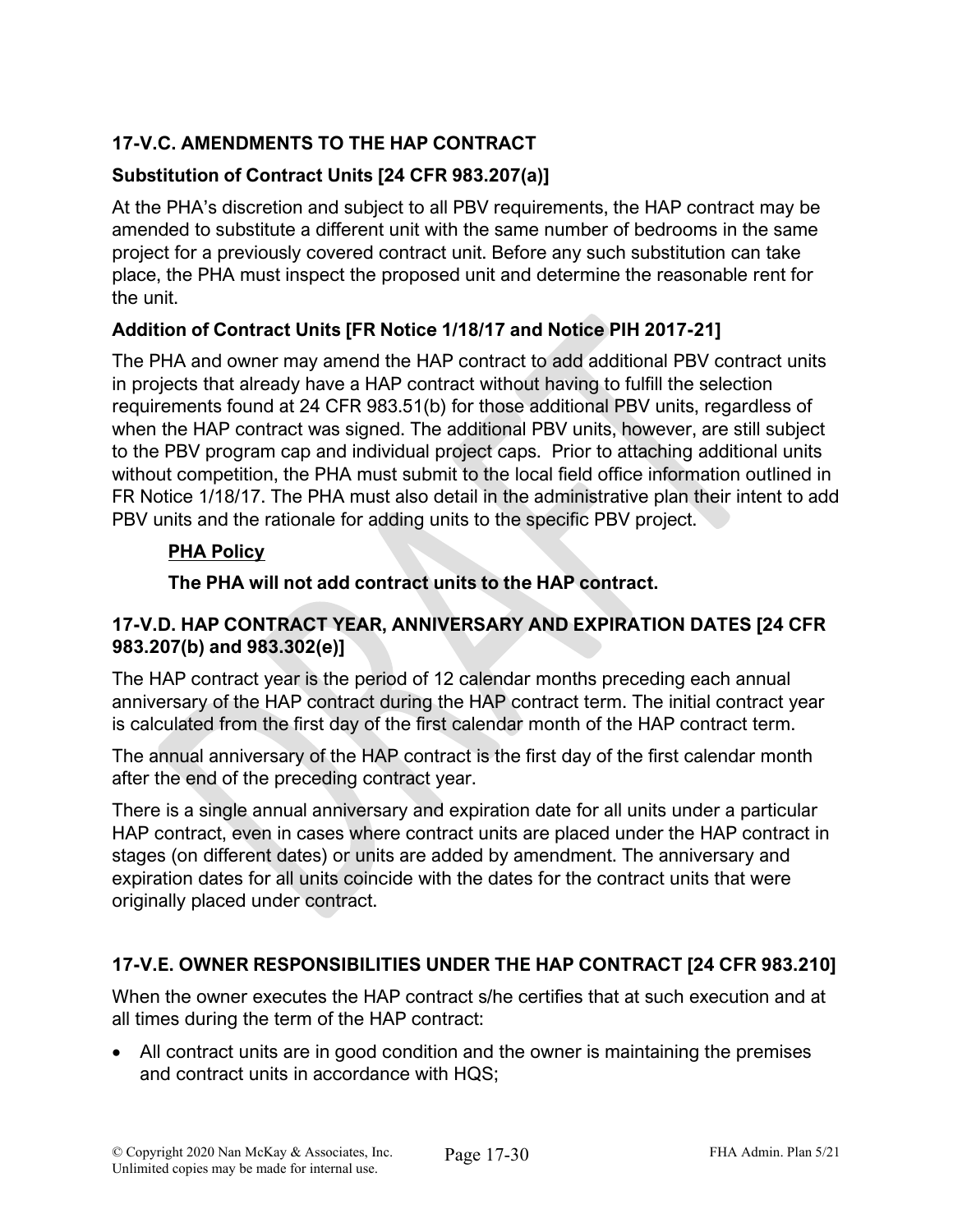### 17-V.C. AMENDMENTS TO THE HAP CONTRACT

#### Substitution of Contract Units [24 CFR 983.207(a)]

At the PHA's discretion and subject to all PBV requirements, the HAP contract may be amended to substitute a different unit with the same number of bedrooms in the same project for a previously covered contract unit. Before any such substitution can take place, the PHA must inspect the proposed unit and determine the reasonable rent for the unit.

#### Addition of Contract Units [FR Notice 1/18/17 and Notice PIH 2017-21]

The PHA and owner may amend the HAP contract to add additional PBV contract units in projects that already have a HAP contract without having to fulfill the selection requirements found at 24 CFR 983.51(b) for those additional PBV units, regardless of when the HAP contract was signed. The additional PBV units, however, are still subject to the PBV program cap and individual project caps. Prior to attaching additional units without competition, the PHA must submit to the local field office information outlined in FR Notice 1/18/17. The PHA must also detail in the administrative plan their intent to add PBV units and the rationale for adding units to the specific PBV project.

> **PHA Policy**
>
> **The PHA will not add contract units to the HAP contract.**

### 17-V.D. HAP CONTRACT YEAR, ANNIVERSARY AND EXPIRATION DATES [24 CFR 983.207(b) and 983.302(e)]

The HAP contract year is the period of 12 calendar months preceding each annual anniversary of the HAP contract during the HAP contract term. The initial contract year is calculated from the first day of the first calendar month of the HAP contract term.

The annual anniversary of the HAP contract is the first day of the first calendar month after the end of the preceding contract year.

There is a single annual anniversary and expiration date for all units under a particular HAP contract, even in cases where contract units are placed under the HAP contract in stages (on different dates) or units are added by amendment. The anniversary and expiration dates for all units coincide with the dates for the contract units that were originally placed under contract.

### 17-V.E. OWNER RESPONSIBILITIES UNDER THE HAP CONTRACT [24 CFR 983.210]

When the owner executes the HAP contract s/he certifies that at such execution and at all times during the term of the HAP contract:

- All contract units are in good condition and the owner is maintaining the premises and contract units in accordance with HQS;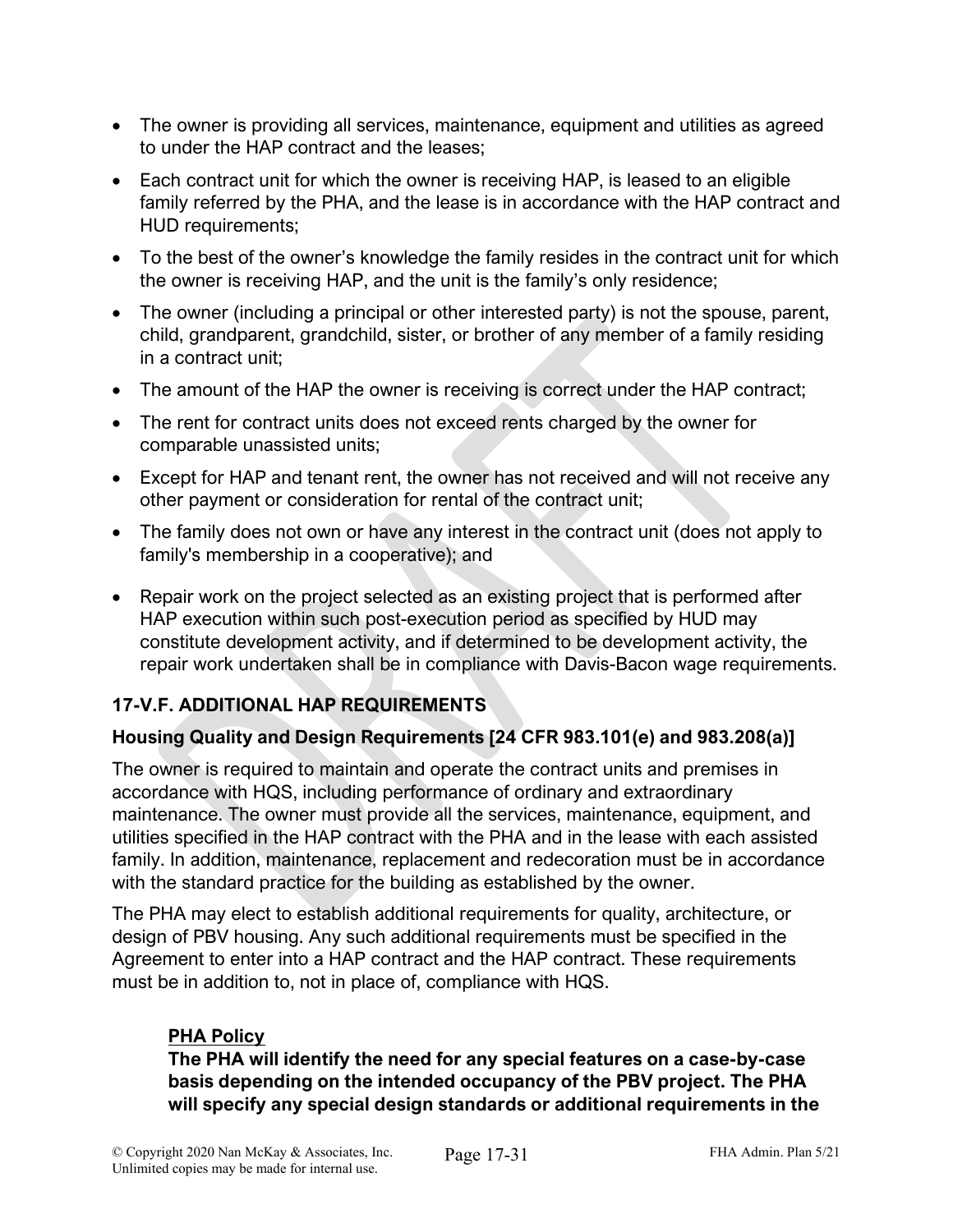- The owner is providing all services, maintenance, equipment and utilities as agreed to under the HAP contract and the leases;
- Each contract unit for which the owner is receiving HAP, is leased to an eligible family referred by the PHA, and the lease is in accordance with the HAP contract and HUD requirements;
- To the best of the owner's knowledge the family resides in the contract unit for which the owner is receiving HAP, and the unit is the family's only residence;
- The owner (including a principal or other interested party) is not the spouse, parent, child, grandparent, grandchild, sister, or brother of any member of a family residing in a contract unit;
- The amount of the HAP the owner is receiving is correct under the HAP contract;
- The rent for contract units does not exceed rents charged by the owner for comparable unassisted units;
- Except for HAP and tenant rent, the owner has not received and will not receive any other payment or consideration for rental of the contract unit;
- The family does not own or have any interest in the contract unit (does not apply to family's membership in a cooperative); and
- Repair work on the project selected as an existing project that is performed after HAP execution within such post-execution period as specified by HUD may constitute development activity, and if determined to be development activity, the repair work undertaken shall be in compliance with Davis-Bacon wage requirements.

## 17-V.F. ADDITIONAL HAP REQUIREMENTS

### Housing Quality and Design Requirements [24 CFR 983.101(e) and 983.208(a)]

The owner is required to maintain and operate the contract units and premises in accordance with HQS, including performance of ordinary and extraordinary maintenance. The owner must provide all the services, maintenance, equipment, and utilities specified in the HAP contract with the PHA and in the lease with each assisted family. In addition, maintenance, replacement and redecoration must be in accordance with the standard practice for the building as established by the owner.

The PHA may elect to establish additional requirements for quality, architecture, or design of PBV housing. Any such additional requirements must be specified in the Agreement to enter into a HAP contract and the HAP contract. These requirements must be in addition to, not in place of, compliance with HQS.

> **PHA Policy**
>
> **The PHA will identify the need for any special features on a case-by-case basis depending on the intended occupancy of the PBV project. The PHA will specify any special design standards or additional requirements in the**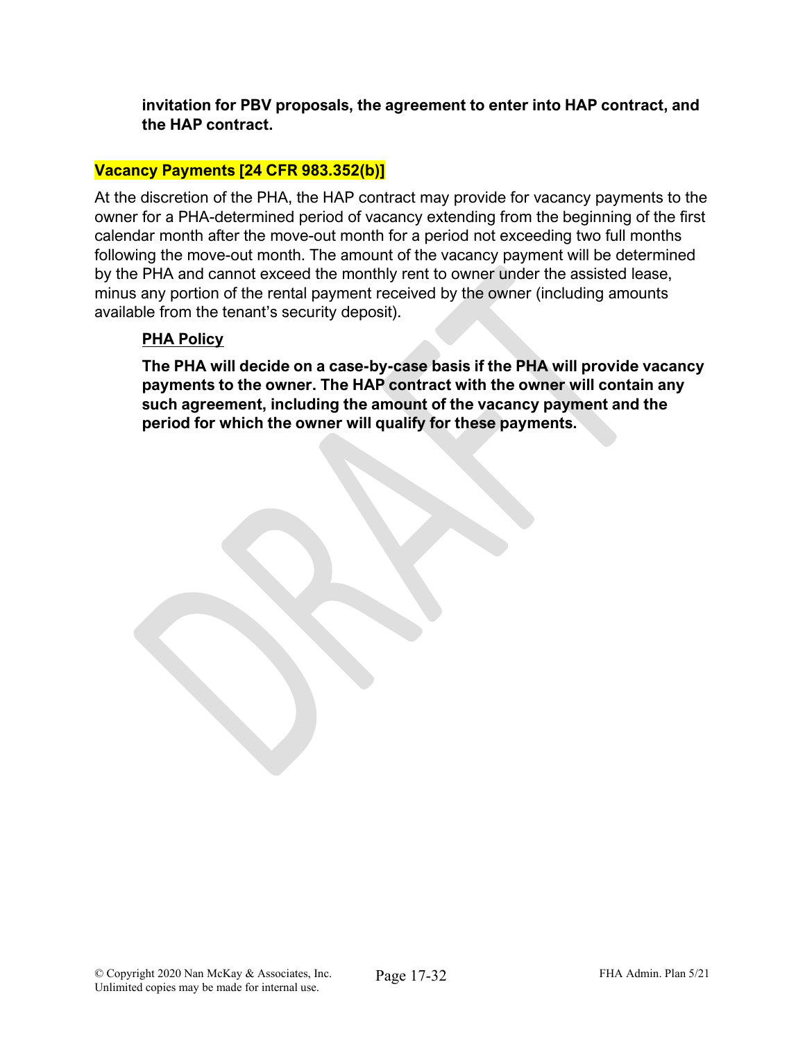**invitation for PBV proposals, the agreement to enter into HAP contract, and the HAP contract.**

## Vacancy Payments [24 CFR 983.352(b)]

At the discretion of the PHA, the HAP contract may provide for vacancy payments to the owner for a PHA-determined period of vacancy extending from the beginning of the first calendar month after the move-out month for a period not exceeding two full months following the move-out month. The amount of the vacancy payment will be determined by the PHA and cannot exceed the monthly rent to owner under the assisted lease, minus any portion of the rental payment received by the owner (including amounts available from the tenant's security deposit).

**PHA Policy**

**The PHA will decide on a case-by-case basis if the PHA will provide vacancy payments to the owner. The HAP contract with the owner will contain any such agreement, including the amount of the vacancy payment and the period for which the owner will qualify for these payments.**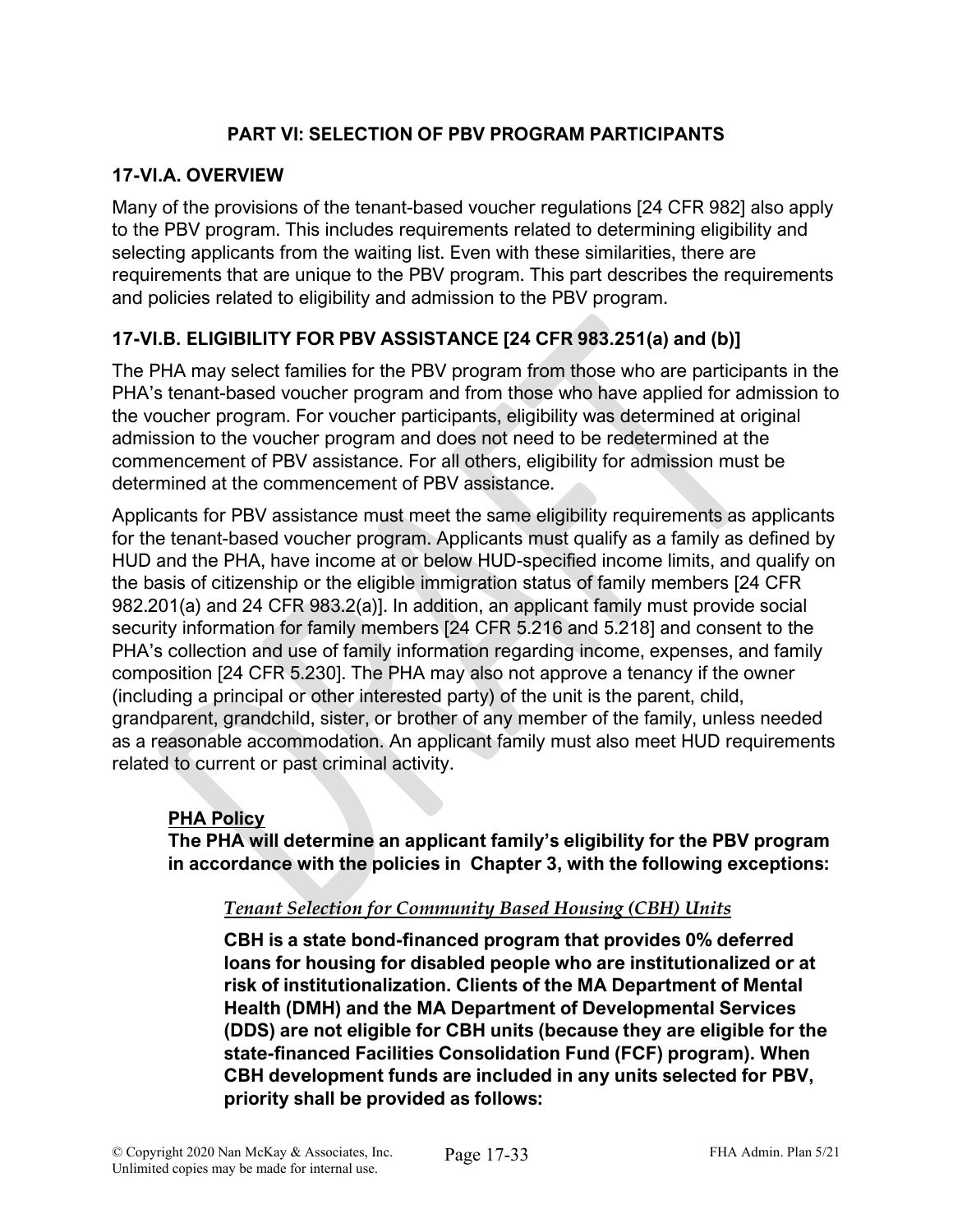## PART VI: SELECTION OF PBV PROGRAM PARTICIPANTS

### 17-VI.A. OVERVIEW

Many of the provisions of the tenant-based voucher regulations [24 CFR 982] also apply to the PBV program. This includes requirements related to determining eligibility and selecting applicants from the waiting list. Even with these similarities, there are requirements that are unique to the PBV program. This part describes the requirements and policies related to eligibility and admission to the PBV program.

### 17-VI.B. ELIGIBILITY FOR PBV ASSISTANCE [24 CFR 983.251(a) and (b)]

The PHA may select families for the PBV program from those who are participants in the PHA's tenant-based voucher program and from those who have applied for admission to the voucher program. For voucher participants, eligibility was determined at original admission to the voucher program and does not need to be redetermined at the commencement of PBV assistance. For all others, eligibility for admission must be determined at the commencement of PBV assistance.

Applicants for PBV assistance must meet the same eligibility requirements as applicants for the tenant-based voucher program. Applicants must qualify as a family as defined by HUD and the PHA, have income at or below HUD-specified income limits, and qualify on the basis of citizenship or the eligible immigration status of family members [24 CFR 982.201(a) and 24 CFR 983.2(a)]. In addition, an applicant family must provide social security information for family members [24 CFR 5.216 and 5.218] and consent to the PHA's collection and use of family information regarding income, expenses, and family composition [24 CFR 5.230]. The PHA may also not approve a tenancy if the owner (including a principal or other interested party) of the unit is the parent, child, grandparent, grandchild, sister, or brother of any member of the family, unless needed as a reasonable accommodation. An applicant family must also meet HUD requirements related to current or past criminal activity.

**<u>PHA Policy</u>**

**The PHA will determine an applicant family's eligibility for the PBV program in accordance with the policies in Chapter 3, with the following exceptions:**

*<u>Tenant Selection for Community Based Housing (CBH) Units</u>*

**CBH is a state bond-financed program that provides 0% deferred loans for housing for disabled people who are institutionalized or at risk of institutionalization. Clients of the MA Department of Mental Health (DMH) and the MA Department of Developmental Services (DDS) are not eligible for CBH units (because they are eligible for the state-financed Facilities Consolidation Fund (FCF) program). When CBH development funds are included in any units selected for PBV, priority shall be provided as follows:**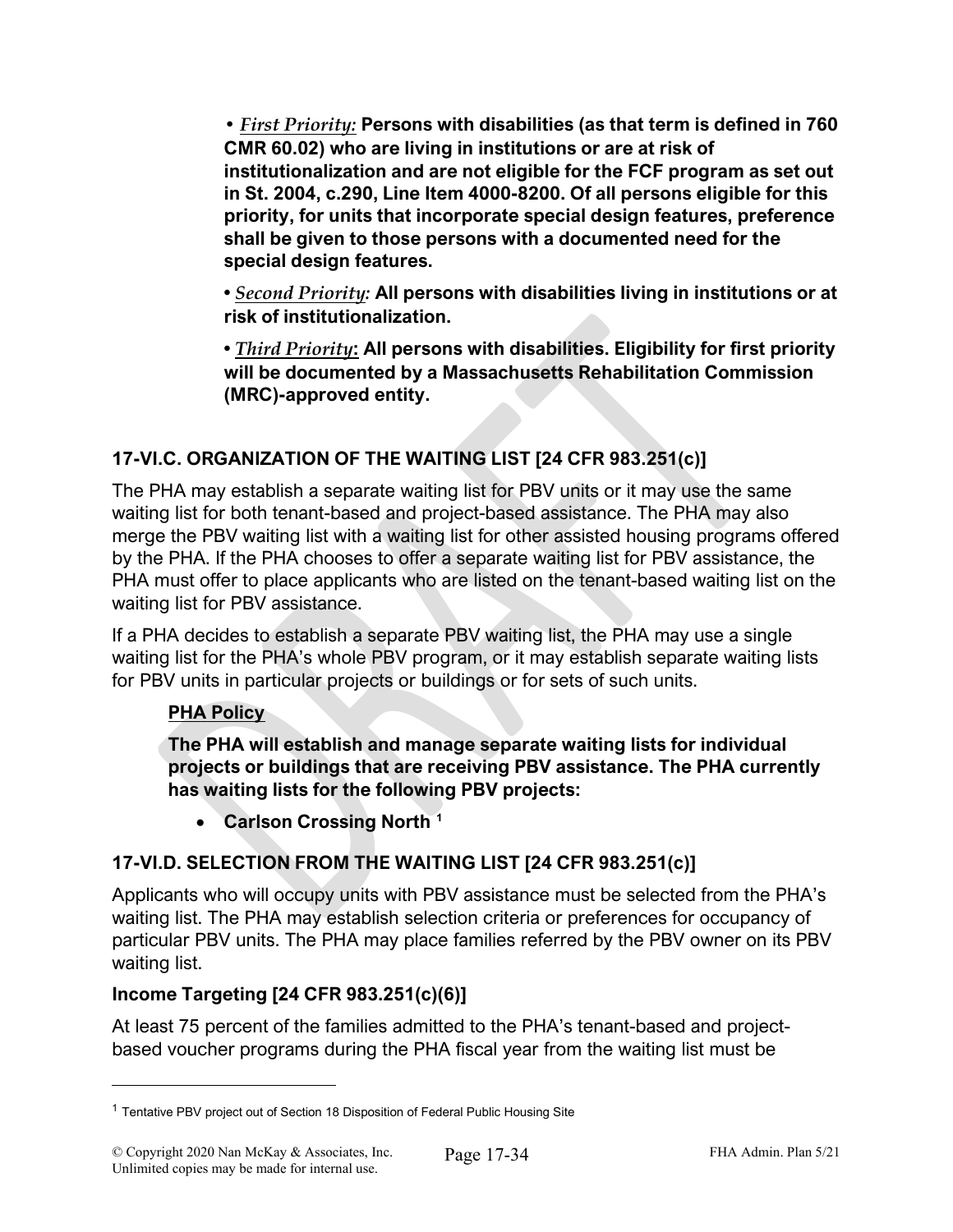• ***First Priority:*** **Persons with disabilities (as that term is defined in 760 CMR 60.02) who are living in institutions or are at risk of institutionalization and are not eligible for the FCF program as set out in St. 2004, c.290, Line Item 4000-8200. Of all persons eligible for this priority, for units that incorporate special design features, preference shall be given to those persons with a documented need for the special design features.**

• ***Second Priority:*** **All persons with disabilities living in institutions or at risk of institutionalization.**

• ***Third Priority*****: All persons with disabilities. Eligibility for first priority will be documented by a Massachusetts Rehabilitation Commission (MRC)-approved entity.**

## 17-VI.C. ORGANIZATION OF THE WAITING LIST [24 CFR 983.251(c)]

The PHA may establish a separate waiting list for PBV units or it may use the same waiting list for both tenant-based and project-based assistance. The PHA may also merge the PBV waiting list with a waiting list for other assisted housing programs offered by the PHA. If the PHA chooses to offer a separate waiting list for PBV assistance, the PHA must offer to place applicants who are listed on the tenant-based waiting list on the waiting list for PBV assistance.

If a PHA decides to establish a separate PBV waiting list, the PHA may use a single waiting list for the PHA's whole PBV program, or it may establish separate waiting lists for PBV units in particular projects or buildings or for sets of such units.

**PHA Policy**

**The PHA will establish and manage separate waiting lists for individual projects or buildings that are receiving PBV assistance. The PHA currently has waiting lists for the following PBV projects:**

- **Carlson Crossing North [1]**

## 17-VI.D. SELECTION FROM THE WAITING LIST [24 CFR 983.251(c)]

Applicants who will occupy units with PBV assistance must be selected from the PHA's waiting list. The PHA may establish selection criteria or preferences for occupancy of particular PBV units. The PHA may place families referred by the PBV owner on its PBV waiting list.

### Income Targeting [24 CFR 983.251(c)(6)]

At least 75 percent of the families admitted to the PHA's tenant-based and project-based voucher programs during the PHA fiscal year from the waiting list must be

[1] Tentative PBV project out of Section 18 Disposition of Federal Public Housing Site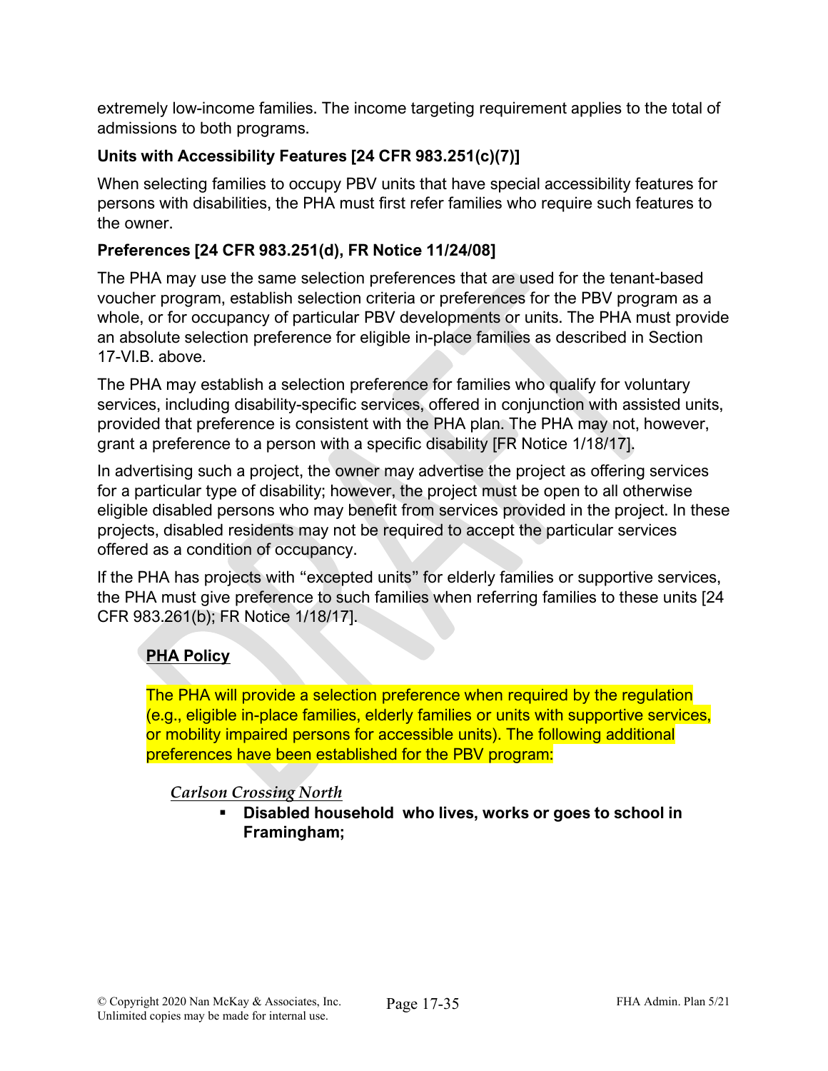extremely low-income families. The income targeting requirement applies to the total of admissions to both programs.

**Units with Accessibility Features [24 CFR 983.251(c)(7)]**

When selecting families to occupy PBV units that have special accessibility features for persons with disabilities, the PHA must first refer families who require such features to the owner.

**Preferences [24 CFR 983.251(d), FR Notice 11/24/08]**

The PHA may use the same selection preferences that are used for the tenant-based voucher program, establish selection criteria or preferences for the PBV program as a whole, or for occupancy of particular PBV developments or units. The PHA must provide an absolute selection preference for eligible in-place families as described in Section 17-VI.B. above.

The PHA may establish a selection preference for families who qualify for voluntary services, including disability-specific services, offered in conjunction with assisted units, provided that preference is consistent with the PHA plan. The PHA may not, however, grant a preference to a person with a specific disability [FR Notice 1/18/17].

In advertising such a project, the owner may advertise the project as offering services for a particular type of disability; however, the project must be open to all otherwise eligible disabled persons who may benefit from services provided in the project. In these projects, disabled residents may not be required to accept the particular services offered as a condition of occupancy.

If the PHA has projects with "excepted units" for elderly families or supportive services, the PHA must give preference to such families when referring families to these units [24 CFR 983.261(b); FR Notice 1/18/17].

**PHA Policy**

The PHA will provide a selection preference when required by the regulation (e.g., eligible in-place families, elderly families or units with supportive services, or mobility impaired persons for accessible units). The following additional preferences have been established for the PBV program:

*Carlson Crossing North*

- **Disabled household who lives, works or goes to school in Framingham;**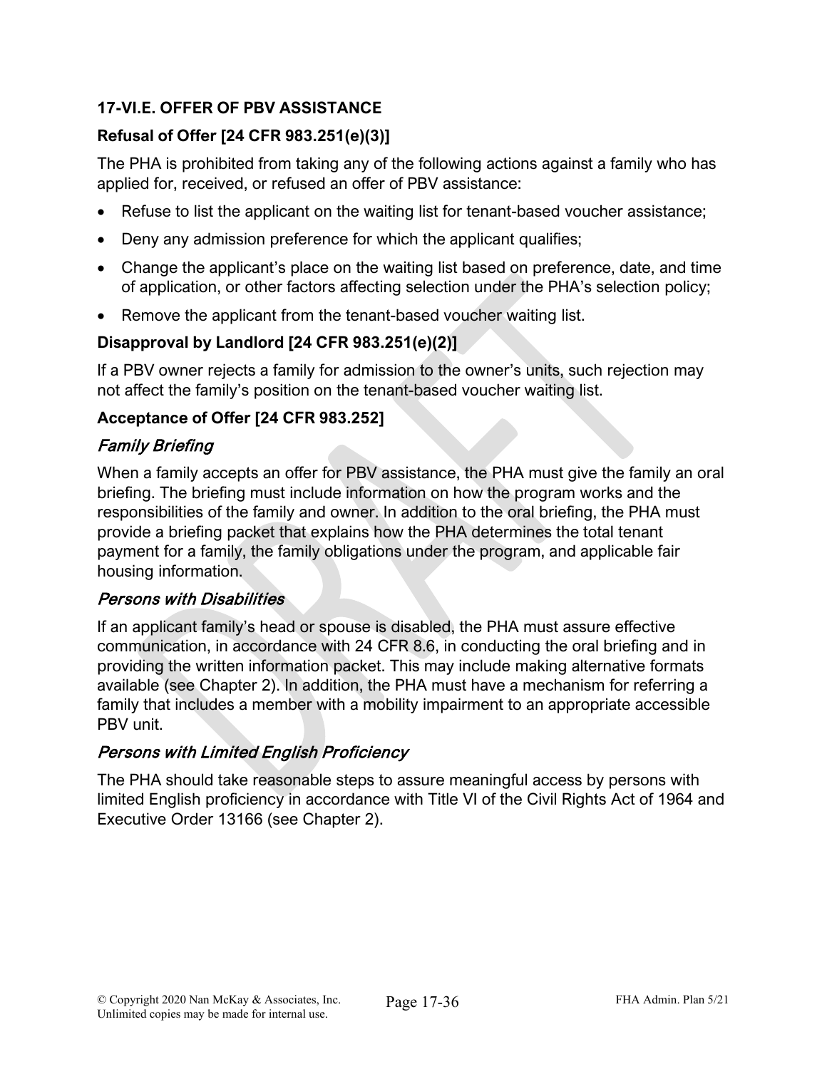## 17-VI.E. OFFER OF PBV ASSISTANCE

### Refusal of Offer [24 CFR 983.251(e)(3)]

The PHA is prohibited from taking any of the following actions against a family who has applied for, received, or refused an offer of PBV assistance:

- Refuse to list the applicant on the waiting list for tenant-based voucher assistance;
- Deny any admission preference for which the applicant qualifies;
- Change the applicant's place on the waiting list based on preference, date, and time of application, or other factors affecting selection under the PHA's selection policy;
- Remove the applicant from the tenant-based voucher waiting list.

### Disapproval by Landlord [24 CFR 983.251(e)(2)]

If a PBV owner rejects a family for admission to the owner's units, such rejection may not affect the family's position on the tenant-based voucher waiting list.

### Acceptance of Offer [24 CFR 983.252]

#### *Family Briefing*

When a family accepts an offer for PBV assistance, the PHA must give the family an oral briefing. The briefing must include information on how the program works and the responsibilities of the family and owner. In addition to the oral briefing, the PHA must provide a briefing packet that explains how the PHA determines the total tenant payment for a family, the family obligations under the program, and applicable fair housing information.

#### *Persons with Disabilities*

If an applicant family's head or spouse is disabled, the PHA must assure effective communication, in accordance with 24 CFR 8.6, in conducting the oral briefing and in providing the written information packet. This may include making alternative formats available (see Chapter 2). In addition, the PHA must have a mechanism for referring a family that includes a member with a mobility impairment to an appropriate accessible PBV unit.

#### *Persons with Limited English Proficiency*

The PHA should take reasonable steps to assure meaningful access by persons with limited English proficiency in accordance with Title VI of the Civil Rights Act of 1964 and Executive Order 13166 (see Chapter 2).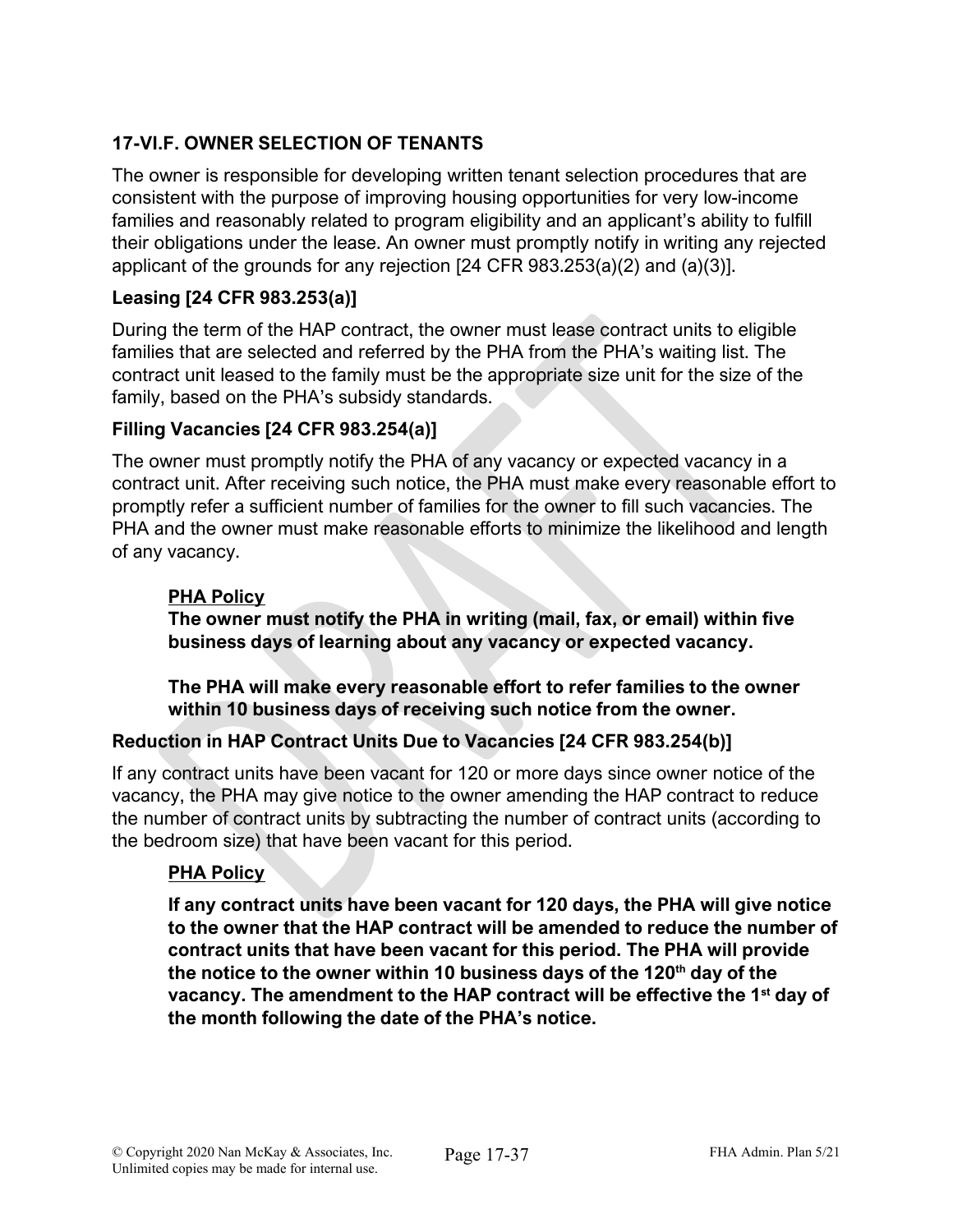## 17-VI.F. OWNER SELECTION OF TENANTS

The owner is responsible for developing written tenant selection procedures that are consistent with the purpose of improving housing opportunities for very low-income families and reasonably related to program eligibility and an applicant's ability to fulfill their obligations under the lease. An owner must promptly notify in writing any rejected applicant of the grounds for any rejection [24 CFR 983.253(a)(2) and (a)(3)].

### Leasing [24 CFR 983.253(a)]

During the term of the HAP contract, the owner must lease contract units to eligible families that are selected and referred by the PHA from the PHA's waiting list. The contract unit leased to the family must be the appropriate size unit for the size of the family, based on the PHA's subsidy standards.

### Filling Vacancies [24 CFR 983.254(a)]

The owner must promptly notify the PHA of any vacancy or expected vacancy in a contract unit. After receiving such notice, the PHA must make every reasonable effort to promptly refer a sufficient number of families for the owner to fill such vacancies. The PHA and the owner must make reasonable efforts to minimize the likelihood and length of any vacancy.

> **PHA Policy**
>
> **The owner must notify the PHA in writing (mail, fax, or email) within five business days of learning about any vacancy or expected vacancy.**
>
> **The PHA will make every reasonable effort to refer families to the owner within 10 business days of receiving such notice from the owner.**

### Reduction in HAP Contract Units Due to Vacancies [24 CFR 983.254(b)]

If any contract units have been vacant for 120 or more days since owner notice of the vacancy, the PHA may give notice to the owner amending the HAP contract to reduce the number of contract units by subtracting the number of contract units (according to the bedroom size) that have been vacant for this period.

> **PHA Policy**
>
> **If any contract units have been vacant for 120 days, the PHA will give notice to the owner that the HAP contract will be amended to reduce the number of contract units that have been vacant for this period. The PHA will provide the notice to the owner within 10 business days of the 120th day of the vacancy. The amendment to the HAP contract will be effective the 1st day of the month following the date of the PHA's notice.**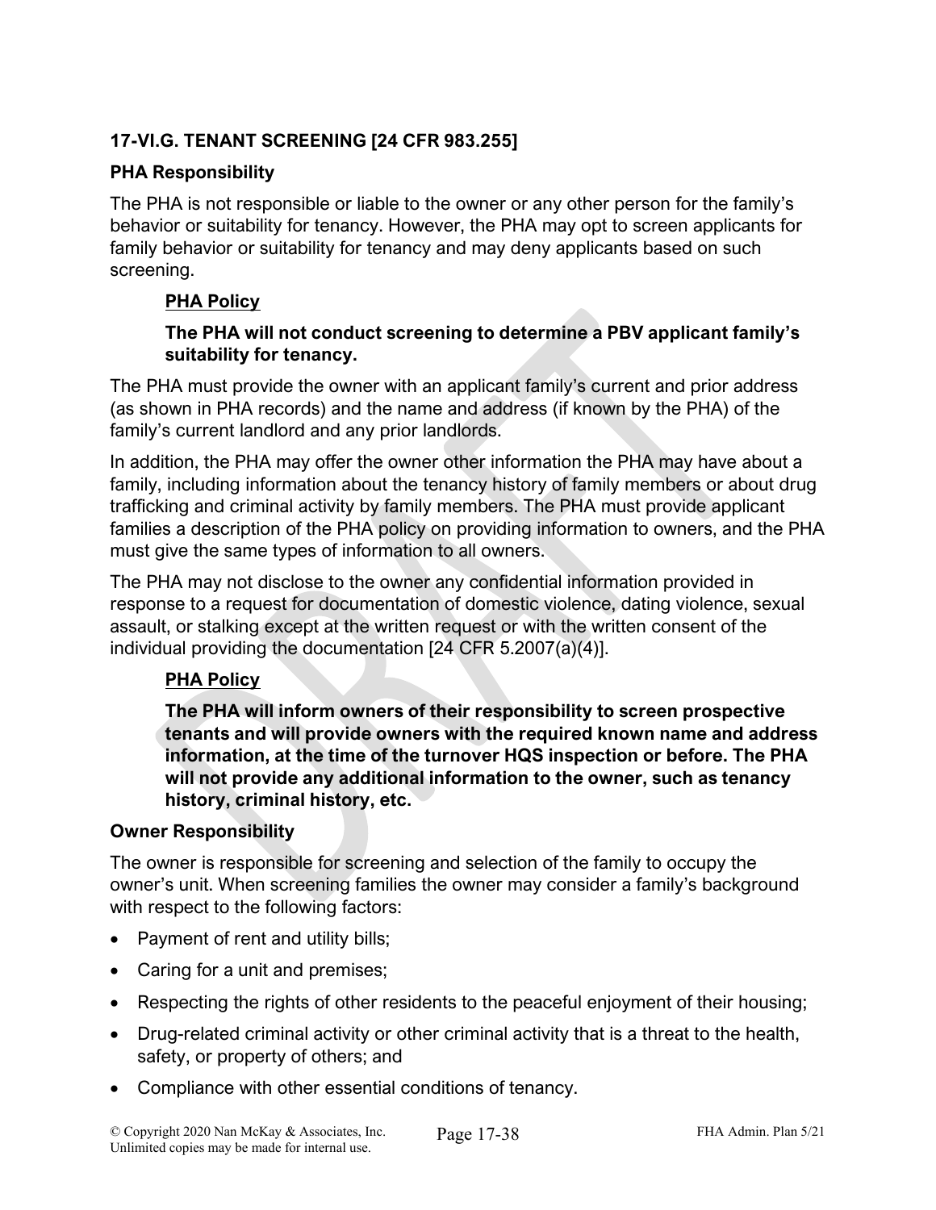### 17-VI.G. TENANT SCREENING [24 CFR 983.255]

**PHA Responsibility**

The PHA is not responsible or liable to the owner or any other person for the family's behavior or suitability for tenancy. However, the PHA may opt to screen applicants for family behavior or suitability for tenancy and may deny applicants based on such screening.

> **PHA Policy**
>
> **The PHA will not conduct screening to determine a PBV applicant family's suitability for tenancy.**

The PHA must provide the owner with an applicant family's current and prior address (as shown in PHA records) and the name and address (if known by the PHA) of the family's current landlord and any prior landlords.

In addition, the PHA may offer the owner other information the PHA may have about a family, including information about the tenancy history of family members or about drug trafficking and criminal activity by family members. The PHA must provide applicant families a description of the PHA policy on providing information to owners, and the PHA must give the same types of information to all owners.

The PHA may not disclose to the owner any confidential information provided in response to a request for documentation of domestic violence, dating violence, sexual assault, or stalking except at the written request or with the written consent of the individual providing the documentation [24 CFR 5.2007(a)(4)].

> **PHA Policy**
>
> **The PHA will inform owners of their responsibility to screen prospective tenants and will provide owners with the required known name and address information, at the time of the turnover HQS inspection or before. The PHA will not provide any additional information to the owner, such as tenancy history, criminal history, etc.**

**Owner Responsibility**

The owner is responsible for screening and selection of the family to occupy the owner's unit. When screening families the owner may consider a family's background with respect to the following factors:

- Payment of rent and utility bills;
- Caring for a unit and premises;
- Respecting the rights of other residents to the peaceful enjoyment of their housing;
- Drug-related criminal activity or other criminal activity that is a threat to the health, safety, or property of others; and
- Compliance with other essential conditions of tenancy.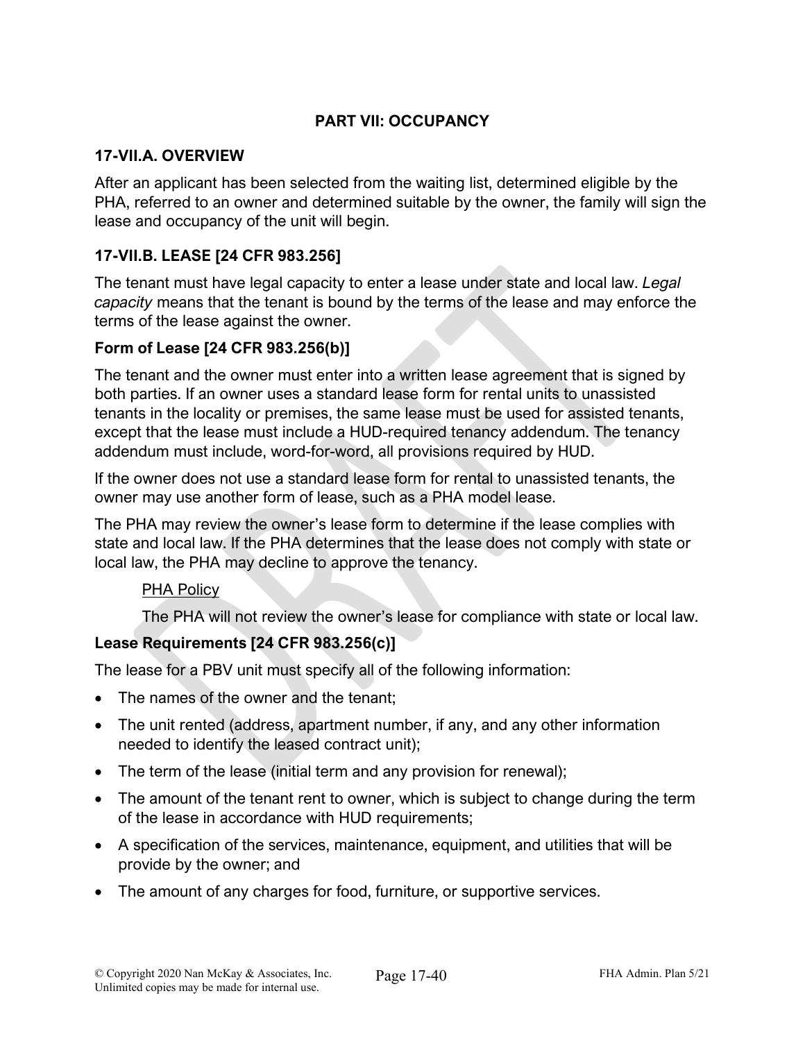## PART VII: OCCUPANCY

### 17-VII.A. OVERVIEW

After an applicant has been selected from the waiting list, determined eligible by the PHA, referred to an owner and determined suitable by the owner, the family will sign the lease and occupancy of the unit will begin.

### 17-VII.B. LEASE [24 CFR 983.256]

The tenant must have legal capacity to enter a lease under state and local law. *Legal capacity* means that the tenant is bound by the terms of the lease and may enforce the terms of the lease against the owner.

#### Form of Lease [24 CFR 983.256(b)]

The tenant and the owner must enter into a written lease agreement that is signed by both parties. If an owner uses a standard lease form for rental units to unassisted tenants in the locality or premises, the same lease must be used for assisted tenants, except that the lease must include a HUD-required tenancy addendum. The tenancy addendum must include, word-for-word, all provisions required by HUD.

If the owner does not use a standard lease form for rental to unassisted tenants, the owner may use another form of lease, such as a PHA model lease.

The PHA may review the owner's lease form to determine if the lease complies with state and local law. If the PHA determines that the lease does not comply with state or local law, the PHA may decline to approve the tenancy.

> PHA Policy
>
> The PHA will not review the owner's lease for compliance with state or local law.

#### Lease Requirements [24 CFR 983.256(c)]

The lease for a PBV unit must specify all of the following information:

- The names of the owner and the tenant;
- The unit rented (address, apartment number, if any, and any other information needed to identify the leased contract unit);
- The term of the lease (initial term and any provision for renewal);
- The amount of the tenant rent to owner, which is subject to change during the term of the lease in accordance with HUD requirements;
- A specification of the services, maintenance, equipment, and utilities that will be provide by the owner; and
- The amount of any charges for food, furniture, or supportive services.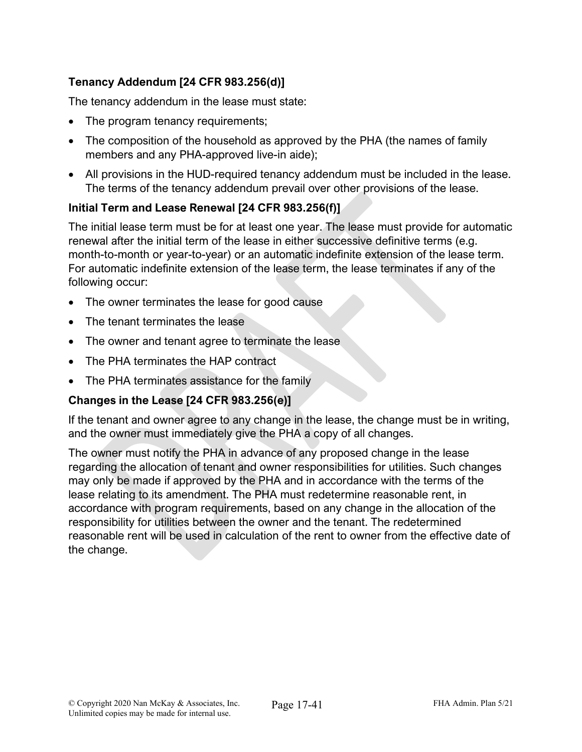#### Tenancy Addendum [24 CFR 983.256(d)]

The tenancy addendum in the lease must state:

- The program tenancy requirements;
- The composition of the household as approved by the PHA (the names of family members and any PHA-approved live-in aide);
- All provisions in the HUD-required tenancy addendum must be included in the lease. The terms of the tenancy addendum prevail over other provisions of the lease.

#### Initial Term and Lease Renewal [24 CFR 983.256(f)]

The initial lease term must be for at least one year. The lease must provide for automatic renewal after the initial term of the lease in either successive definitive terms (e.g. month-to-month or year-to-year) or an automatic indefinite extension of the lease term. For automatic indefinite extension of the lease term, the lease terminates if any of the following occur:

- The owner terminates the lease for good cause
- The tenant terminates the lease
- The owner and tenant agree to terminate the lease
- The PHA terminates the HAP contract
- The PHA terminates assistance for the family

#### Changes in the Lease [24 CFR 983.256(e)]

If the tenant and owner agree to any change in the lease, the change must be in writing, and the owner must immediately give the PHA a copy of all changes.

The owner must notify the PHA in advance of any proposed change in the lease regarding the allocation of tenant and owner responsibilities for utilities. Such changes may only be made if approved by the PHA and in accordance with the terms of the lease relating to its amendment. The PHA must redetermine reasonable rent, in accordance with program requirements, based on any change in the allocation of the responsibility for utilities between the owner and the tenant. The redetermined reasonable rent will be used in calculation of the rent to owner from the effective date of the change.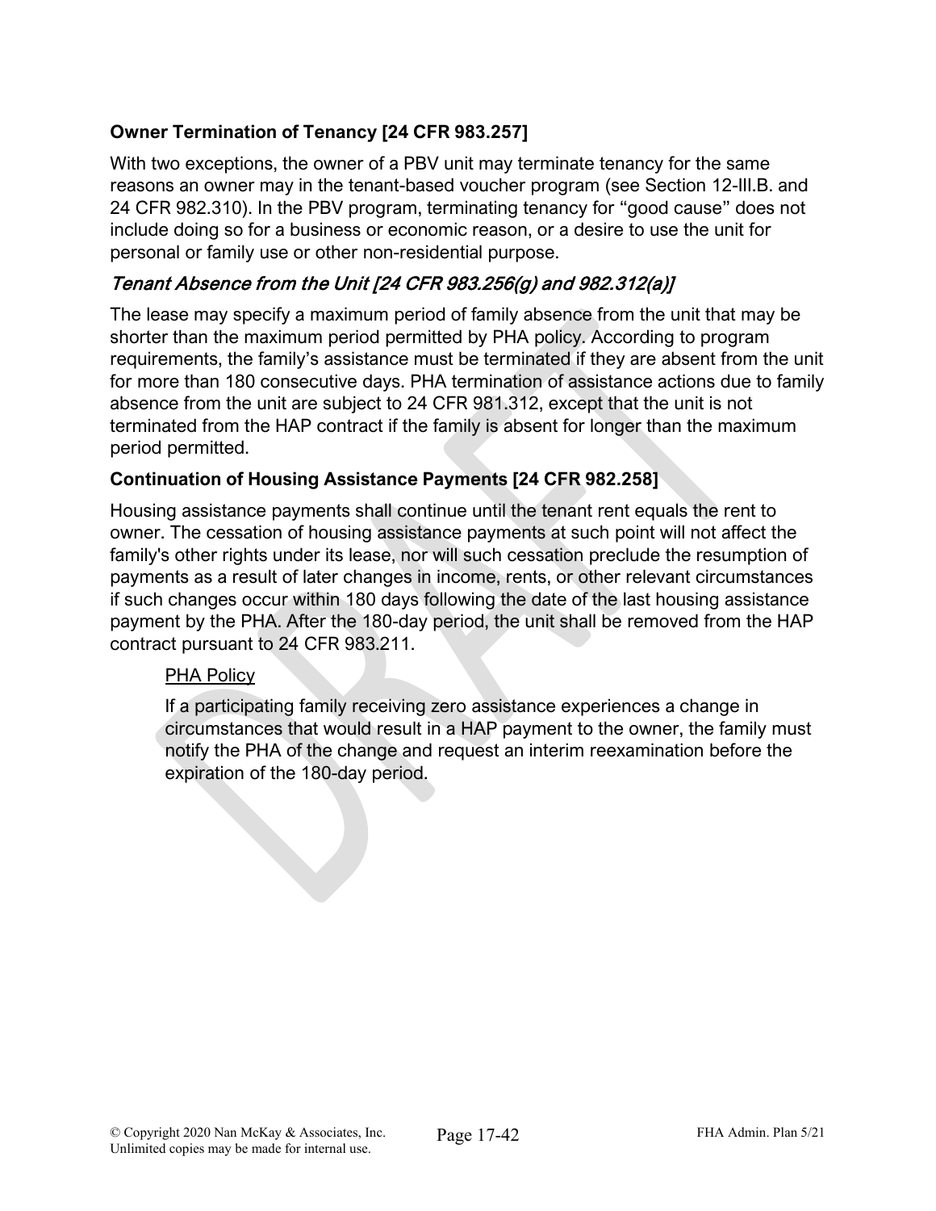**Owner Termination of Tenancy [24 CFR 983.257]**

With two exceptions, the owner of a PBV unit may terminate tenancy for the same reasons an owner may in the tenant-based voucher program (see Section 12-III.B. and 24 CFR 982.310). In the PBV program, terminating tenancy for "good cause" does not include doing so for a business or economic reason, or a desire to use the unit for personal or family use or other non-residential purpose.

*Tenant Absence from the Unit [24 CFR 983.256(g) and 982.312(a)]*

The lease may specify a maximum period of family absence from the unit that may be shorter than the maximum period permitted by PHA policy. According to program requirements, the family's assistance must be terminated if they are absent from the unit for more than 180 consecutive days. PHA termination of assistance actions due to family absence from the unit are subject to 24 CFR 981.312, except that the unit is not terminated from the HAP contract if the family is absent for longer than the maximum period permitted.

**Continuation of Housing Assistance Payments [24 CFR 982.258]**

Housing assistance payments shall continue until the tenant rent equals the rent to owner. The cessation of housing assistance payments at such point will not affect the family's other rights under its lease, nor will such cessation preclude the resumption of payments as a result of later changes in income, rents, or other relevant circumstances if such changes occur within 180 days following the date of the last housing assistance payment by the PHA. After the 180-day period, the unit shall be removed from the HAP contract pursuant to 24 CFR 983.211.

> PHA Policy
>
> If a participating family receiving zero assistance experiences a change in circumstances that would result in a HAP payment to the owner, the family must notify the PHA of the change and request an interim reexamination before the expiration of the 180-day period.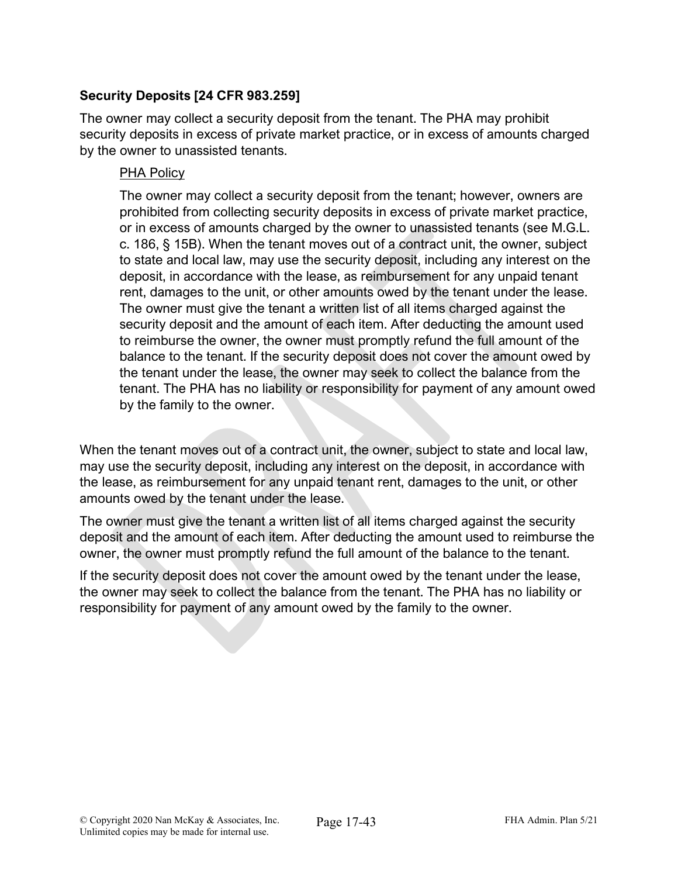### Security Deposits [24 CFR 983.259]

The owner may collect a security deposit from the tenant. The PHA may prohibit security deposits in excess of private market practice, or in excess of amounts charged by the owner to unassisted tenants.

> PHA Policy
>
> The owner may collect a security deposit from the tenant; however, owners are prohibited from collecting security deposits in excess of private market practice, or in excess of amounts charged by the owner to unassisted tenants (see M.G.L. c. 186, § 15B). When the tenant moves out of a contract unit, the owner, subject to state and local law, may use the security deposit, including any interest on the deposit, in accordance with the lease, as reimbursement for any unpaid tenant rent, damages to the unit, or other amounts owed by the tenant under the lease. The owner must give the tenant a written list of all items charged against the security deposit and the amount of each item. After deducting the amount used to reimburse the owner, the owner must promptly refund the full amount of the balance to the tenant. If the security deposit does not cover the amount owed by the tenant under the lease, the owner may seek to collect the balance from the tenant. The PHA has no liability or responsibility for payment of any amount owed by the family to the owner.

When the tenant moves out of a contract unit, the owner, subject to state and local law, may use the security deposit, including any interest on the deposit, in accordance with the lease, as reimbursement for any unpaid tenant rent, damages to the unit, or other amounts owed by the tenant under the lease.

The owner must give the tenant a written list of all items charged against the security deposit and the amount of each item. After deducting the amount used to reimburse the owner, the owner must promptly refund the full amount of the balance to the tenant.

If the security deposit does not cover the amount owed by the tenant under the lease, the owner may seek to collect the balance from the tenant. The PHA has no liability or responsibility for payment of any amount owed by the family to the owner.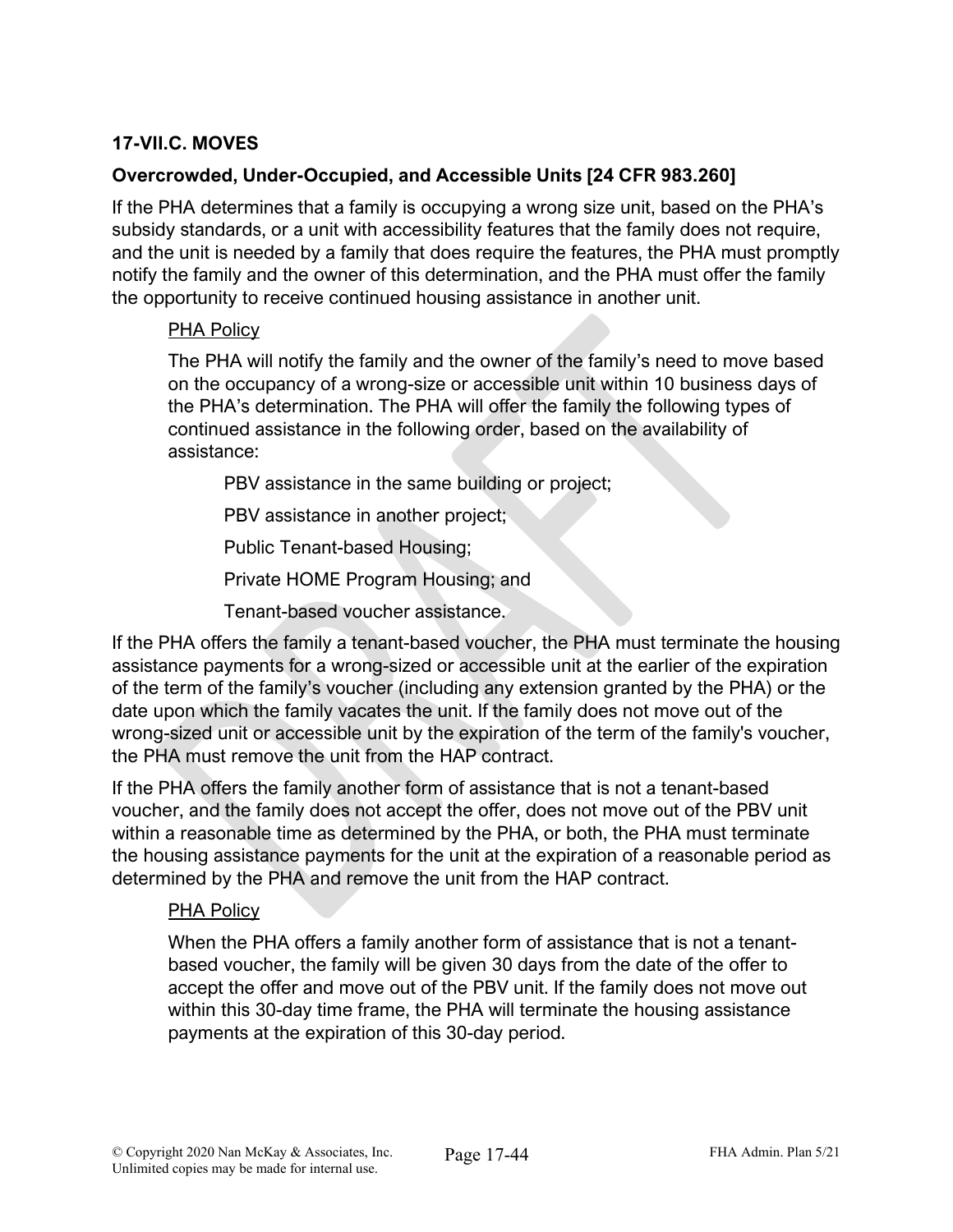## 17-VII.C. MOVES

### Overcrowded, Under-Occupied, and Accessible Units [24 CFR 983.260]

If the PHA determines that a family is occupying a wrong size unit, based on the PHA's subsidy standards, or a unit with accessibility features that the family does not require, and the unit is needed by a family that does require the features, the PHA must promptly notify the family and the owner of this determination, and the PHA must offer the family the opportunity to receive continued housing assistance in another unit.

> <u>PHA Policy</u>
>
> The PHA will notify the family and the owner of the family's need to move based on the occupancy of a wrong-size or accessible unit within 10 business days of the PHA's determination. The PHA will offer the family the following types of continued assistance in the following order, based on the availability of assistance:
>
> > PBV assistance in the same building or project;
> >
> > PBV assistance in another project;
> >
> > Public Tenant-based Housing;
> >
> > Private HOME Program Housing; and
> >
> > Tenant-based voucher assistance.

If the PHA offers the family a tenant-based voucher, the PHA must terminate the housing assistance payments for a wrong-sized or accessible unit at the earlier of the expiration of the term of the family's voucher (including any extension granted by the PHA) or the date upon which the family vacates the unit. If the family does not move out of the wrong-sized unit or accessible unit by the expiration of the term of the family's voucher, the PHA must remove the unit from the HAP contract.

If the PHA offers the family another form of assistance that is not a tenant-based voucher, and the family does not accept the offer, does not move out of the PBV unit within a reasonable time as determined by the PHA, or both, the PHA must terminate the housing assistance payments for the unit at the expiration of a reasonable period as determined by the PHA and remove the unit from the HAP contract.

> <u>PHA Policy</u>
>
> When the PHA offers a family another form of assistance that is not a tenant-based voucher, the family will be given 30 days from the date of the offer to accept the offer and move out of the PBV unit. If the family does not move out within this 30-day time frame, the PHA will terminate the housing assistance payments at the expiration of this 30-day period.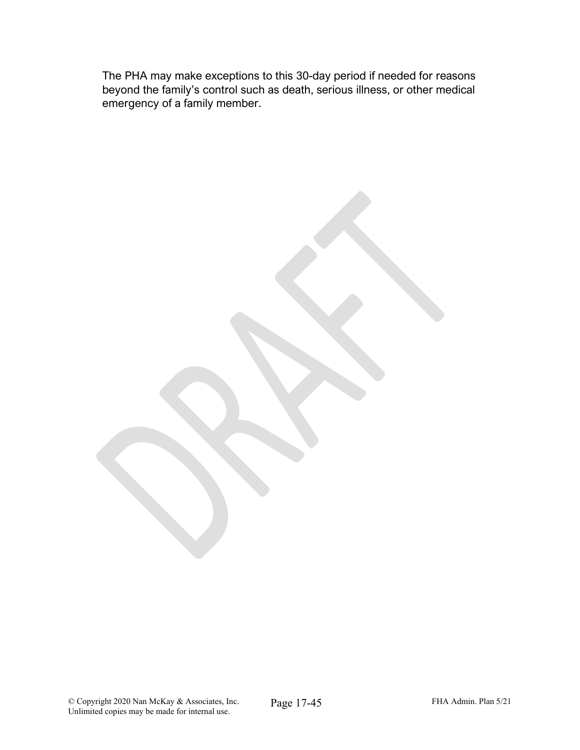The PHA may make exceptions to this 30-day period if needed for reasons beyond the family's control such as death, serious illness, or other medical emergency of a family member.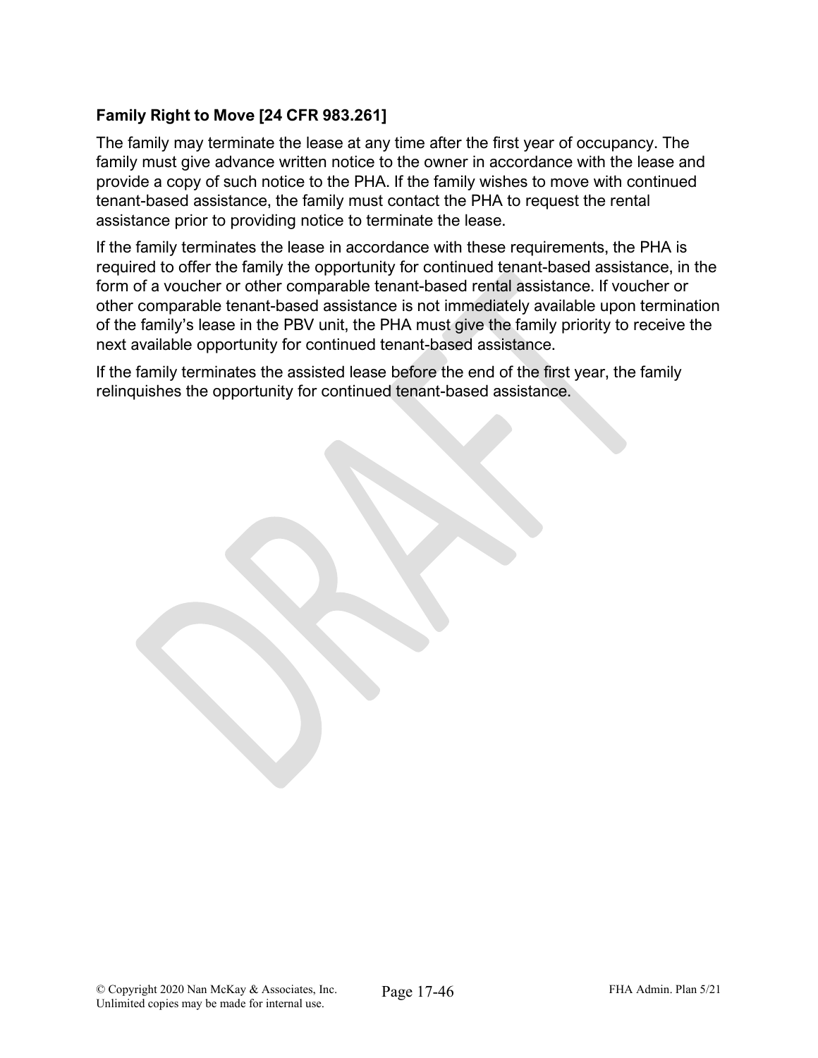**Family Right to Move [24 CFR 983.261]**

The family may terminate the lease at any time after the first year of occupancy. The family must give advance written notice to the owner in accordance with the lease and provide a copy of such notice to the PHA. If the family wishes to move with continued tenant-based assistance, the family must contact the PHA to request the rental assistance prior to providing notice to terminate the lease.

If the family terminates the lease in accordance with these requirements, the PHA is required to offer the family the opportunity for continued tenant-based assistance, in the form of a voucher or other comparable tenant-based rental assistance. If voucher or other comparable tenant-based assistance is not immediately available upon termination of the family's lease in the PBV unit, the PHA must give the family priority to receive the next available opportunity for continued tenant-based assistance.

If the family terminates the assisted lease before the end of the first year, the family relinquishes the opportunity for continued tenant-based assistance.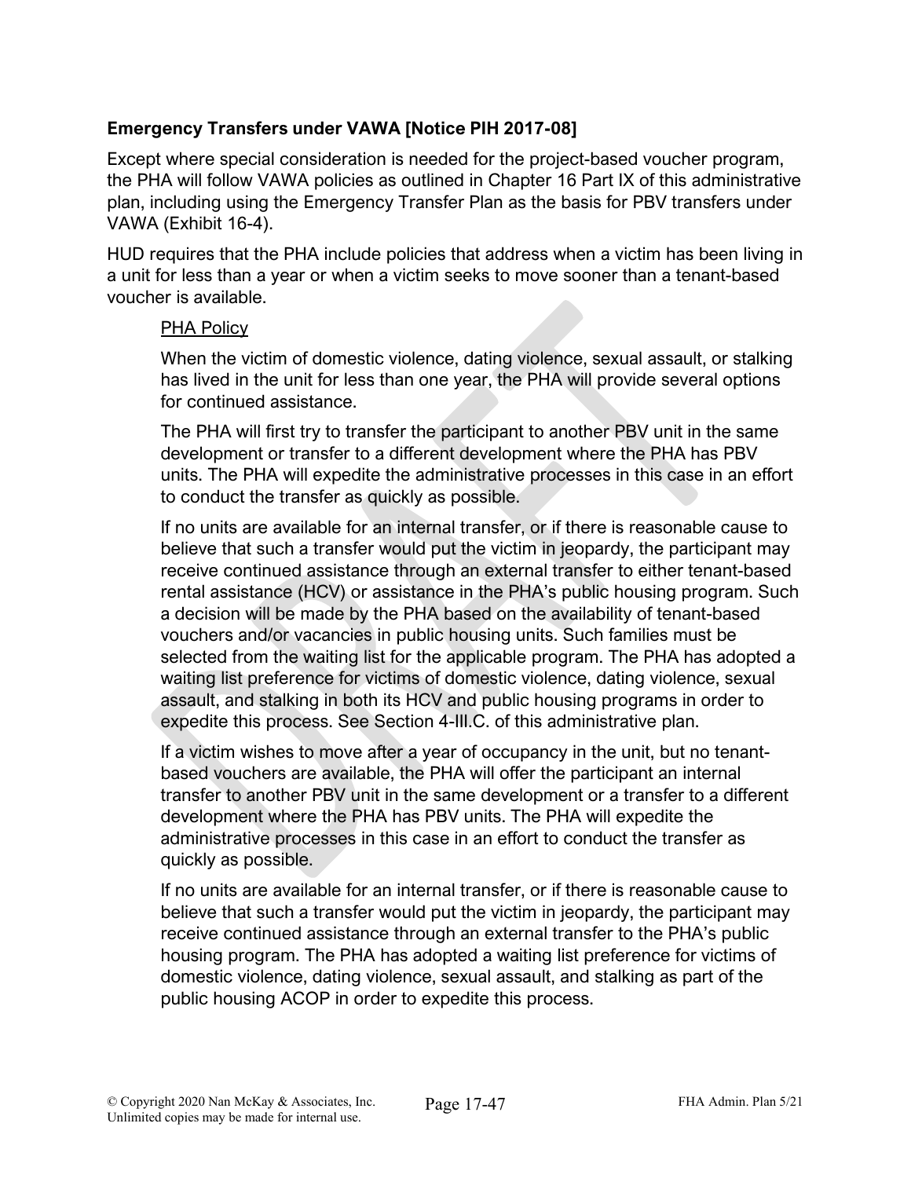**Emergency Transfers under VAWA [Notice PIH 2017-08]**

Except where special consideration is needed for the project-based voucher program, the PHA will follow VAWA policies as outlined in Chapter 16 Part IX of this administrative plan, including using the Emergency Transfer Plan as the basis for PBV transfers under VAWA (Exhibit 16-4).

HUD requires that the PHA include policies that address when a victim has been living in a unit for less than a year or when a victim seeks to move sooner than a tenant-based voucher is available.

> PHA Policy
>
> When the victim of domestic violence, dating violence, sexual assault, or stalking has lived in the unit for less than one year, the PHA will provide several options for continued assistance.
>
> The PHA will first try to transfer the participant to another PBV unit in the same development or transfer to a different development where the PHA has PBV units. The PHA will expedite the administrative processes in this case in an effort to conduct the transfer as quickly as possible.
>
> If no units are available for an internal transfer, or if there is reasonable cause to believe that such a transfer would put the victim in jeopardy, the participant may receive continued assistance through an external transfer to either tenant-based rental assistance (HCV) or assistance in the PHA's public housing program. Such a decision will be made by the PHA based on the availability of tenant-based vouchers and/or vacancies in public housing units. Such families must be selected from the waiting list for the applicable program. The PHA has adopted a waiting list preference for victims of domestic violence, dating violence, sexual assault, and stalking in both its HCV and public housing programs in order to expedite this process. See Section 4-III.C. of this administrative plan.
>
> If a victim wishes to move after a year of occupancy in the unit, but no tenant-based vouchers are available, the PHA will offer the participant an internal transfer to another PBV unit in the same development or a transfer to a different development where the PHA has PBV units. The PHA will expedite the administrative processes in this case in an effort to conduct the transfer as quickly as possible.
>
> If no units are available for an internal transfer, or if there is reasonable cause to believe that such a transfer would put the victim in jeopardy, the participant may receive continued assistance through an external transfer to the PHA's public housing program. The PHA has adopted a waiting list preference for victims of domestic violence, dating violence, sexual assault, and stalking as part of the public housing ACOP in order to expedite this process.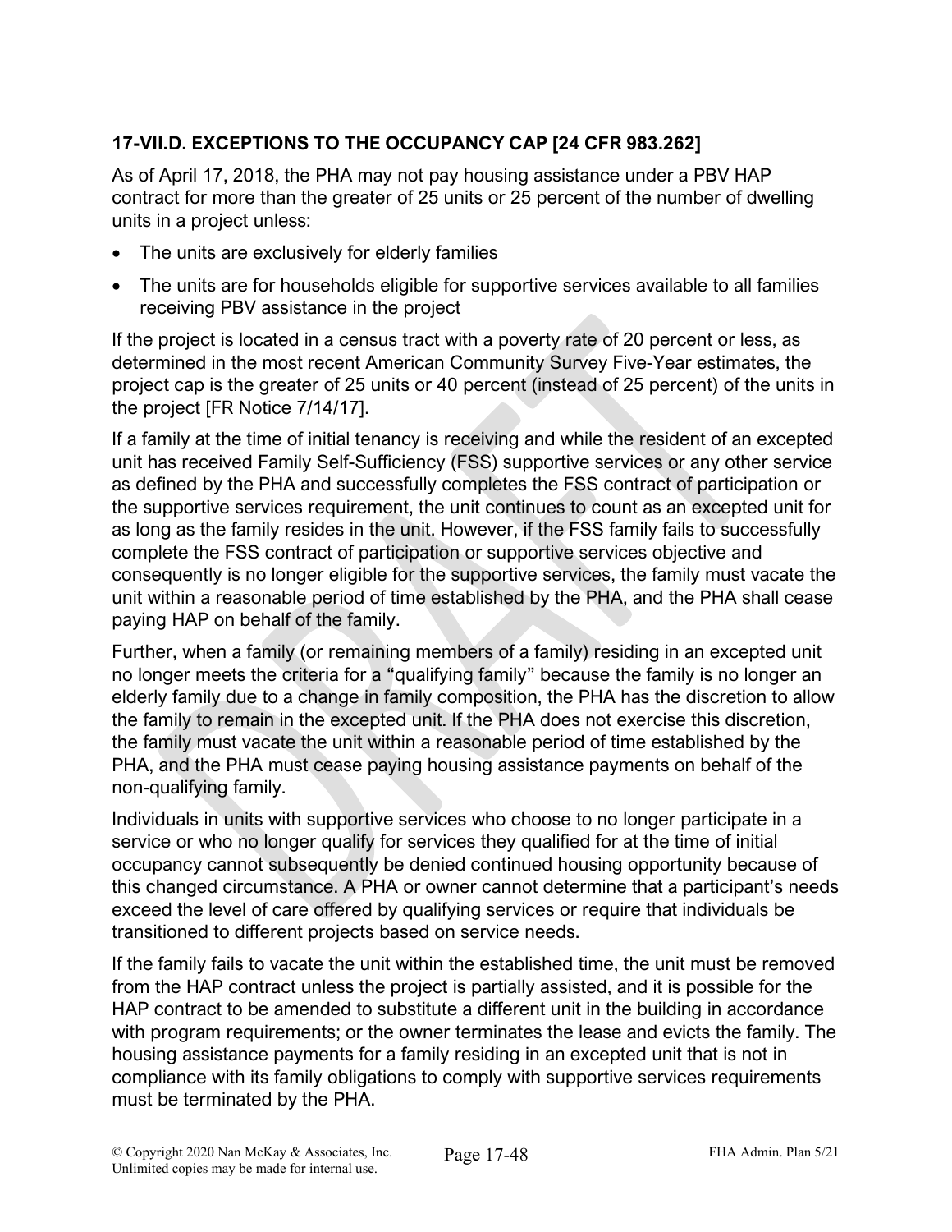### 17-VII.D. EXCEPTIONS TO THE OCCUPANCY CAP [24 CFR 983.262]

As of April 17, 2018, the PHA may not pay housing assistance under a PBV HAP contract for more than the greater of 25 units or 25 percent of the number of dwelling units in a project unless:

- The units are exclusively for elderly families
- The units are for households eligible for supportive services available to all families receiving PBV assistance in the project

If the project is located in a census tract with a poverty rate of 20 percent or less, as determined in the most recent American Community Survey Five-Year estimates, the project cap is the greater of 25 units or 40 percent (instead of 25 percent) of the units in the project [FR Notice 7/14/17].

If a family at the time of initial tenancy is receiving and while the resident of an excepted unit has received Family Self-Sufficiency (FSS) supportive services or any other service as defined by the PHA and successfully completes the FSS contract of participation or the supportive services requirement, the unit continues to count as an excepted unit for as long as the family resides in the unit. However, if the FSS family fails to successfully complete the FSS contract of participation or supportive services objective and consequently is no longer eligible for the supportive services, the family must vacate the unit within a reasonable period of time established by the PHA, and the PHA shall cease paying HAP on behalf of the family.

Further, when a family (or remaining members of a family) residing in an excepted unit no longer meets the criteria for a "qualifying family" because the family is no longer an elderly family due to a change in family composition, the PHA has the discretion to allow the family to remain in the excepted unit. If the PHA does not exercise this discretion, the family must vacate the unit within a reasonable period of time established by the PHA, and the PHA must cease paying housing assistance payments on behalf of the non-qualifying family.

Individuals in units with supportive services who choose to no longer participate in a service or who no longer qualify for services they qualified for at the time of initial occupancy cannot subsequently be denied continued housing opportunity because of this changed circumstance. A PHA or owner cannot determine that a participant's needs exceed the level of care offered by qualifying services or require that individuals be transitioned to different projects based on service needs.

If the family fails to vacate the unit within the established time, the unit must be removed from the HAP contract unless the project is partially assisted, and it is possible for the HAP contract to be amended to substitute a different unit in the building in accordance with program requirements; or the owner terminates the lease and evicts the family. The housing assistance payments for a family residing in an excepted unit that is not in compliance with its family obligations to comply with supportive services requirements must be terminated by the PHA.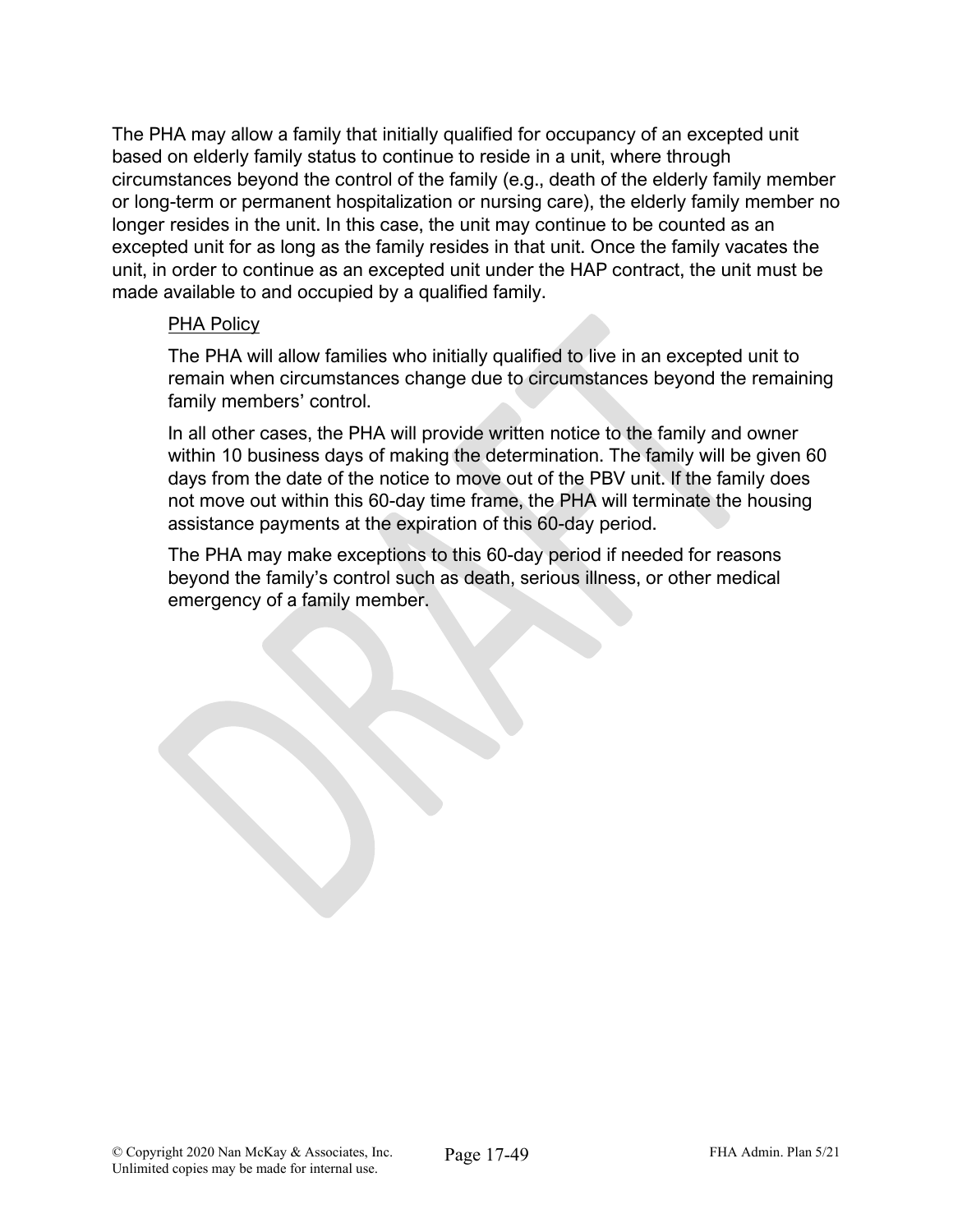The PHA may allow a family that initially qualified for occupancy of an excepted unit based on elderly family status to continue to reside in a unit, where through circumstances beyond the control of the family (e.g., death of the elderly family member or long-term or permanent hospitalization or nursing care), the elderly family member no longer resides in the unit. In this case, the unit may continue to be counted as an excepted unit for as long as the family resides in that unit. Once the family vacates the unit, in order to continue as an excepted unit under the HAP contract, the unit must be made available to and occupied by a qualified family.

> PHA Policy
>
> The PHA will allow families who initially qualified to live in an excepted unit to remain when circumstances change due to circumstances beyond the remaining family members' control.
>
> In all other cases, the PHA will provide written notice to the family and owner within 10 business days of making the determination. The family will be given 60 days from the date of the notice to move out of the PBV unit. If the family does not move out within this 60-day time frame, the PHA will terminate the housing assistance payments at the expiration of this 60-day period.
>
> The PHA may make exceptions to this 60-day period if needed for reasons beyond the family's control such as death, serious illness, or other medical emergency of a family member.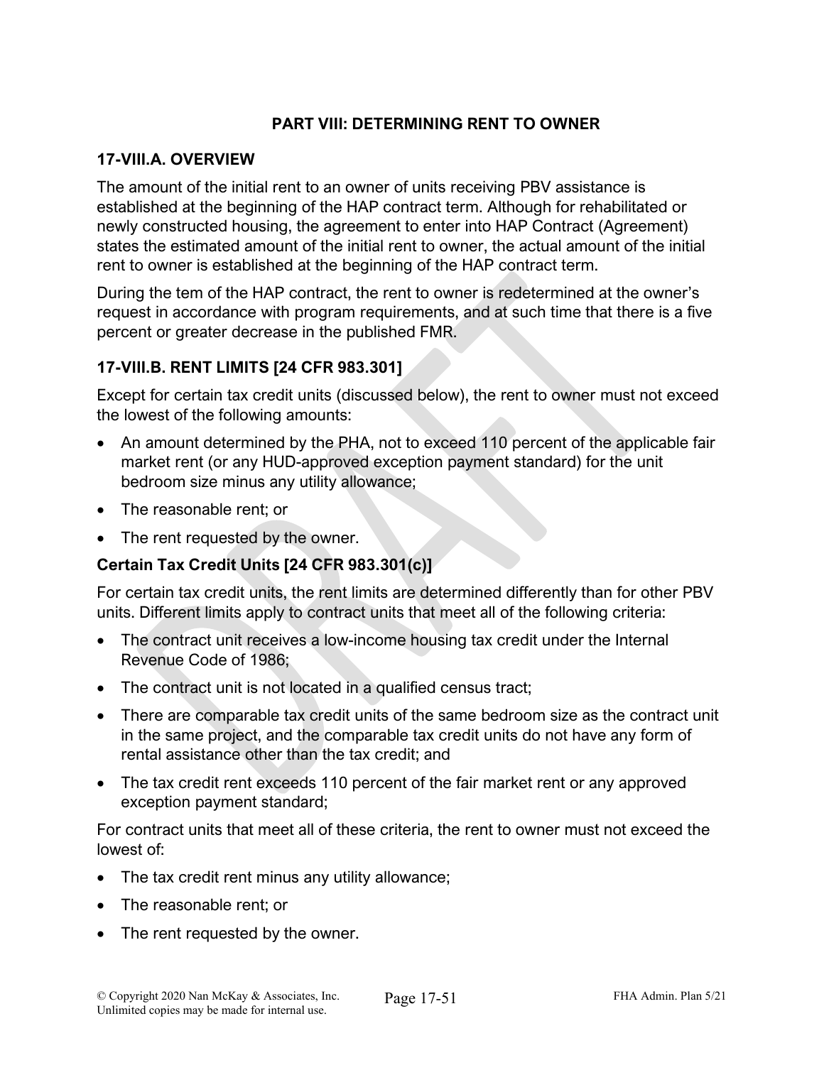## PART VIII: DETERMINING RENT TO OWNER

### 17-VIII.A. OVERVIEW

The amount of the initial rent to an owner of units receiving PBV assistance is established at the beginning of the HAP contract term. Although for rehabilitated or newly constructed housing, the agreement to enter into HAP Contract (Agreement) states the estimated amount of the initial rent to owner, the actual amount of the initial rent to owner is established at the beginning of the HAP contract term.

During the tem of the HAP contract, the rent to owner is redetermined at the owner's request in accordance with program requirements, and at such time that there is a five percent or greater decrease in the published FMR.

### 17-VIII.B. RENT LIMITS [24 CFR 983.301]

Except for certain tax credit units (discussed below), the rent to owner must not exceed the lowest of the following amounts:

- An amount determined by the PHA, not to exceed 110 percent of the applicable fair market rent (or any HUD-approved exception payment standard) for the unit bedroom size minus any utility allowance;
- The reasonable rent; or
- The rent requested by the owner.

**Certain Tax Credit Units [24 CFR 983.301(c)]**

For certain tax credit units, the rent limits are determined differently than for other PBV units. Different limits apply to contract units that meet all of the following criteria:

- The contract unit receives a low-income housing tax credit under the Internal Revenue Code of 1986;
- The contract unit is not located in a qualified census tract;
- There are comparable tax credit units of the same bedroom size as the contract unit in the same project, and the comparable tax credit units do not have any form of rental assistance other than the tax credit; and
- The tax credit rent exceeds 110 percent of the fair market rent or any approved exception payment standard;

For contract units that meet all of these criteria, the rent to owner must not exceed the lowest of:

- The tax credit rent minus any utility allowance;
- The reasonable rent; or
- The rent requested by the owner.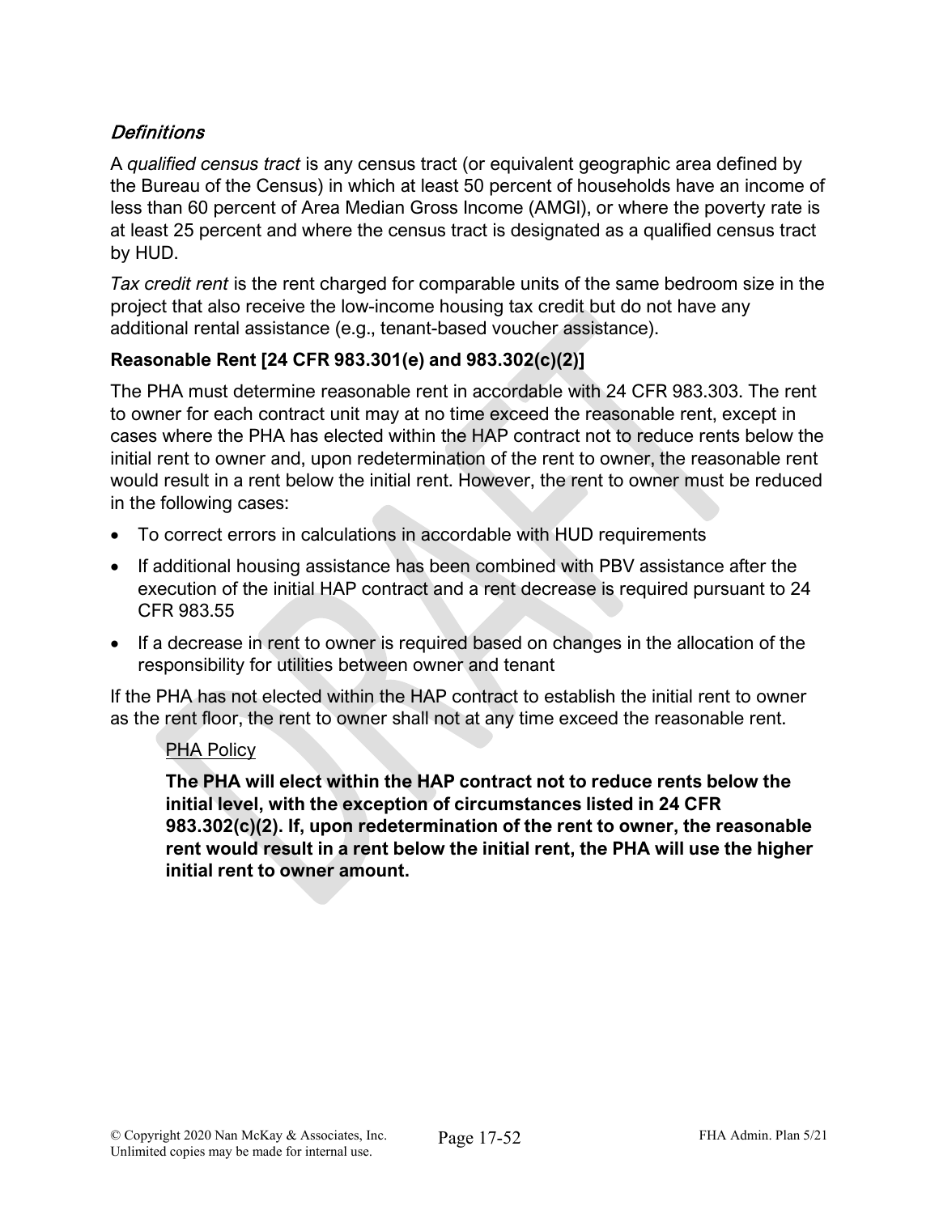### *Definitions*

A *qualified census tract* is any census tract (or equivalent geographic area defined by the Bureau of the Census) in which at least 50 percent of households have an income of less than 60 percent of Area Median Gross Income (AMGI), or where the poverty rate is at least 25 percent and where the census tract is designated as a qualified census tract by HUD.

*Tax credit rent* is the rent charged for comparable units of the same bedroom size in the project that also receive the low-income housing tax credit but do not have any additional rental assistance (e.g., tenant-based voucher assistance).

### **Reasonable Rent [24 CFR 983.301(e) and 983.302(c)(2)]**

The PHA must determine reasonable rent in accordable with 24 CFR 983.303. The rent to owner for each contract unit may at no time exceed the reasonable rent, except in cases where the PHA has elected within the HAP contract not to reduce rents below the initial rent to owner and, upon redetermination of the rent to owner, the reasonable rent would result in a rent below the initial rent. However, the rent to owner must be reduced in the following cases:

- To correct errors in calculations in accordable with HUD requirements
- If additional housing assistance has been combined with PBV assistance after the execution of the initial HAP contract and a rent decrease is required pursuant to 24 CFR 983.55
- If a decrease in rent to owner is required based on changes in the allocation of the responsibility for utilities between owner and tenant

If the PHA has not elected within the HAP contract to establish the initial rent to owner as the rent floor, the rent to owner shall not at any time exceed the reasonable rent.

> <u>PHA Policy</u>
>
> **The PHA will elect within the HAP contract not to reduce rents below the initial level, with the exception of circumstances listed in 24 CFR 983.302(c)(2). If, upon redetermination of the rent to owner, the reasonable rent would result in a rent below the initial rent, the PHA will use the higher initial rent to owner amount.**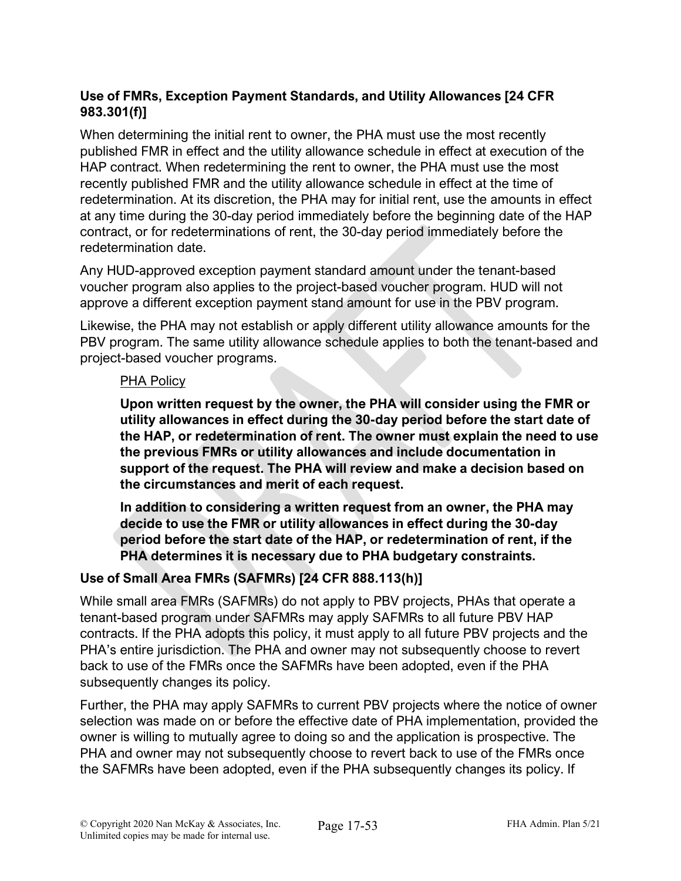### Use of FMRs, Exception Payment Standards, and Utility Allowances [24 CFR 983.301(f)]

When determining the initial rent to owner, the PHA must use the most recently published FMR in effect and the utility allowance schedule in effect at execution of the HAP contract. When redetermining the rent to owner, the PHA must use the most recently published FMR and the utility allowance schedule in effect at the time of redetermination. At its discretion, the PHA may for initial rent, use the amounts in effect at any time during the 30-day period immediately before the beginning date of the HAP contract, or for redeterminations of rent, the 30-day period immediately before the redetermination date.

Any HUD-approved exception payment standard amount under the tenant-based voucher program also applies to the project-based voucher program. HUD will not approve a different exception payment stand amount for use in the PBV program.

Likewise, the PHA may not establish or apply different utility allowance amounts for the PBV program. The same utility allowance schedule applies to both the tenant-based and project-based voucher programs.

> PHA Policy
>
> **Upon written request by the owner, the PHA will consider using the FMR or utility allowances in effect during the 30-day period before the start date of the HAP, or redetermination of rent. The owner must explain the need to use the previous FMRs or utility allowances and include documentation in support of the request. The PHA will review and make a decision based on the circumstances and merit of each request.**
>
> **In addition to considering a written request from an owner, the PHA may decide to use the FMR or utility allowances in effect during the 30-day period before the start date of the HAP, or redetermination of rent, if the PHA determines it is necessary due to PHA budgetary constraints.**

### Use of Small Area FMRs (SAFMRs) [24 CFR 888.113(h)]

While small area FMRs (SAFMRs) do not apply to PBV projects, PHAs that operate a tenant-based program under SAFMRs may apply SAFMRs to all future PBV HAP contracts. If the PHA adopts this policy, it must apply to all future PBV projects and the PHA's entire jurisdiction. The PHA and owner may not subsequently choose to revert back to use of the FMRs once the SAFMRs have been adopted, even if the PHA subsequently changes its policy.

Further, the PHA may apply SAFMRs to current PBV projects where the notice of owner selection was made on or before the effective date of PHA implementation, provided the owner is willing to mutually agree to doing so and the application is prospective. The PHA and owner may not subsequently choose to revert back to use of the FMRs once the SAFMRs have been adopted, even if the PHA subsequently changes its policy. If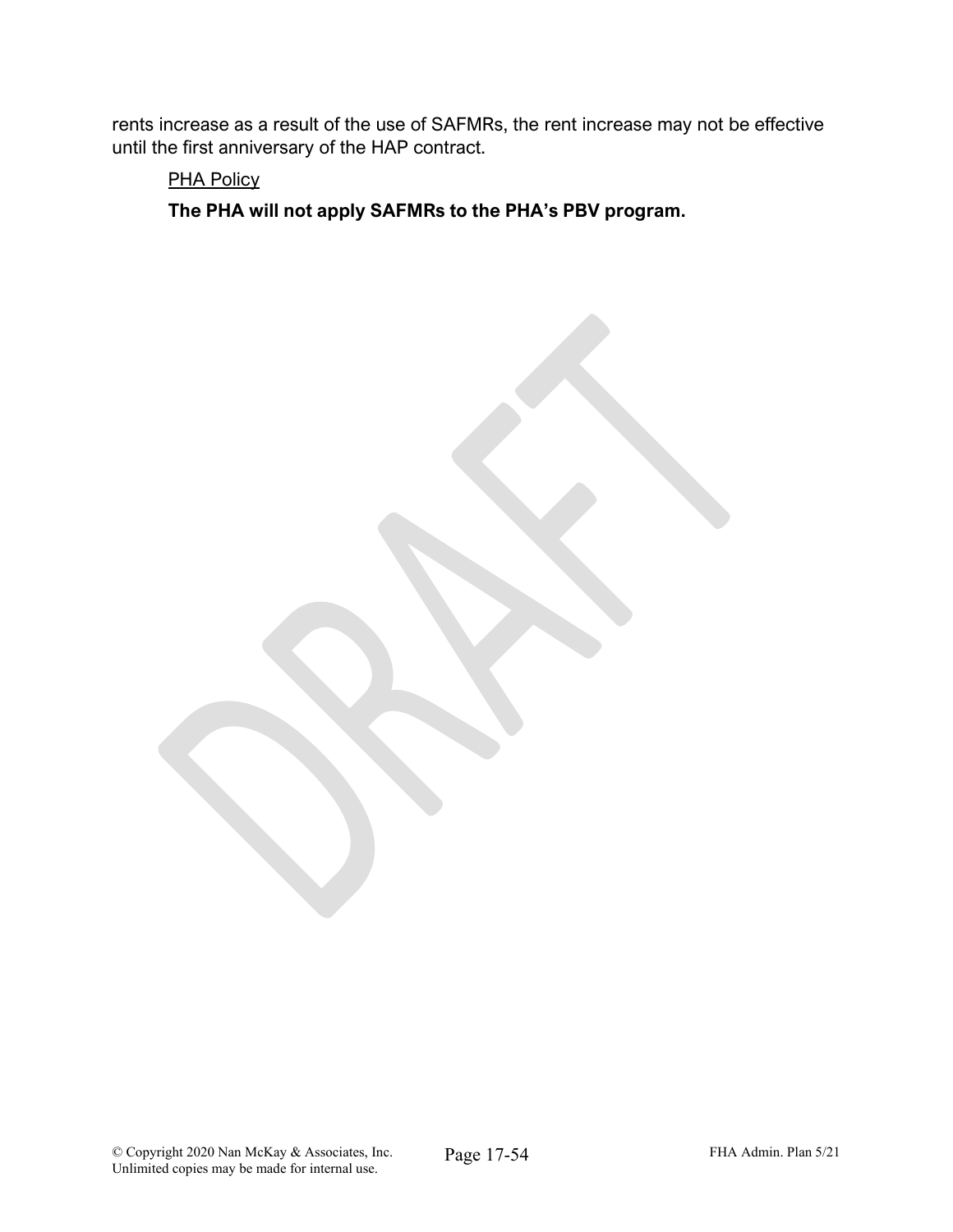rents increase as a result of the use of SAFMRs, the rent increase may not be effective until the first anniversary of the HAP contract.

PHA Policy

**The PHA will not apply SAFMRs to the PHA's PBV program.**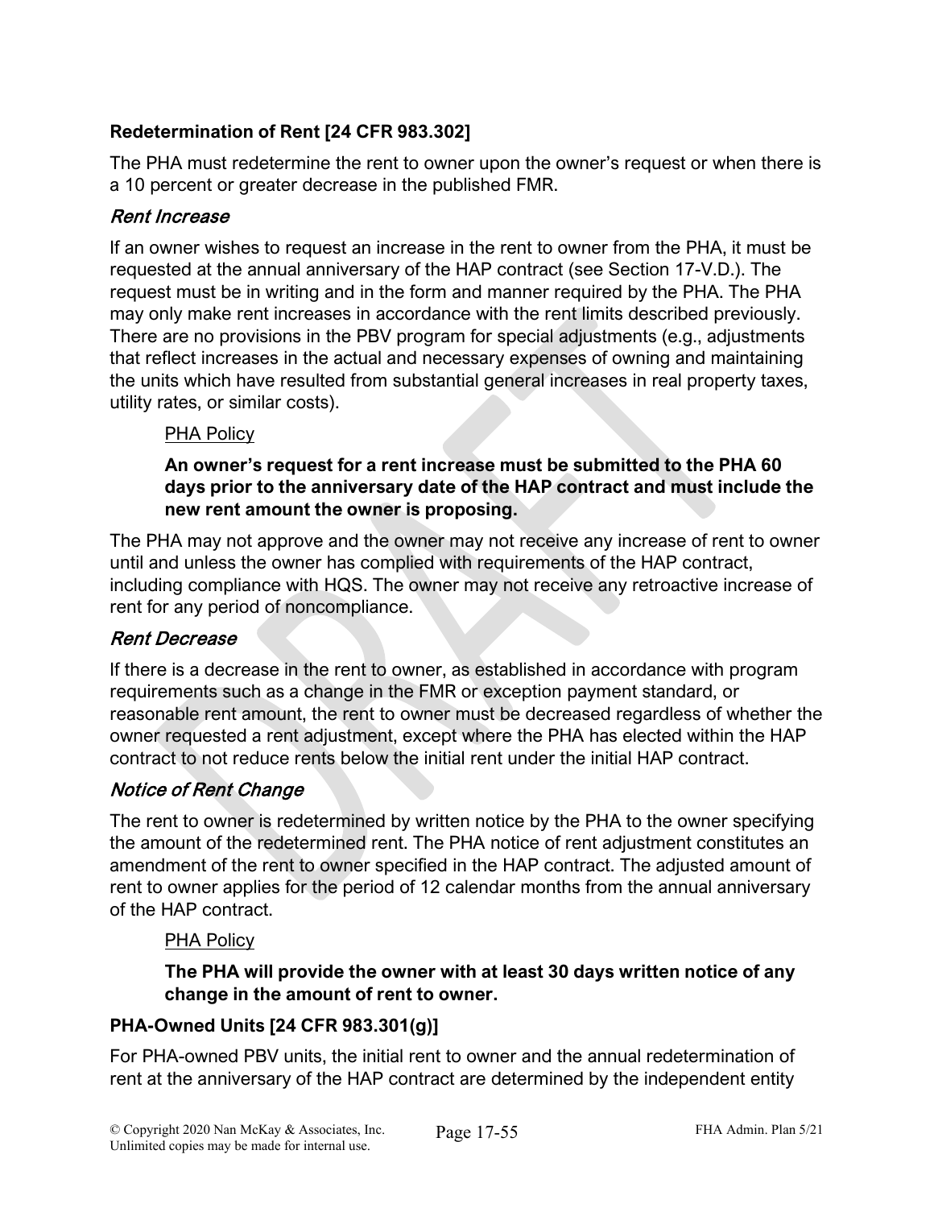### Redetermination of Rent [24 CFR 983.302]

The PHA must redetermine the rent to owner upon the owner's request or when there is a 10 percent or greater decrease in the published FMR.

#### *Rent Increase*

If an owner wishes to request an increase in the rent to owner from the PHA, it must be requested at the annual anniversary of the HAP contract (see Section 17-V.D.). The request must be in writing and in the form and manner required by the PHA. The PHA may only make rent increases in accordance with the rent limits described previously. There are no provisions in the PBV program for special adjustments (e.g., adjustments that reflect increases in the actual and necessary expenses of owning and maintaining the units which have resulted from substantial general increases in real property taxes, utility rates, or similar costs).

> PHA Policy
>
> **An owner's request for a rent increase must be submitted to the PHA 60 days prior to the anniversary date of the HAP contract and must include the new rent amount the owner is proposing.**

The PHA may not approve and the owner may not receive any increase of rent to owner until and unless the owner has complied with requirements of the HAP contract, including compliance with HQS. The owner may not receive any retroactive increase of rent for any period of noncompliance.

#### *Rent Decrease*

If there is a decrease in the rent to owner, as established in accordance with program requirements such as a change in the FMR or exception payment standard, or reasonable rent amount, the rent to owner must be decreased regardless of whether the owner requested a rent adjustment, except where the PHA has elected within the HAP contract to not reduce rents below the initial rent under the initial HAP contract.

#### *Notice of Rent Change*

The rent to owner is redetermined by written notice by the PHA to the owner specifying the amount of the redetermined rent. The PHA notice of rent adjustment constitutes an amendment of the rent to owner specified in the HAP contract. The adjusted amount of rent to owner applies for the period of 12 calendar months from the annual anniversary of the HAP contract.

> PHA Policy
>
> **The PHA will provide the owner with at least 30 days written notice of any change in the amount of rent to owner.**

### PHA-Owned Units [24 CFR 983.301(g)]

For PHA-owned PBV units, the initial rent to owner and the annual redetermination of rent at the anniversary of the HAP contract are determined by the independent entity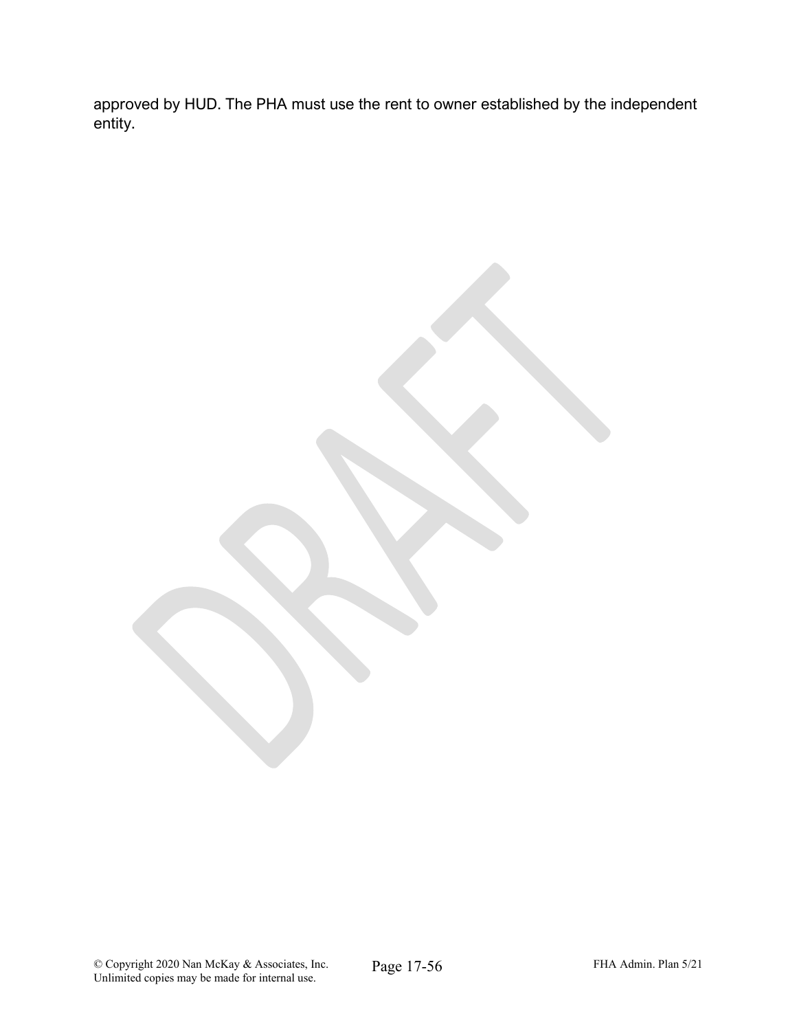approved by HUD. The PHA must use the rent to owner established by the independent entity.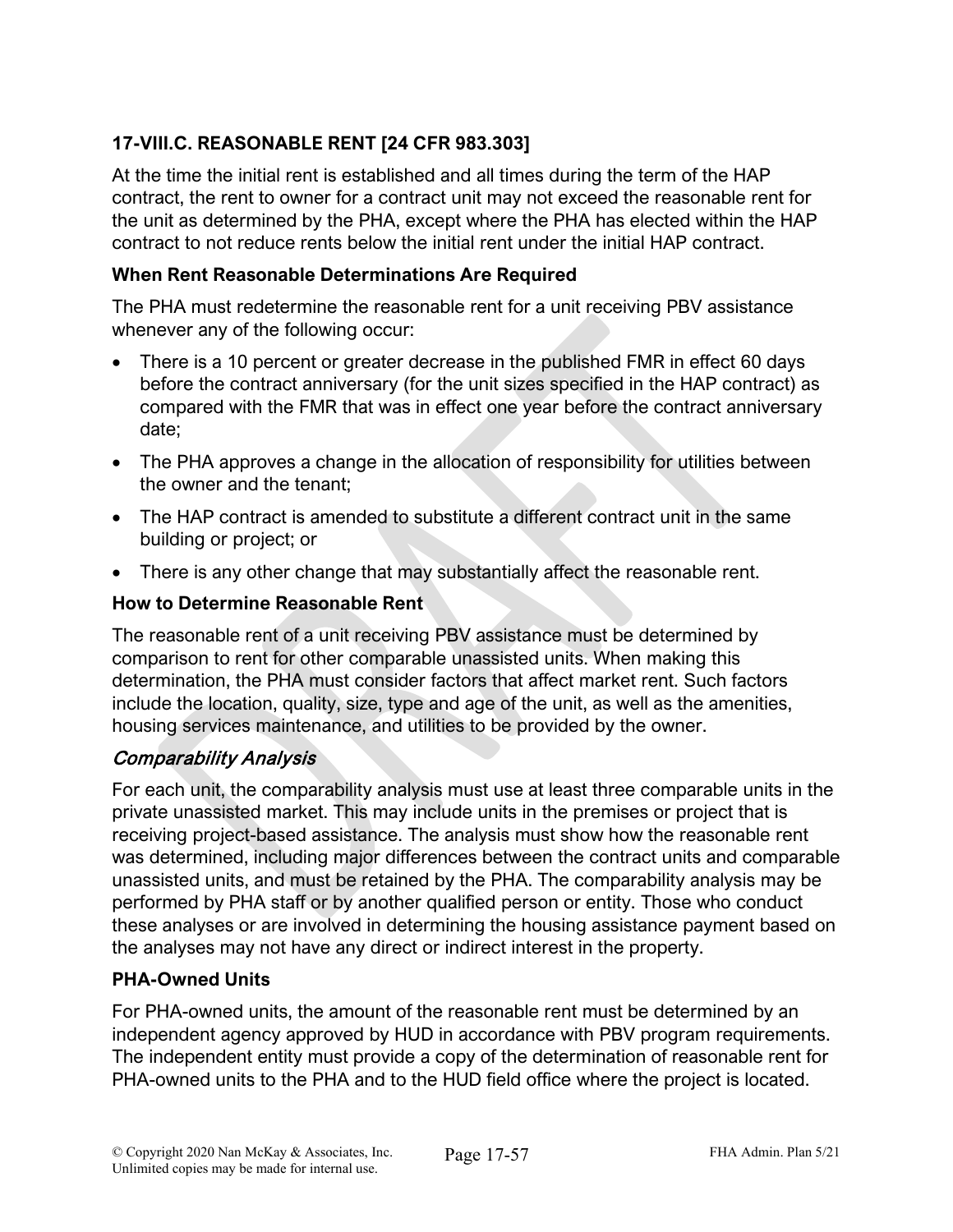## 17-VIII.C. REASONABLE RENT [24 CFR 983.303]

At the time the initial rent is established and all times during the term of the HAP contract, the rent to owner for a contract unit may not exceed the reasonable rent for the unit as determined by the PHA, except where the PHA has elected within the HAP contract to not reduce rents below the initial rent under the initial HAP contract.

### When Rent Reasonable Determinations Are Required

The PHA must redetermine the reasonable rent for a unit receiving PBV assistance whenever any of the following occur:

- There is a 10 percent or greater decrease in the published FMR in effect 60 days before the contract anniversary (for the unit sizes specified in the HAP contract) as compared with the FMR that was in effect one year before the contract anniversary date;
- The PHA approves a change in the allocation of responsibility for utilities between the owner and the tenant;
- The HAP contract is amended to substitute a different contract unit in the same building or project; or
- There is any other change that may substantially affect the reasonable rent.

### How to Determine Reasonable Rent

The reasonable rent of a unit receiving PBV assistance must be determined by comparison to rent for other comparable unassisted units. When making this determination, the PHA must consider factors that affect market rent. Such factors include the location, quality, size, type and age of the unit, as well as the amenities, housing services maintenance, and utilities to be provided by the owner.

#### *Comparability Analysis*

For each unit, the comparability analysis must use at least three comparable units in the private unassisted market. This may include units in the premises or project that is receiving project-based assistance. The analysis must show how the reasonable rent was determined, including major differences between the contract units and comparable unassisted units, and must be retained by the PHA. The comparability analysis may be performed by PHA staff or by another qualified person or entity. Those who conduct these analyses or are involved in determining the housing assistance payment based on the analyses may not have any direct or indirect interest in the property.

### PHA-Owned Units

For PHA-owned units, the amount of the reasonable rent must be determined by an independent agency approved by HUD in accordance with PBV program requirements. The independent entity must provide a copy of the determination of reasonable rent for PHA-owned units to the PHA and to the HUD field office where the project is located.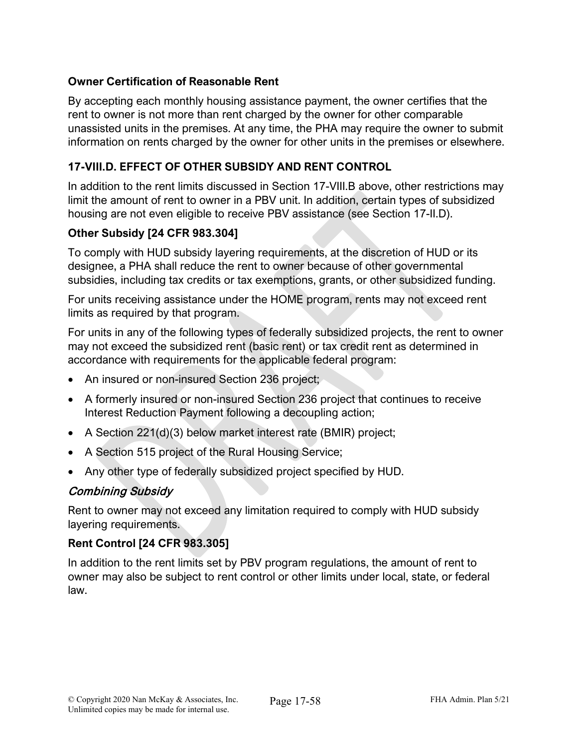**Owner Certification of Reasonable Rent**

By accepting each monthly housing assistance payment, the owner certifies that the rent to owner is not more than rent charged by the owner for other comparable unassisted units in the premises. At any time, the PHA may require the owner to submit information on rents charged by the owner for other units in the premises or elsewhere.

## 17-VIII.D. EFFECT OF OTHER SUBSIDY AND RENT CONTROL

In addition to the rent limits discussed in Section 17-VIII.B above, other restrictions may limit the amount of rent to owner in a PBV unit. In addition, certain types of subsidized housing are not even eligible to receive PBV assistance (see Section 17-II.D).

### Other Subsidy [24 CFR 983.304]

To comply with HUD subsidy layering requirements, at the discretion of HUD or its designee, a PHA shall reduce the rent to owner because of other governmental subsidies, including tax credits or tax exemptions, grants, or other subsidized funding.

For units receiving assistance under the HOME program, rents may not exceed rent limits as required by that program.

For units in any of the following types of federally subsidized projects, the rent to owner may not exceed the subsidized rent (basic rent) or tax credit rent as determined in accordance with requirements for the applicable federal program:

- An insured or non-insured Section 236 project;
- A formerly insured or non-insured Section 236 project that continues to receive Interest Reduction Payment following a decoupling action;
- A Section 221(d)(3) below market interest rate (BMIR) project;
- A Section 515 project of the Rural Housing Service;
- Any other type of federally subsidized project specified by HUD.

*Combining Subsidy*

Rent to owner may not exceed any limitation required to comply with HUD subsidy layering requirements.

### Rent Control [24 CFR 983.305]

In addition to the rent limits set by PBV program regulations, the amount of rent to owner may also be subject to rent control or other limits under local, state, or federal law.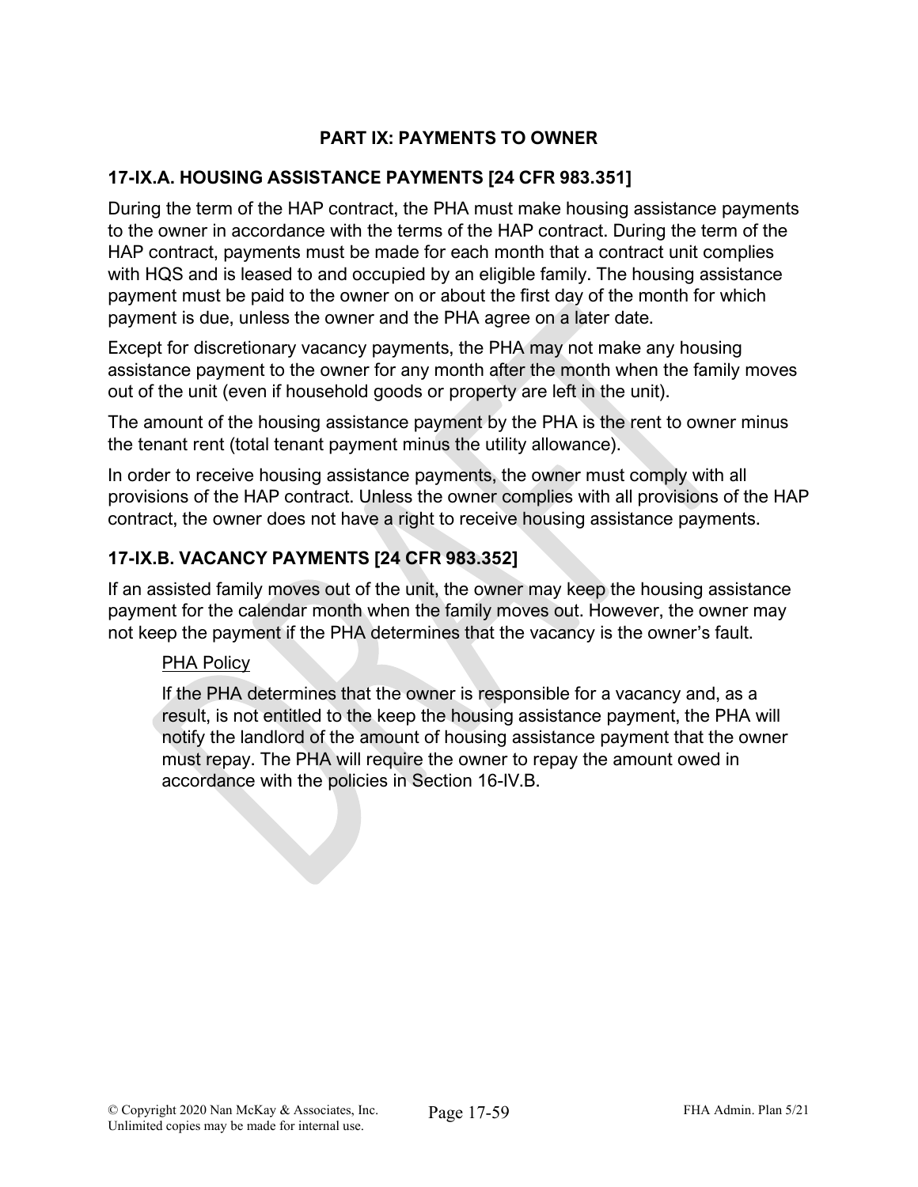## PART IX: PAYMENTS TO OWNER

### 17-IX.A. HOUSING ASSISTANCE PAYMENTS [24 CFR 983.351]

During the term of the HAP contract, the PHA must make housing assistance payments to the owner in accordance with the terms of the HAP contract. During the term of the HAP contract, payments must be made for each month that a contract unit complies with HQS and is leased to and occupied by an eligible family. The housing assistance payment must be paid to the owner on or about the first day of the month for which payment is due, unless the owner and the PHA agree on a later date.

Except for discretionary vacancy payments, the PHA may not make any housing assistance payment to the owner for any month after the month when the family moves out of the unit (even if household goods or property are left in the unit).

The amount of the housing assistance payment by the PHA is the rent to owner minus the tenant rent (total tenant payment minus the utility allowance).

In order to receive housing assistance payments, the owner must comply with all provisions of the HAP contract. Unless the owner complies with all provisions of the HAP contract, the owner does not have a right to receive housing assistance payments.

### 17-IX.B. VACANCY PAYMENTS [24 CFR 983.352]

If an assisted family moves out of the unit, the owner may keep the housing assistance payment for the calendar month when the family moves out. However, the owner may not keep the payment if the PHA determines that the vacancy is the owner's fault.

> PHA Policy
>
> If the PHA determines that the owner is responsible for a vacancy and, as a result, is not entitled to the keep the housing assistance payment, the PHA will notify the landlord of the amount of housing assistance payment that the owner must repay. The PHA will require the owner to repay the amount owed in accordance with the policies in Section 16-IV.B.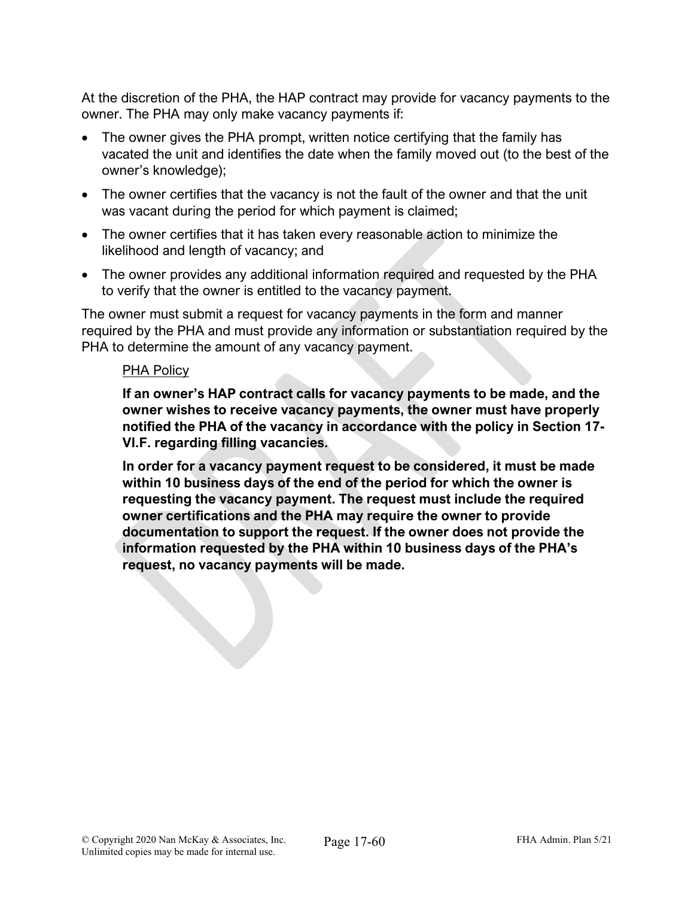At the discretion of the PHA, the HAP contract may provide for vacancy payments to the owner. The PHA may only make vacancy payments if:

- The owner gives the PHA prompt, written notice certifying that the family has vacated the unit and identifies the date when the family moved out (to the best of the owner's knowledge);
- The owner certifies that the vacancy is not the fault of the owner and that the unit was vacant during the period for which payment is claimed;
- The owner certifies that it has taken every reasonable action to minimize the likelihood and length of vacancy; and
- The owner provides any additional information required and requested by the PHA to verify that the owner is entitled to the vacancy payment.

The owner must submit a request for vacancy payments in the form and manner required by the PHA and must provide any information or substantiation required by the PHA to determine the amount of any vacancy payment.

> <u>PHA Policy</u>
>
> **If an owner's HAP contract calls for vacancy payments to be made, and the owner wishes to receive vacancy payments, the owner must have properly notified the PHA of the vacancy in accordance with the policy in Section 17-VI.F. regarding filling vacancies.**
>
> **In order for a vacancy payment request to be considered, it must be made within 10 business days of the end of the period for which the owner is requesting the vacancy payment. The request must include the required owner certifications and the PHA may require the owner to provide documentation to support the request. If the owner does not provide the information requested by the PHA within 10 business days of the PHA's request, no vacancy payments will be made.**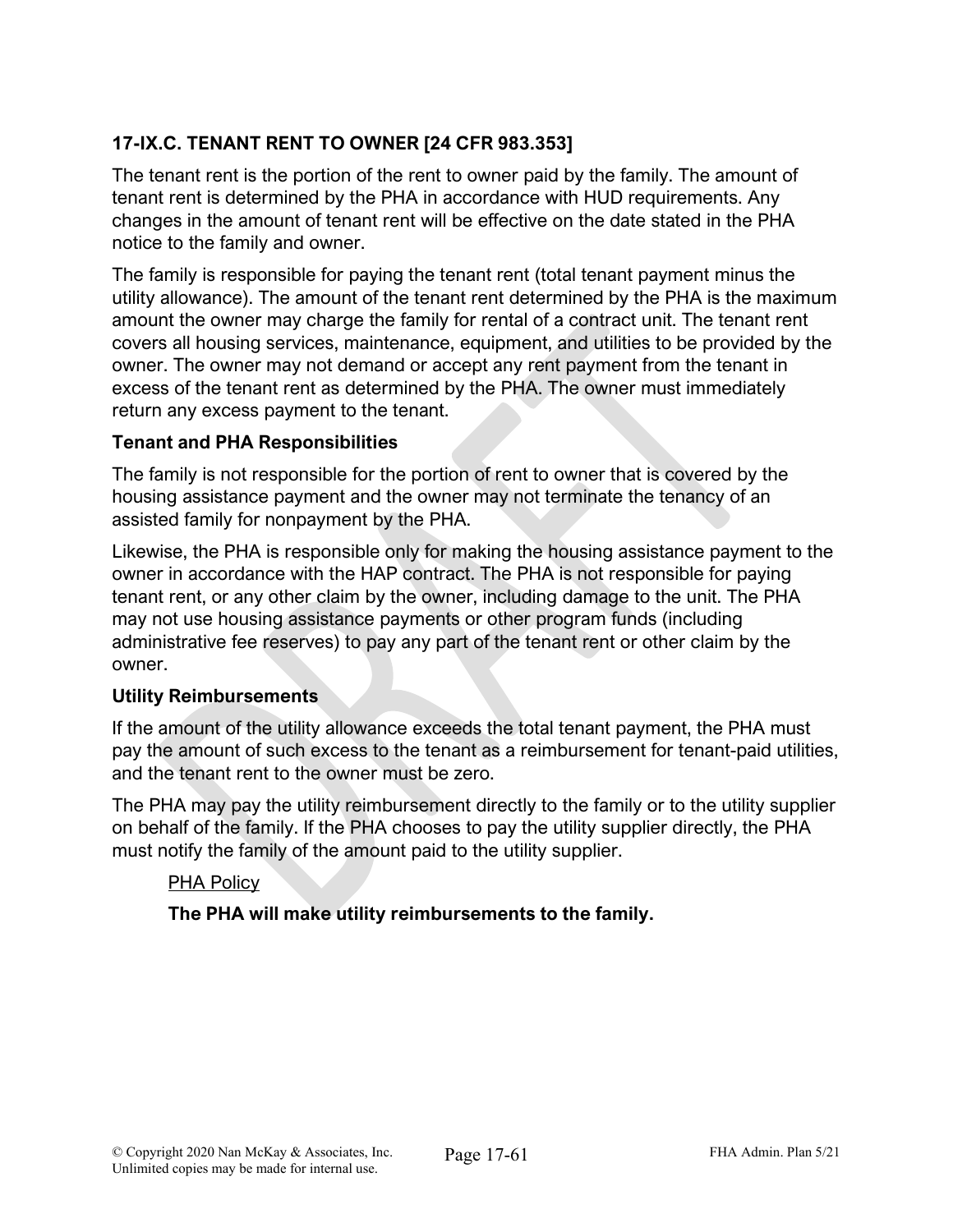### 17-IX.C. TENANT RENT TO OWNER [24 CFR 983.353]

The tenant rent is the portion of the rent to owner paid by the family. The amount of tenant rent is determined by the PHA in accordance with HUD requirements. Any changes in the amount of tenant rent will be effective on the date stated in the PHA notice to the family and owner.

The family is responsible for paying the tenant rent (total tenant payment minus the utility allowance). The amount of the tenant rent determined by the PHA is the maximum amount the owner may charge the family for rental of a contract unit. The tenant rent covers all housing services, maintenance, equipment, and utilities to be provided by the owner. The owner may not demand or accept any rent payment from the tenant in excess of the tenant rent as determined by the PHA. The owner must immediately return any excess payment to the tenant.

#### Tenant and PHA Responsibilities

The family is not responsible for the portion of rent to owner that is covered by the housing assistance payment and the owner may not terminate the tenancy of an assisted family for nonpayment by the PHA.

Likewise, the PHA is responsible only for making the housing assistance payment to the owner in accordance with the HAP contract. The PHA is not responsible for paying tenant rent, or any other claim by the owner, including damage to the unit. The PHA may not use housing assistance payments or other program funds (including administrative fee reserves) to pay any part of the tenant rent or other claim by the owner.

#### Utility Reimbursements

If the amount of the utility allowance exceeds the total tenant payment, the PHA must pay the amount of such excess to the tenant as a reimbursement for tenant-paid utilities, and the tenant rent to the owner must be zero.

The PHA may pay the utility reimbursement directly to the family or to the utility supplier on behalf of the family. If the PHA chooses to pay the utility supplier directly, the PHA must notify the family of the amount paid to the utility supplier.

> <u>PHA Policy</u>
>
> **The PHA will make utility reimbursements to the family.**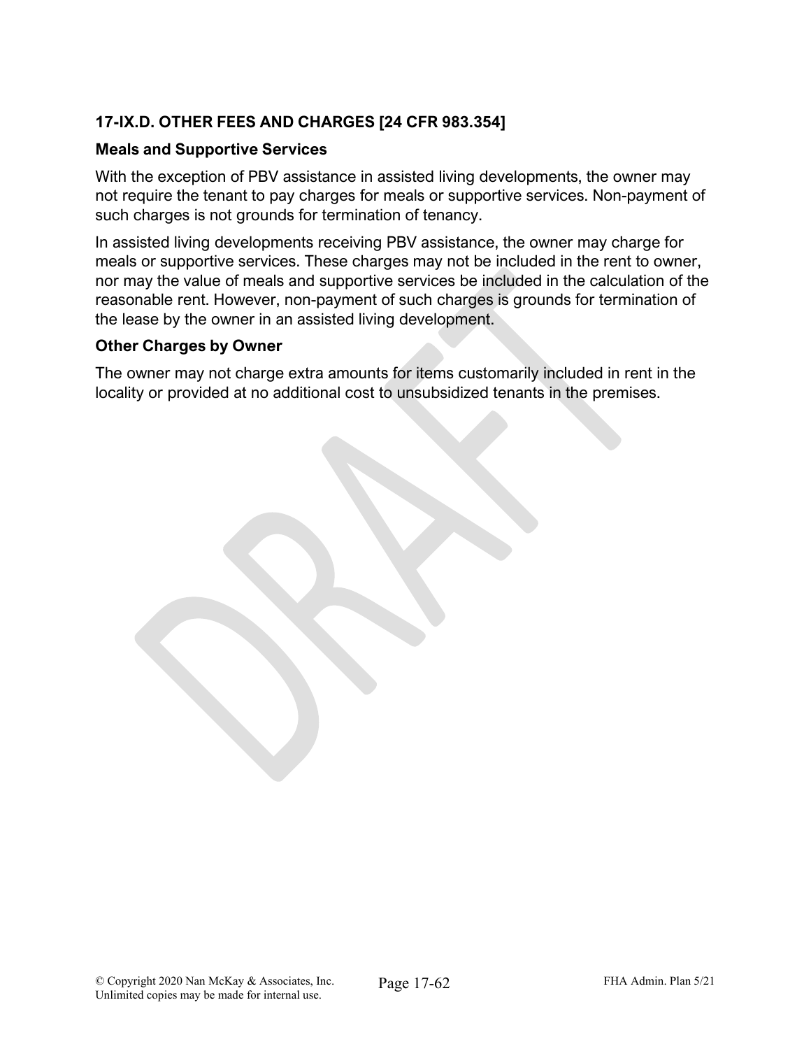## 17-IX.D. OTHER FEES AND CHARGES [24 CFR 983.354]

### Meals and Supportive Services

With the exception of PBV assistance in assisted living developments, the owner may not require the tenant to pay charges for meals or supportive services. Non-payment of such charges is not grounds for termination of tenancy.

In assisted living developments receiving PBV assistance, the owner may charge for meals or supportive services. These charges may not be included in the rent to owner, nor may the value of meals and supportive services be included in the calculation of the reasonable rent. However, non-payment of such charges is grounds for termination of the lease by the owner in an assisted living development.

### Other Charges by Owner

The owner may not charge extra amounts for items customarily included in rent in the locality or provided at no additional cost to unsubsidized tenants in the premises.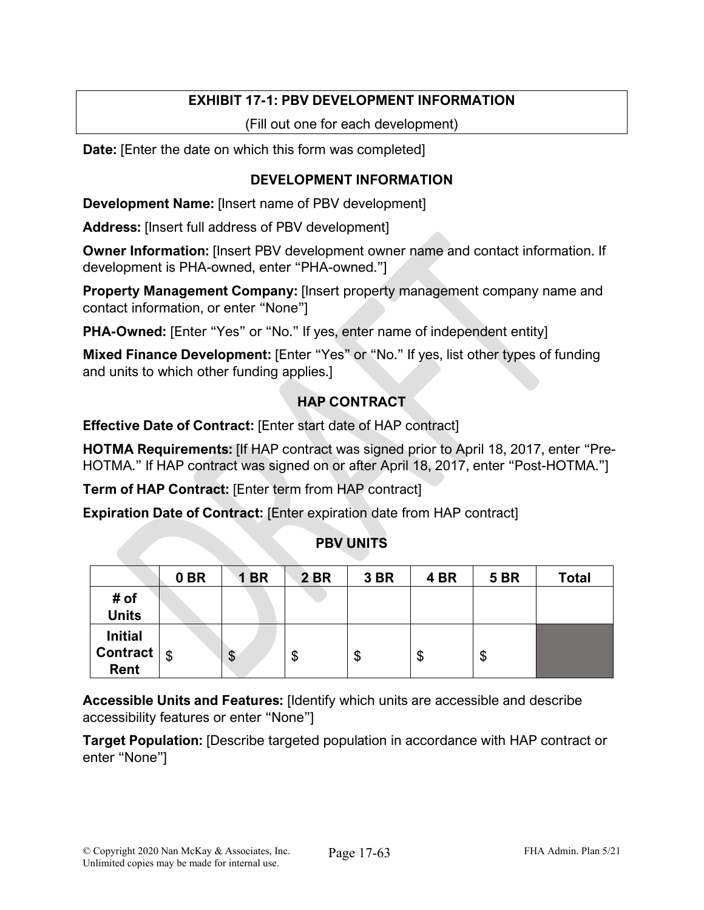## EXHIBIT 17-1: PBV DEVELOPMENT INFORMATION

(Fill out one for each development)

**Date:** [Enter the date on which this form was completed]

### DEVELOPMENT INFORMATION

**Development Name:** [Insert name of PBV development]

**Address:** [Insert full address of PBV development]

**Owner Information:** [Insert PBV development owner name and contact information. If development is PHA-owned, enter "PHA-owned."]

**Property Management Company:** [Insert property management company name and contact information, or enter "None"]

**PHA-Owned:** [Enter "Yes" or "No." If yes, enter name of independent entity]

**Mixed Finance Development:** [Enter "Yes" or "No." If yes, list other types of funding and units to which other funding applies.]

### HAP CONTRACT

**Effective Date of Contract:** [Enter start date of HAP contract]

**HOTMA Requirements:** [If HAP contract was signed prior to April 18, 2017, enter "Pre-HOTMA." If HAP contract was signed on or after April 18, 2017, enter "Post-HOTMA."]

**Term of HAP Contract:** [Enter term from HAP contract]

**Expiration Date of Contract:** [Enter expiration date from HAP contract]

### PBV UNITS

| | 0 BR | 1 BR | 2 BR | 3 BR | 4 BR | 5 BR | Total |
|---|---|---|---|---|---|---|---|
| **# of Units** | | | | | | | |
| **Initial Contract Rent** | $ | $ | $ | $ | $ | $ | |

**Accessible Units and Features:** [Identify which units are accessible and describe accessibility features or enter "None"]

**Target Population:** [Describe targeted population in accordance with HAP contract or enter "None"]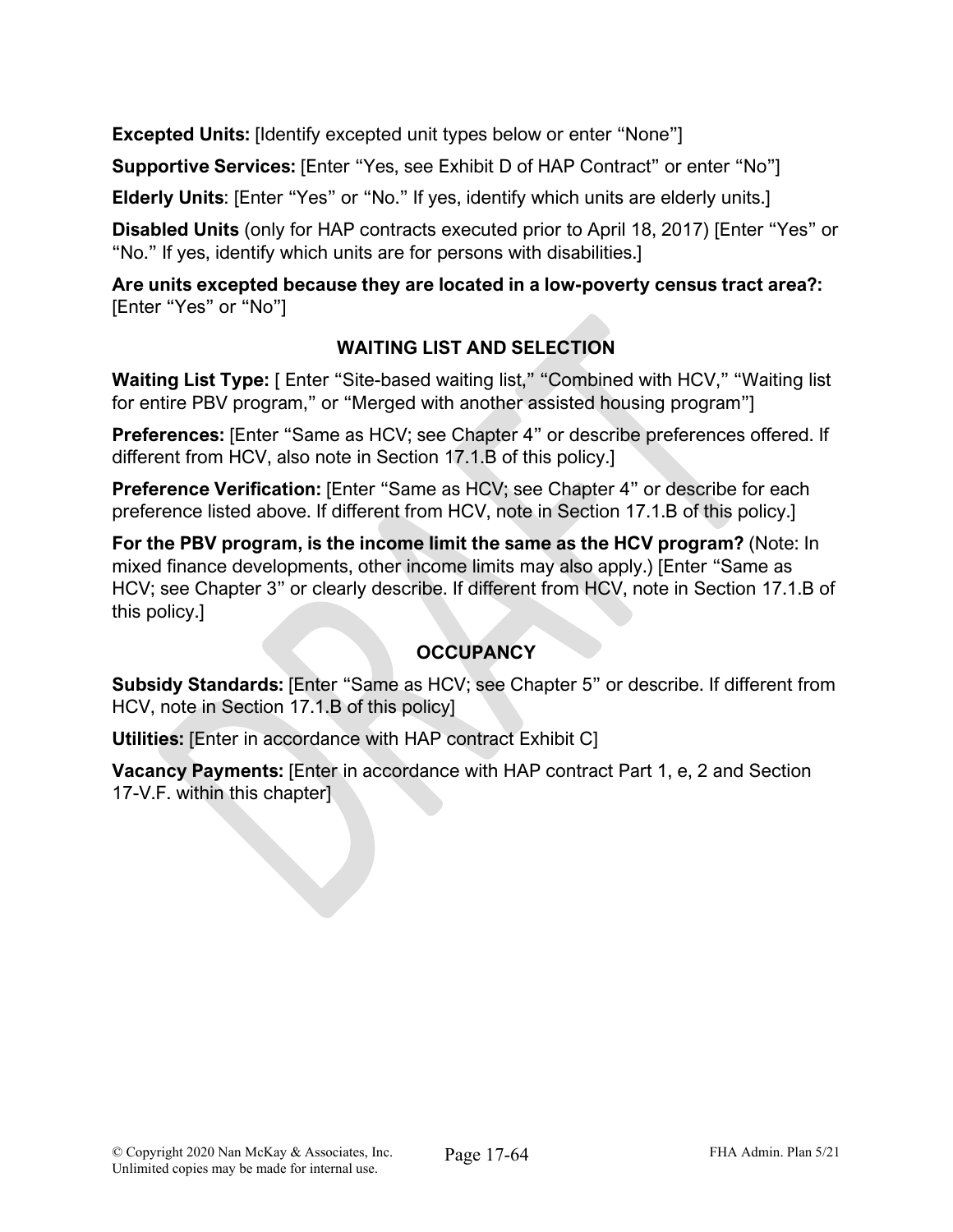**Excepted Units:** [Identify excepted unit types below or enter "None"]

**Supportive Services:** [Enter "Yes, see Exhibit D of HAP Contract" or enter "No"]

**Elderly Units**: [Enter "Yes" or "No." If yes, identify which units are elderly units.]

**Disabled Units** (only for HAP contracts executed prior to April 18, 2017) [Enter "Yes" or "No." If yes, identify which units are for persons with disabilities.]

**Are units excepted because they are located in a low-poverty census tract area?:** [Enter "Yes" or "No"]

## WAITING LIST AND SELECTION

**Waiting List Type:** [ Enter "Site-based waiting list," "Combined with HCV," "Waiting list for entire PBV program," or "Merged with another assisted housing program"]

**Preferences:** [Enter "Same as HCV; see Chapter 4" or describe preferences offered. If different from HCV, also note in Section 17.1.B of this policy.]

**Preference Verification:** [Enter "Same as HCV; see Chapter 4" or describe for each preference listed above. If different from HCV, note in Section 17.1.B of this policy.]

**For the PBV program, is the income limit the same as the HCV program?** (Note: In mixed finance developments, other income limits may also apply.) [Enter "Same as HCV; see Chapter 3" or clearly describe. If different from HCV, note in Section 17.1.B of this policy.]

## OCCUPANCY

**Subsidy Standards:** [Enter "Same as HCV; see Chapter 5" or describe. If different from HCV, note in Section 17.1.B of this policy]

**Utilities:** [Enter in accordance with HAP contract Exhibit C]

**Vacancy Payments:** [Enter in accordance with HAP contract Part 1, e, 2 and Section 17-V.F. within this chapter]